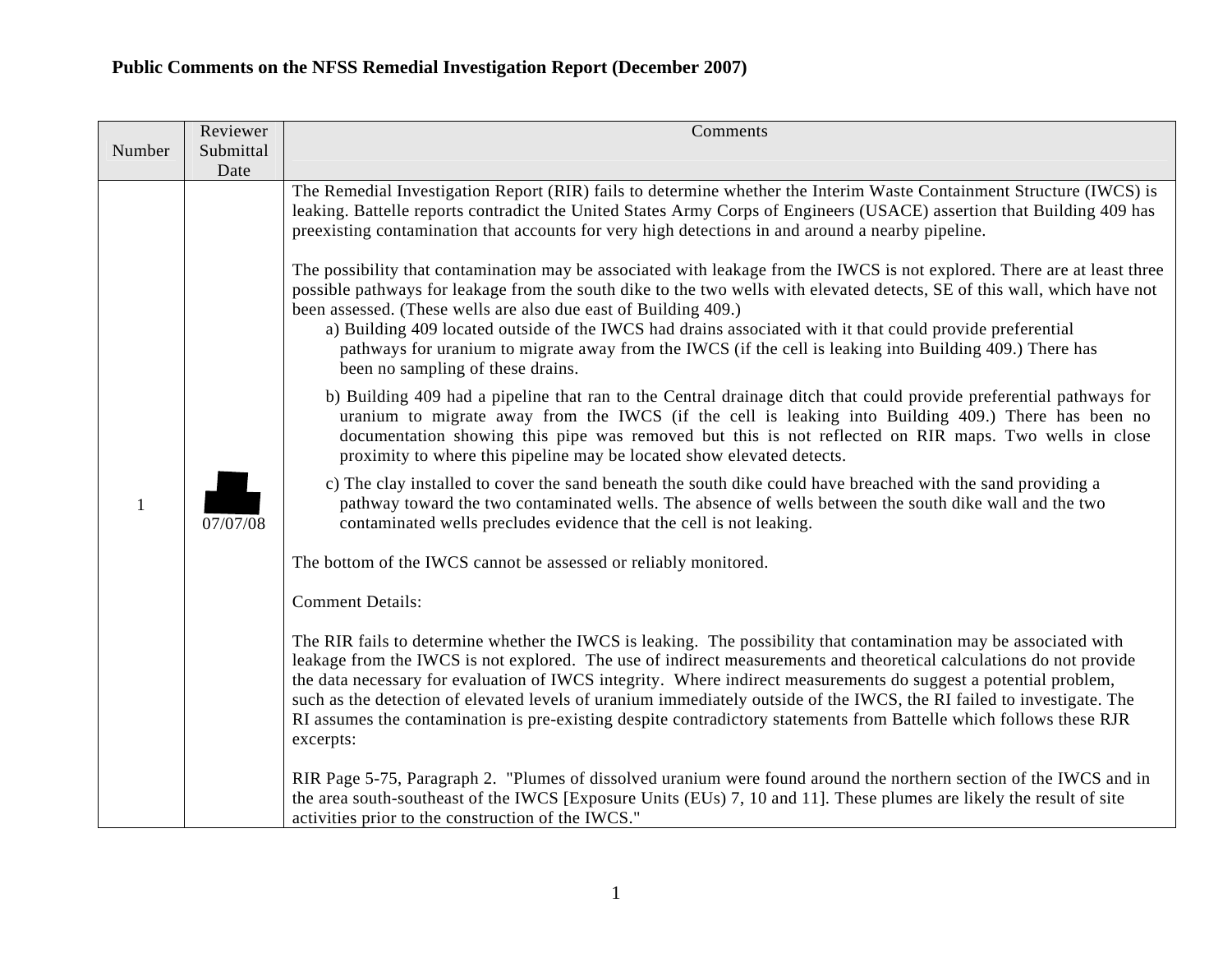# Public Comments on the NFSS Remedial Investigation Report (December 2007)

| Number | Reviewer Submittal Date | Comments |
|---|---|---|
| 1 | 07/07/08 | The Remedial Investigation Report (RIR) fails to determine whether the Interim Waste Containment Structure (IWCS) is leaking. Battelle reports contradict the United States Army Corps of Engineers (USACE) assertion that Building 409 has preexisting contamination that accounts for very high detections in and around a nearby pipeline.<br><br>The possibility that contamination may be associated with leakage from the IWCS is not explored. There are at least three possible pathways for leakage from the south dike to the two wells with elevated detects, SE of this wall, which have not been assessed. (These wells are also due east of Building 409.)<br>a) Building 409 located outside of the IWCS had drains associated with it that could provide preferential pathways for uranium to migrate away from the IWCS (if the cell is leaking into Building 409.) There has been no sampling of these drains.<br>b) Building 409 had a pipeline that ran to the Central drainage ditch that could provide preferential pathways for uranium to migrate away from the IWCS (if the cell is leaking into Building 409.) There has been no documentation showing this pipe was removed but this is not reflected on RIR maps. Two wells in close proximity to where this pipeline may be located show elevated detects.<br>c) The clay installed to cover the sand beneath the south dike could have breached with the sand providing a pathway toward the two contaminated wells. The absence of wells between the south dike wall and the two contaminated wells precludes evidence that the cell is not leaking.<br><br>The bottom of the IWCS cannot be assessed or reliably monitored.<br><br>Comment Details:<br><br>The RIR fails to determine whether the IWCS is leaking. The possibility that contamination may be associated with leakage from the IWCS is not explored. The use of indirect measurements and theoretical calculations do not provide the data necessary for evaluation of IWCS integrity. Where indirect measurements do suggest a potential problem, such as the detection of elevated levels of uranium immediately outside of the IWCS, the RI failed to investigate. The RI assumes the contamination is pre-existing despite contradictory statements from Battelle which follows these RJR excerpts:<br><br>RIR Page 5-75, Paragraph 2. "Plumes of dissolved uranium were found around the northern section of the IWCS and in the area south-southeast of the IWCS [Exposure Units (EUs) 7, 10 and 11]. These plumes are likely the result of site activities prior to the construction of the IWCS." |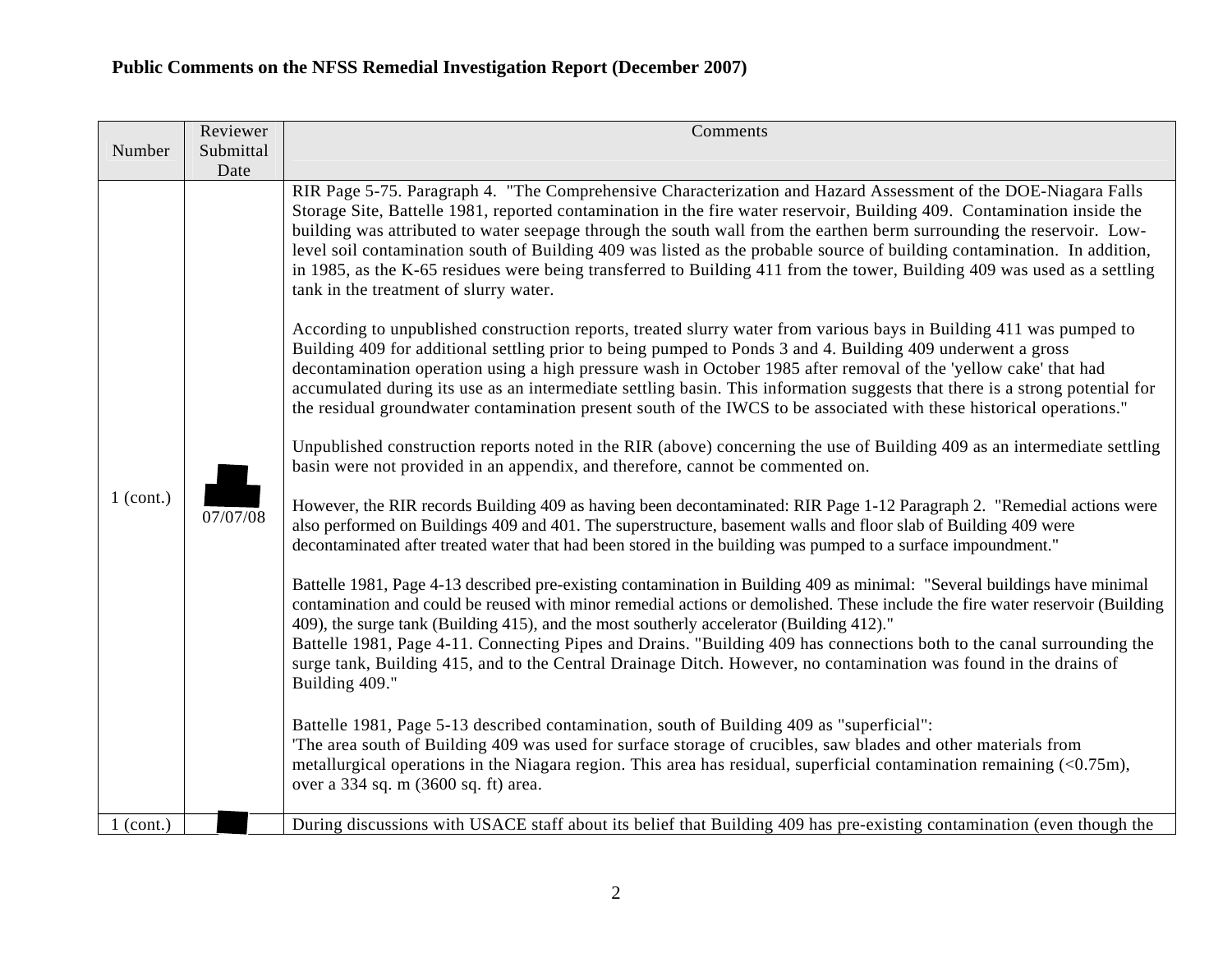**Public Comments on the NFSS Remedial Investigation Report (December 2007)**

| Number | Reviewer Submittal Date | Comments |
|---|---|---|
| 1 (cont.) | 07/07/08 | RIR Page 5-75. Paragraph 4. "The Comprehensive Characterization and Hazard Assessment of the DOE-Niagara Falls Storage Site, Battelle 1981, reported contamination in the fire water reservoir, Building 409. Contamination inside the building was attributed to water seepage through the south wall from the earthen berm surrounding the reservoir. Low-level soil contamination south of Building 409 was listed as the probable source of building contamination. In addition, in 1985, as the K-65 residues were being transferred to Building 411 from the tower, Building 409 was used as a settling tank in the treatment of slurry water.<br><br>According to unpublished construction reports, treated slurry water from various bays in Building 411 was pumped to Building 409 for additional settling prior to being pumped to Ponds 3 and 4. Building 409 underwent a gross decontamination operation using a high pressure wash in October 1985 after removal of the 'yellow cake' that had accumulated during its use as an intermediate settling basin. This information suggests that there is a strong potential for the residual groundwater contamination present south of the IWCS to be associated with these historical operations."<br><br>Unpublished construction reports noted in the RIR (above) concerning the use of Building 409 as an intermediate settling basin were not provided in an appendix, and therefore, cannot be commented on.<br><br>However, the RIR records Building 409 as having been decontaminated: RIR Page 1-12 Paragraph 2. "Remedial actions were also performed on Buildings 409 and 401. The superstructure, basement walls and floor slab of Building 409 were decontaminated after treated water that had been stored in the building was pumped to a surface impoundment."<br><br>Battelle 1981, Page 4-13 described pre-existing contamination in Building 409 as minimal: "Several buildings have minimal contamination and could be reused with minor remedial actions or demolished. These include the fire water reservoir (Building 409), the surge tank (Building 415), and the most southerly accelerator (Building 412)."<br>Battelle 1981, Page 4-11. Connecting Pipes and Drains. "Building 409 has connections both to the canal surrounding the surge tank, Building 415, and to the Central Drainage Ditch. However, no contamination was found in the drains of Building 409."<br><br>Battelle 1981, Page 5-13 described contamination, south of Building 409 as "superficial":<br>'The area south of Building 409 was used for surface storage of crucibles, saw blades and other materials from metallurgical operations in the Niagara region. This area has residual, superficial contamination remaining (<0.75m), over a 334 sq. m (3600 sq. ft) area. |
| 1 (cont.) | | During discussions with USACE staff about its belief that Building 409 has pre-existing contamination (even though the |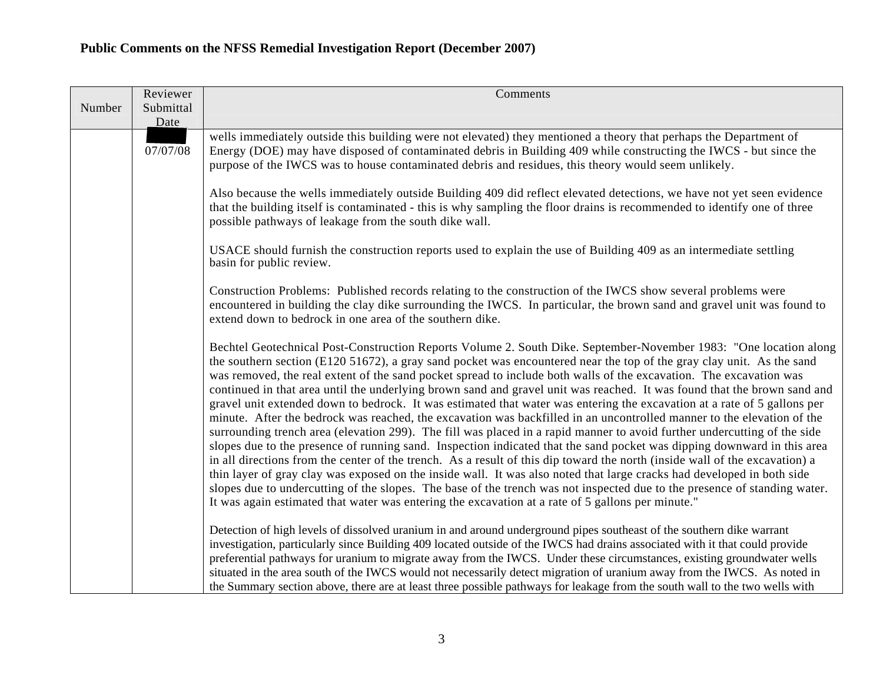**Public Comments on the NFSS Remedial Investigation Report (December 2007)**

| Number | Reviewer Submittal Date | Comments |
|---|---|---|
| | 07/07/08 | wells immediately outside this building were not elevated) they mentioned a theory that perhaps the Department of Energy (DOE) may have disposed of contaminated debris in Building 409 while constructing the IWCS - but since the purpose of the IWCS was to house contaminated debris and residues, this theory would seem unlikely.<br><br>Also because the wells immediately outside Building 409 did reflect elevated detections, we have not yet seen evidence that the building itself is contaminated - this is why sampling the floor drains is recommended to identify one of three possible pathways of leakage from the south dike wall.<br><br>USACE should furnish the construction reports used to explain the use of Building 409 as an intermediate settling basin for public review.<br><br>Construction Problems: Published records relating to the construction of the IWCS show several problems were encountered in building the clay dike surrounding the IWCS. In particular, the brown sand and gravel unit was found to extend down to bedrock in one area of the southern dike.<br><br>Bechtel Geotechnical Post-Construction Reports Volume 2. South Dike. September-November 1983: "One location along the southern section (E120 51672), a gray sand pocket was encountered near the top of the gray clay unit. As the sand was removed, the real extent of the sand pocket spread to include both walls of the excavation. The excavation was continued in that area until the underlying brown sand and gravel unit was reached. It was found that the brown sand and gravel unit extended down to bedrock. It was estimated that water was entering the excavation at a rate of 5 gallons per minute. After the bedrock was reached, the excavation was backfilled in an uncontrolled manner to the elevation of the surrounding trench area (elevation 299). The fill was placed in a rapid manner to avoid further undercutting of the side slopes due to the presence of running sand. Inspection indicated that the sand pocket was dipping downward in this area in all directions from the center of the trench. As a result of this dip toward the north (inside wall of the excavation) a thin layer of gray clay was exposed on the inside wall. It was also noted that large cracks had developed in both side slopes due to undercutting of the slopes. The base of the trench was not inspected due to the presence of standing water. It was again estimated that water was entering the excavation at a rate of 5 gallons per minute."<br><br>Detection of high levels of dissolved uranium in and around underground pipes southeast of the southern dike warrant investigation, particularly since Building 409 located outside of the IWCS had drains associated with it that could provide preferential pathways for uranium to migrate away from the IWCS. Under these circumstances, existing groundwater wells situated in the area south of the IWCS would not necessarily detect migration of uranium away from the IWCS. As noted in the Summary section above, there are at least three possible pathways for leakage from the south wall to the two wells with |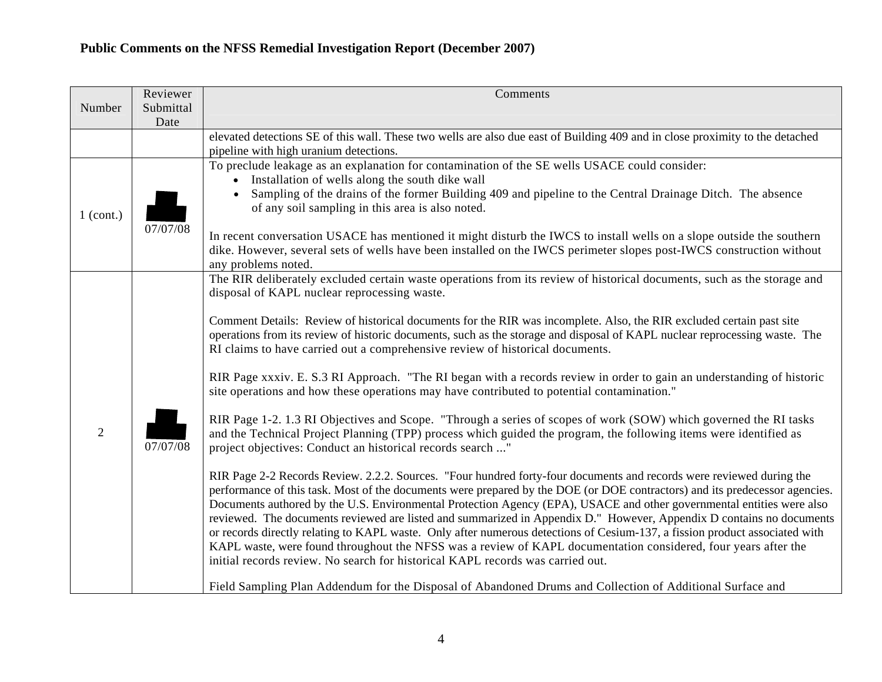**Public Comments on the NFSS Remedial Investigation Report (December 2007)**

| Number | Reviewer Submittal Date | Comments |
|---|---|---|
| | | elevated detections SE of this wall. These two wells are also due east of Building 409 and in close proximity to the detached pipeline with high uranium detections. |
| 1 (cont.) | 07/07/08 | To preclude leakage as an explanation for contamination of the SE wells USACE could consider:<br>• Installation of wells along the south dike wall<br>• Sampling of the drains of the former Building 409 and pipeline to the Central Drainage Ditch. The absence of any soil sampling in this area is also noted.<br><br>In recent conversation USACE has mentioned it might disturb the IWCS to install wells on a slope outside the southern dike. However, several sets of wells have been installed on the IWCS perimeter slopes post-IWCS construction without any problems noted. |
| 2 | 07/07/08 | The RIR deliberately excluded certain waste operations from its review of historical documents, such as the storage and disposal of KAPL nuclear reprocessing waste.<br><br>Comment Details: Review of historical documents for the RIR was incomplete. Also, the RIR excluded certain past site operations from its review of historic documents, such as the storage and disposal of KAPL nuclear reprocessing waste. The RI claims to have carried out a comprehensive review of historical documents.<br><br>RIR Page xxxiv. E. S.3 RI Approach. "The RI began with a records review in order to gain an understanding of historic site operations and how these operations may have contributed to potential contamination."<br><br>RIR Page 1-2. 1.3 RI Objectives and Scope. "Through a series of scopes of work (SOW) which governed the RI tasks and the Technical Project Planning (TPP) process which guided the program, the following items were identified as project objectives: Conduct an historical records search ..."<br><br>RIR Page 2-2 Records Review. 2.2.2. Sources. "Four hundred forty-four documents and records were reviewed during the performance of this task. Most of the documents were prepared by the DOE (or DOE contractors) and its predecessor agencies. Documents authored by the U.S. Environmental Protection Agency (EPA), USACE and other governmental entities were also reviewed. The documents reviewed are listed and summarized in Appendix D." However, Appendix D contains no documents or records directly relating to KAPL waste. Only after numerous detections of Cesium-137, a fission product associated with KAPL waste, were found throughout the NFSS was a review of KAPL documentation considered, four years after the initial records review. No search for historical KAPL records was carried out.<br><br>Field Sampling Plan Addendum for the Disposal of Abandoned Drums and Collection of Additional Surface and |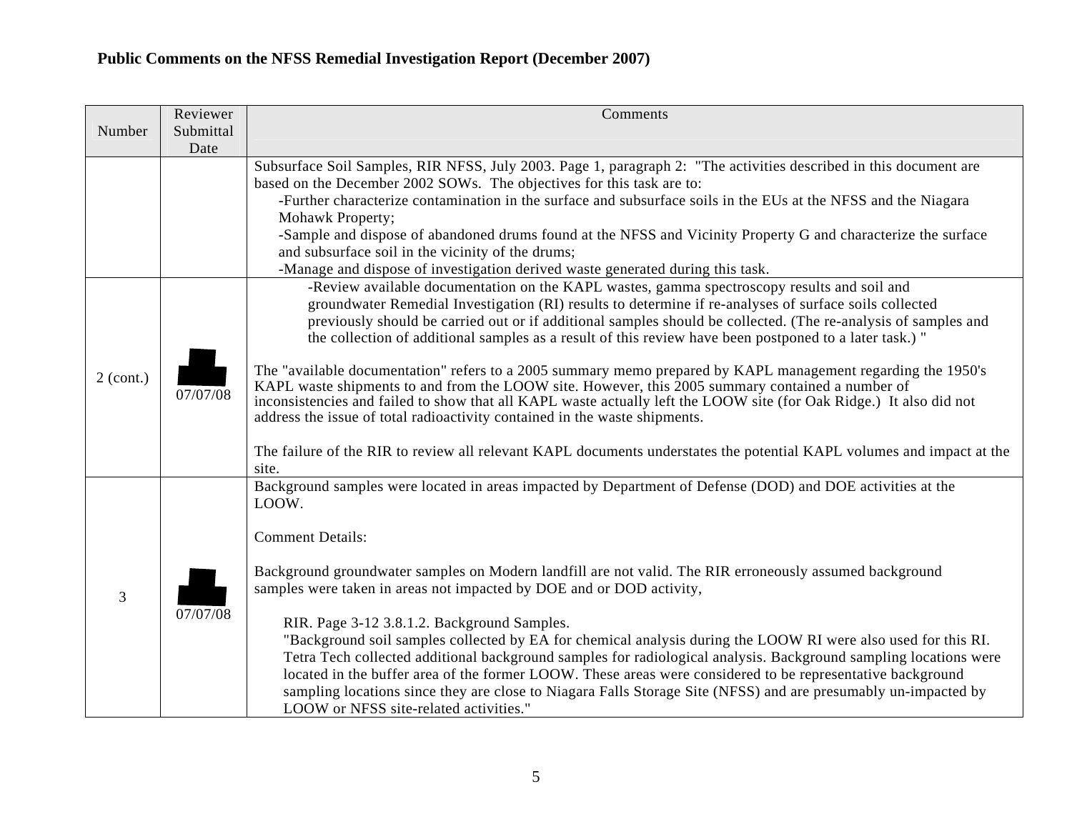**Public Comments on the NFSS Remedial Investigation Report (December 2007)**

| Number | Reviewer Submittal Date | Comments |
|---|---|---|
| | | Subsurface Soil Samples, RIR NFSS, July 2003. Page 1, paragraph 2: "The activities described in this document are based on the December 2002 SOWs. The objectives for this task are to:<br>-Further characterize contamination in the surface and subsurface soils in the EUs at the NFSS and the Niagara Mohawk Property;<br>-Sample and dispose of abandoned drums found at the NFSS and Vicinity Property G and characterize the surface and subsurface soil in the vicinity of the drums;<br>-Manage and dispose of investigation derived waste generated during this task. |
| 2 (cont.) | 07/07/08 | -Review available documentation on the KAPL wastes, gamma spectroscopy results and soil and groundwater Remedial Investigation (RI) results to determine if re-analyses of surface soils collected previously should be carried out or if additional samples should be collected. (The re-analysis of samples and the collection of additional samples as a result of this review have been postponed to a later task.) "<br><br>The "available documentation" refers to a 2005 summary memo prepared by KAPL management regarding the 1950's KAPL waste shipments to and from the LOOW site. However, this 2005 summary contained a number of inconsistencies and failed to show that all KAPL waste actually left the LOOW site (for Oak Ridge.) It also did not address the issue of total radioactivity contained in the waste shipments.<br><br>The failure of the RIR to review all relevant KAPL documents understates the potential KAPL volumes and impact at the site. |
| 3 | 07/07/08 | Background samples were located in areas impacted by Department of Defense (DOD) and DOE activities at the LOOW.<br><br>Comment Details:<br><br>Background groundwater samples on Modern landfill are not valid. The RIR erroneously assumed background samples were taken in areas not impacted by DOE and or DOD activity,<br><br>RIR. Page 3-12 3.8.1.2. Background Samples.<br>"Background soil samples collected by EA for chemical analysis during the LOOW RI were also used for this RI. Tetra Tech collected additional background samples for radiological analysis. Background sampling locations were located in the buffer area of the former LOOW. These areas were considered to be representative background sampling locations since they are close to Niagara Falls Storage Site (NFSS) and are presumably un-impacted by LOOW or NFSS site-related activities." |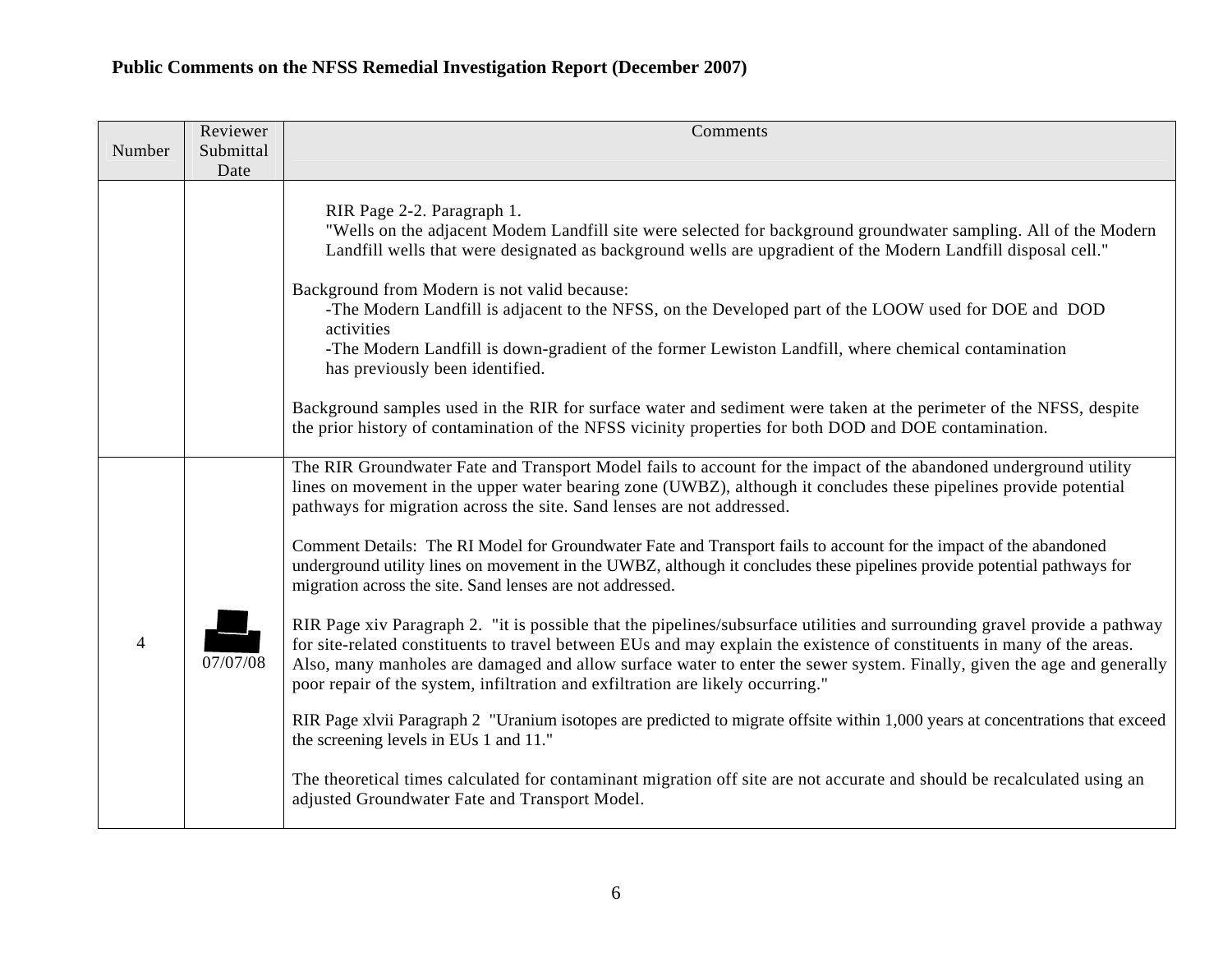**Public Comments on the NFSS Remedial Investigation Report (December 2007)**

| Number | Reviewer Submittal Date | Comments |
|---|---|---|
| | | RIR Page 2-2. Paragraph 1.<br>"Wells on the adjacent Modem Landfill site were selected for background groundwater sampling. All of the Modern Landfill wells that were designated as background wells are upgradient of the Modern Landfill disposal cell."<br><br>Background from Modern is not valid because:<br>-The Modern Landfill is adjacent to the NFSS, on the Developed part of the LOOW used for DOE and DOD activities<br>-The Modern Landfill is down-gradient of the former Lewiston Landfill, where chemical contamination has previously been identified.<br><br>Background samples used in the RIR for surface water and sediment were taken at the perimeter of the NFSS, despite the prior history of contamination of the NFSS vicinity properties for both DOD and DOE contamination. |
| 4 | 07/07/08 | The RIR Groundwater Fate and Transport Model fails to account for the impact of the abandoned underground utility lines on movement in the upper water bearing zone (UWBZ), although it concludes these pipelines provide potential pathways for migration across the site. Sand lenses are not addressed.<br><br>Comment Details: The RI Model for Groundwater Fate and Transport fails to account for the impact of the abandoned underground utility lines on movement in the UWBZ, although it concludes these pipelines provide potential pathways for migration across the site. Sand lenses are not addressed.<br><br>RIR Page xiv Paragraph 2. "it is possible that the pipelines/subsurface utilities and surrounding gravel provide a pathway for site-related constituents to travel between EUs and may explain the existence of constituents in many of the areas. Also, many manholes are damaged and allow surface water to enter the sewer system. Finally, given the age and generally poor repair of the system, infiltration and exfiltration are likely occurring."<br><br>RIR Page xlvii Paragraph 2 "Uranium isotopes are predicted to migrate offsite within 1,000 years at concentrations that exceed the screening levels in EUs 1 and 11."<br><br>The theoretical times calculated for contaminant migration off site are not accurate and should be recalculated using an adjusted Groundwater Fate and Transport Model. |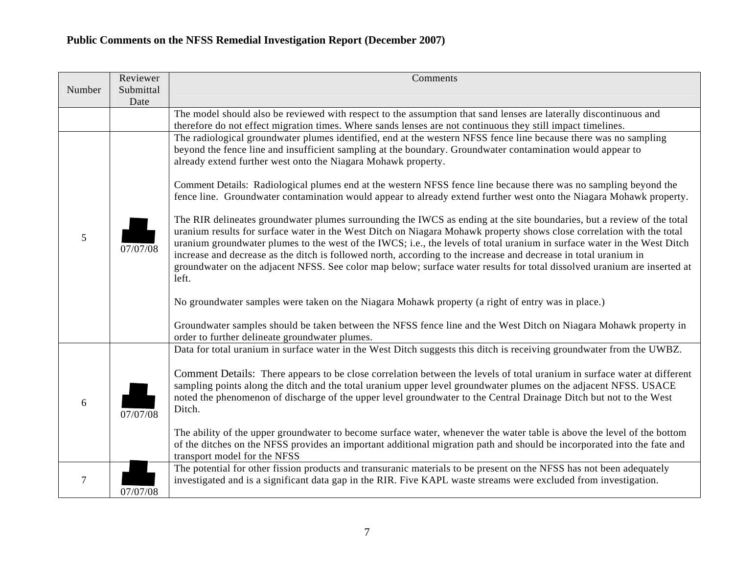**Public Comments on the NFSS Remedial Investigation Report (December 2007)**

| Number | Reviewer Submittal Date | Comments |
|---|---|---|
| | | The model should also be reviewed with respect to the assumption that sand lenses are laterally discontinuous and therefore do not effect migration times. Where sands lenses are not continuous they still impact timelines. |
| 5 | 07/07/08 | The radiological groundwater plumes identified, end at the western NFSS fence line because there was no sampling beyond the fence line and insufficient sampling at the boundary. Groundwater contamination would appear to already extend further west onto the Niagara Mohawk property.<br><br>Comment Details: Radiological plumes end at the western NFSS fence line because there was no sampling beyond the fence line. Groundwater contamination would appear to already extend further west onto the Niagara Mohawk property.<br><br>The RIR delineates groundwater plumes surrounding the IWCS as ending at the site boundaries, but a review of the total uranium results for surface water in the West Ditch on Niagara Mohawk property shows close correlation with the total uranium groundwater plumes to the west of the IWCS; i.e., the levels of total uranium in surface water in the West Ditch increase and decrease as the ditch is followed north, according to the increase and decrease in total uranium in groundwater on the adjacent NFSS. See color map below; surface water results for total dissolved uranium are inserted at left.<br><br>No groundwater samples were taken on the Niagara Mohawk property (a right of entry was in place.)<br><br>Groundwater samples should be taken between the NFSS fence line and the West Ditch on Niagara Mohawk property in order to further delineate groundwater plumes. |
| 6 | 07/07/08 | Data for total uranium in surface water in the West Ditch suggests this ditch is receiving groundwater from the UWBZ.<br><br>Comment Details: There appears to be close correlation between the levels of total uranium in surface water at different sampling points along the ditch and the total uranium upper level groundwater plumes on the adjacent NFSS. USACE noted the phenomenon of discharge of the upper level groundwater to the Central Drainage Ditch but not to the West Ditch.<br><br>The ability of the upper groundwater to become surface water, whenever the water table is above the level of the bottom of the ditches on the NFSS provides an important additional migration path and should be incorporated into the fate and transport model for the NFSS |
| 7 | 07/07/08 | The potential for other fission products and transuranic materials to be present on the NFSS has not been adequately investigated and is a significant data gap in the RIR. Five KAPL waste streams were excluded from investigation. |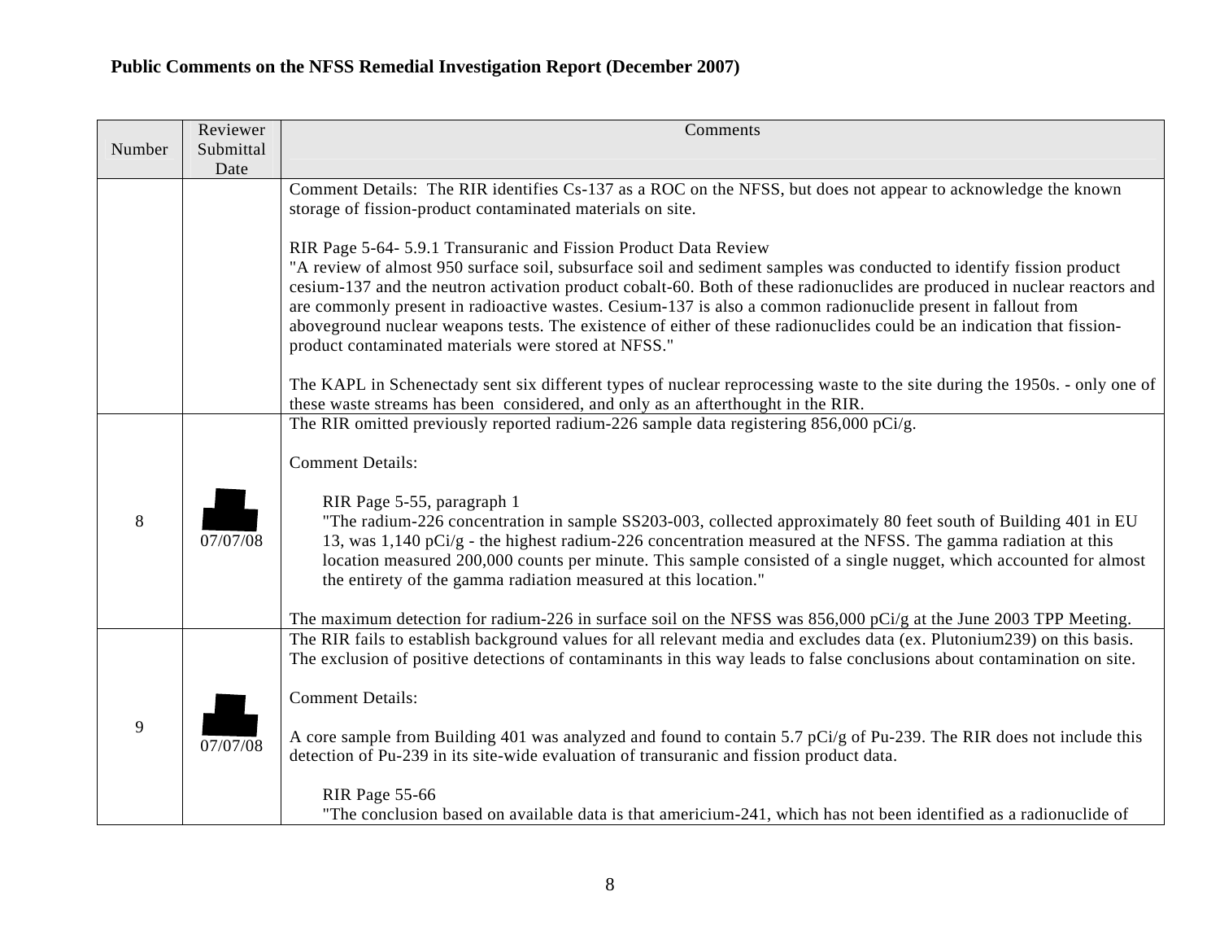**Public Comments on the NFSS Remedial Investigation Report (December 2007)**

| Number | Reviewer Submittal Date | Comments |
|---|---|---|
| | | Comment Details: The RIR identifies Cs-137 as a ROC on the NFSS, but does not appear to acknowledge the known storage of fission-product contaminated materials on site.<br><br>RIR Page 5-64- 5.9.1 Transuranic and Fission Product Data Review<br>"A review of almost 950 surface soil, subsurface soil and sediment samples was conducted to identify fission product cesium-137 and the neutron activation product cobalt-60. Both of these radionuclides are produced in nuclear reactors and are commonly present in radioactive wastes. Cesium-137 is also a common radionuclide present in fallout from aboveground nuclear weapons tests. The existence of either of these radionuclides could be an indication that fission-product contaminated materials were stored at NFSS."<br><br>The KAPL in Schenectady sent six different types of nuclear reprocessing waste to the site during the 1950s. - only one of these waste streams has been considered, and only as an afterthought in the RIR. |
| 8 | 07/07/08 | The RIR omitted previously reported radium-226 sample data registering 856,000 pCi/g.<br><br>Comment Details:<br><br>RIR Page 5-55, paragraph 1<br>"The radium-226 concentration in sample SS203-003, collected approximately 80 feet south of Building 401 in EU 13, was 1,140 pCi/g - the highest radium-226 concentration measured at the NFSS. The gamma radiation at this location measured 200,000 counts per minute. This sample consisted of a single nugget, which accounted for almost the entirety of the gamma radiation measured at this location."<br><br>The maximum detection for radium-226 in surface soil on the NFSS was 856,000 pCi/g at the June 2003 TPP Meeting. |
| 9 | 07/07/08 | The RIR fails to establish background values for all relevant media and excludes data (ex. Plutonium239) on this basis. The exclusion of positive detections of contaminants in this way leads to false conclusions about contamination on site.<br><br>Comment Details:<br><br>A core sample from Building 401 was analyzed and found to contain 5.7 pCi/g of Pu-239. The RIR does not include this detection of Pu-239 in its site-wide evaluation of transuranic and fission product data.<br><br>RIR Page 55-66<br>"The conclusion based on available data is that americium-241, which has not been identified as a radionuclide of |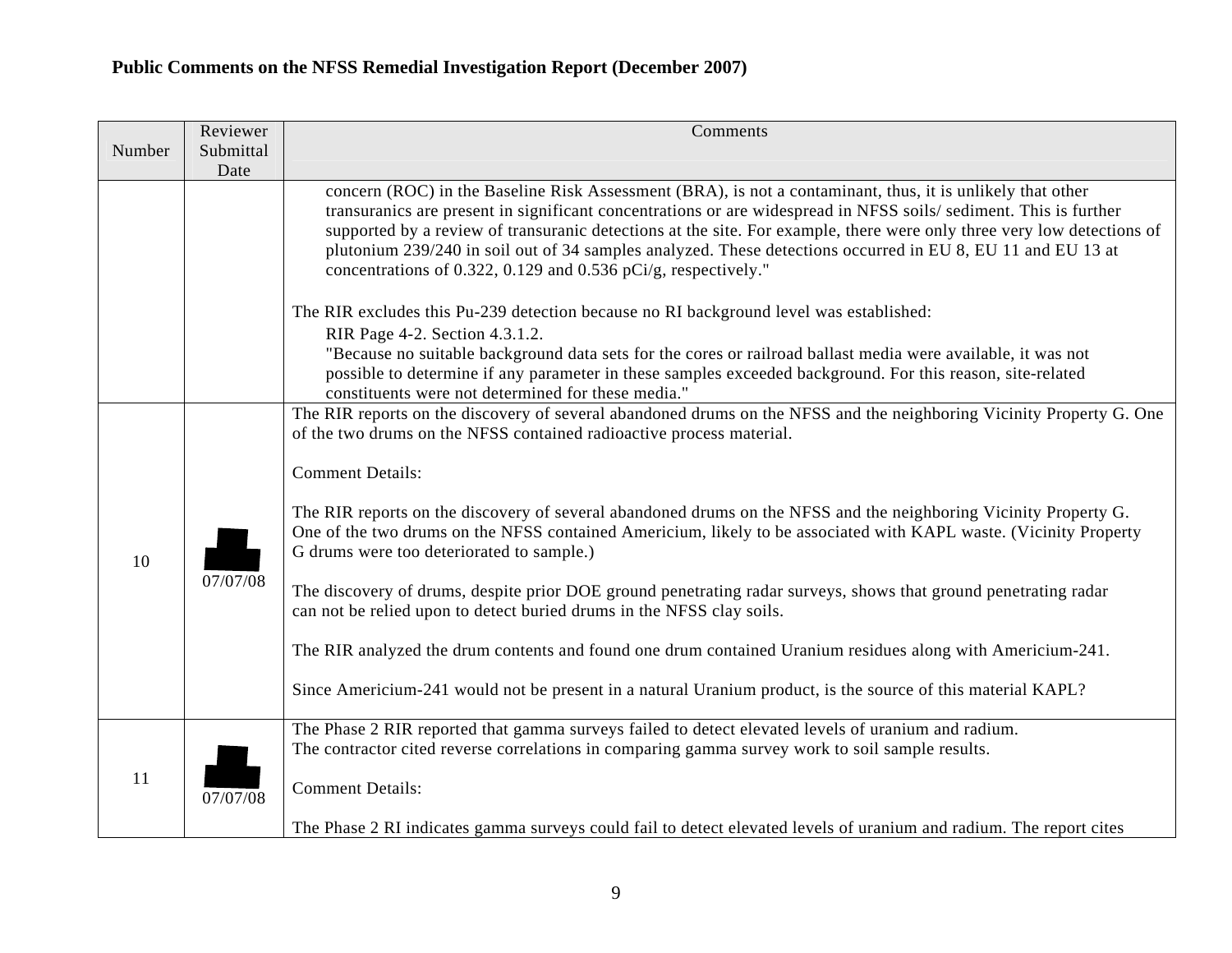**Public Comments on the NFSS Remedial Investigation Report (December 2007)**

| Number | Reviewer Submittal Date | Comments |
|---|---|---|
| | | concern (ROC) in the Baseline Risk Assessment (BRA), is not a contaminant, thus, it is unlikely that other transuranics are present in significant concentrations or are widespread in NFSS soils/ sediment. This is further supported by a review of transuranic detections at the site. For example, there were only three very low detections of plutonium 239/240 in soil out of 34 samples analyzed. These detections occurred in EU 8, EU 11 and EU 13 at concentrations of 0.322, 0.129 and 0.536 pCi/g, respectively."<br><br>The RIR excludes this Pu-239 detection because no RI background level was established:<br>RIR Page 4-2. Section 4.3.1.2.<br>"Because no suitable background data sets for the cores or railroad ballast media were available, it was not possible to determine if any parameter in these samples exceeded background. For this reason, site-related constituents were not determined for these media." |
| 10 | 07/07/08 | The RIR reports on the discovery of several abandoned drums on the NFSS and the neighboring Vicinity Property G. One of the two drums on the NFSS contained radioactive process material.<br><br>Comment Details:<br><br>The RIR reports on the discovery of several abandoned drums on the NFSS and the neighboring Vicinity Property G. One of the two drums on the NFSS contained Americium, likely to be associated with KAPL waste. (Vicinity Property G drums were too deteriorated to sample.)<br><br>The discovery of drums, despite prior DOE ground penetrating radar surveys, shows that ground penetrating radar can not be relied upon to detect buried drums in the NFSS clay soils.<br><br>The RIR analyzed the drum contents and found one drum contained Uranium residues along with Americium-241.<br><br>Since Americium-241 would not be present in a natural Uranium product, is the source of this material KAPL? |
| 11 | 07/07/08 | The Phase 2 RIR reported that gamma surveys failed to detect elevated levels of uranium and radium.<br>The contractor cited reverse correlations in comparing gamma survey work to soil sample results.<br><br>Comment Details:<br><br>The Phase 2 RI indicates gamma surveys could fail to detect elevated levels of uranium and radium. The report cites |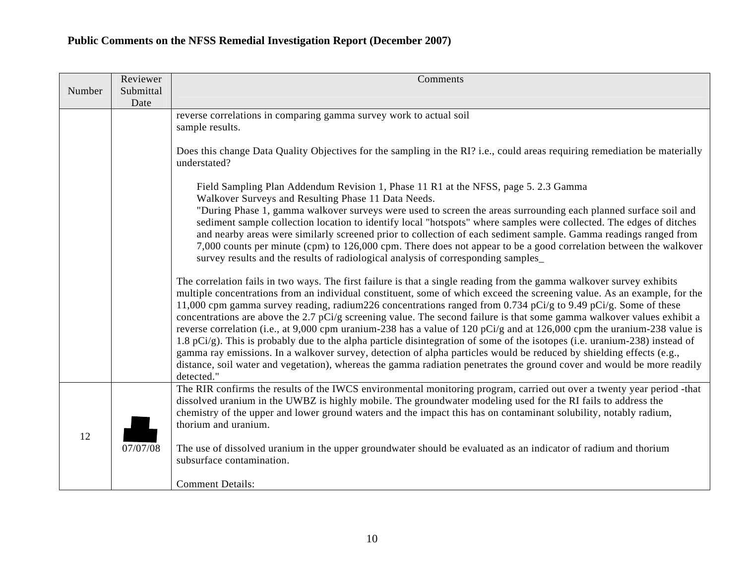**Public Comments on the NFSS Remedial Investigation Report (December 2007)**

| Number | Reviewer Submittal Date | Comments |
|---|---|---|
| | | reverse correlations in comparing gamma survey work to actual soil sample results.<br><br>Does this change Data Quality Objectives for the sampling in the RI? i.e., could areas requiring remediation be materially understated?<br><br>Field Sampling Plan Addendum Revision 1, Phase 11 R1 at the NFSS, page 5. 2.3 Gamma Walkover Surveys and Resulting Phase 11 Data Needs.<br>"During Phase 1, gamma walkover surveys were used to screen the areas surrounding each planned surface soil and sediment sample collection location to identify local "hotspots" where samples were collected. The edges of ditches and nearby areas were similarly screened prior to collection of each sediment sample. Gamma readings ranged from 7,000 counts per minute (cpm) to 126,000 cpm. There does not appear to be a good correlation between the walkover survey results and the results of radiological analysis of corresponding samples_<br><br>The correlation fails in two ways. The first failure is that a single reading from the gamma walkover survey exhibits multiple concentrations from an individual constituent, some of which exceed the screening value. As an example, for the 11,000 cpm gamma survey reading, radium226 concentrations ranged from 0.734 pCi/g to 9.49 pCi/g. Some of these concentrations are above the 2.7 pCi/g screening value. The second failure is that some gamma walkover values exhibit a reverse correlation (i.e., at 9,000 cpm uranium-238 has a value of 120 pCi/g and at 126,000 cpm the uranium-238 value is 1.8 pCi/g). This is probably due to the alpha particle disintegration of some of the isotopes (i.e. uranium-238) instead of gamma ray emissions. In a walkover survey, detection of alpha particles would be reduced by shielding effects (e.g., distance, soil water and vegetation), whereas the gamma radiation penetrates the ground cover and would be more readily detected." |
| 12 | 07/07/08 | The RIR confirms the results of the IWCS environmental monitoring program, carried out over a twenty year period -that dissolved uranium in the UWBZ is highly mobile. The groundwater modeling used for the RI fails to address the chemistry of the upper and lower ground waters and the impact this has on contaminant solubility, notably radium, thorium and uranium.<br><br>The use of dissolved uranium in the upper groundwater should be evaluated as an indicator of radium and thorium subsurface contamination.<br><br>Comment Details: |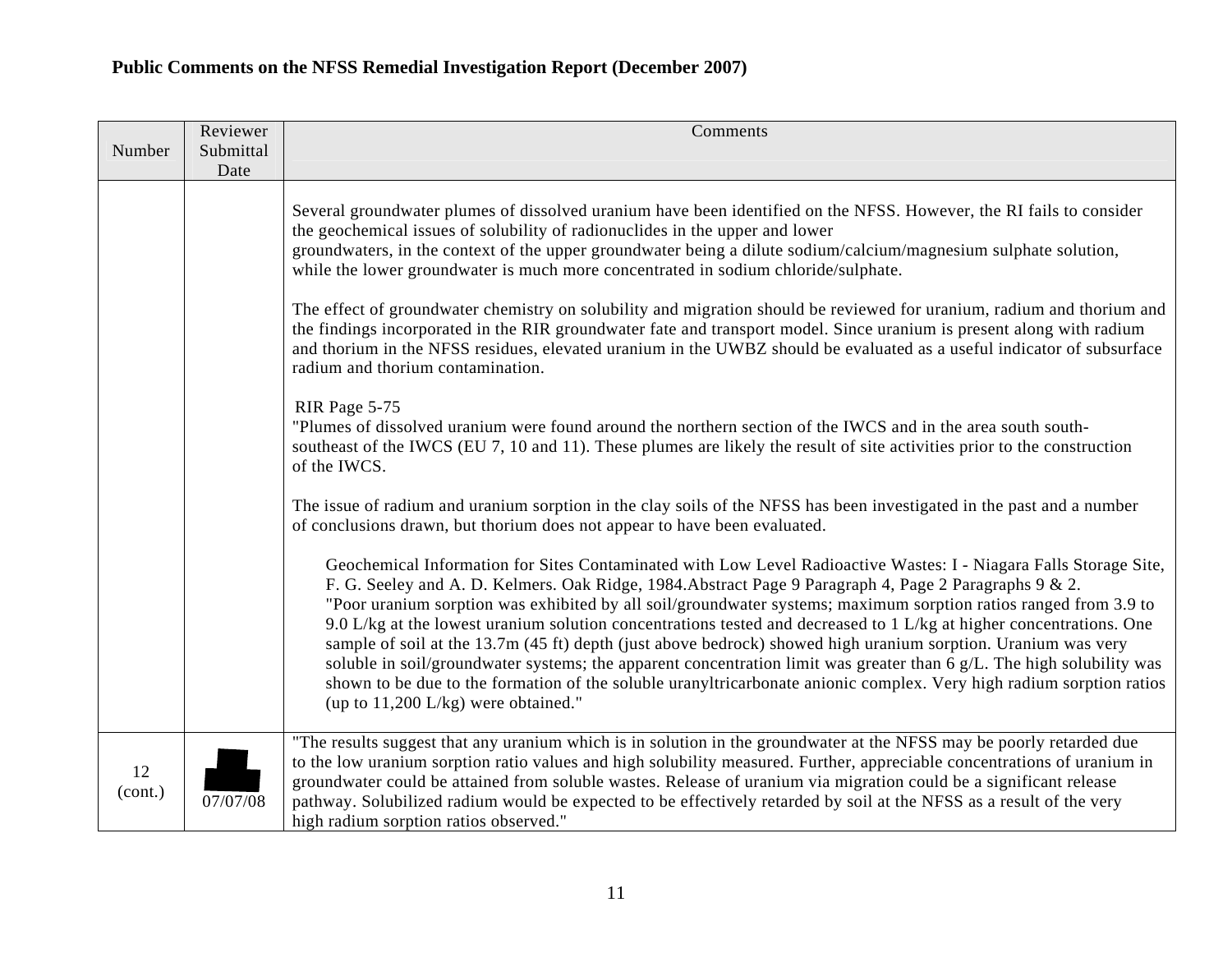**Public Comments on the NFSS Remedial Investigation Report (December 2007)**

| Number | Reviewer Submittal Date | Comments |
|---|---|---|
| | | Several groundwater plumes of dissolved uranium have been identified on the NFSS. However, the RI fails to consider the geochemical issues of solubility of radionuclides in the upper and lower groundwaters, in the context of the upper groundwater being a dilute sodium/calcium/magnesium sulphate solution, while the lower groundwater is much more concentrated in sodium chloride/sulphate.<br><br>The effect of groundwater chemistry on solubility and migration should be reviewed for uranium, radium and thorium and the findings incorporated in the RIR groundwater fate and transport model. Since uranium is present along with radium and thorium in the NFSS residues, elevated uranium in the UWBZ should be evaluated as a useful indicator of subsurface radium and thorium contamination.<br><br>RIR Page 5-75<br>"Plumes of dissolved uranium were found around the northern section of the IWCS and in the area south south-southeast of the IWCS (EU 7, 10 and 11). These plumes are likely the result of site activities prior to the construction of the IWCS.<br><br>The issue of radium and uranium sorption in the clay soils of the NFSS has been investigated in the past and a number of conclusions drawn, but thorium does not appear to have been evaluated.<br><br>Geochemical Information for Sites Contaminated with Low Level Radioactive Wastes: I - Niagara Falls Storage Site, F. G. Seeley and A. D. Kelmers. Oak Ridge, 1984.Abstract Page 9 Paragraph 4, Page 2 Paragraphs 9 & 2.<br>"Poor uranium sorption was exhibited by all soil/groundwater systems; maximum sorption ratios ranged from 3.9 to 9.0 L/kg at the lowest uranium solution concentrations tested and decreased to 1 L/kg at higher concentrations. One sample of soil at the 13.7m (45 ft) depth (just above bedrock) showed high uranium sorption. Uranium was very soluble in soil/groundwater systems; the apparent concentration limit was greater than 6 g/L. The high solubility was shown to be due to the formation of the soluble uranyltricarbonate anionic complex. Very high radium sorption ratios (up to 11,200 L/kg) were obtained." |
| 12 (cont.) | 07/07/08 | "The results suggest that any uranium which is in solution in the groundwater at the NFSS may be poorly retarded due to the low uranium sorption ratio values and high solubility measured. Further, appreciable concentrations of uranium in groundwater could be attained from soluble wastes. Release of uranium via migration could be a significant release pathway. Solubilized radium would be expected to be effectively retarded by soil at the NFSS as a result of the very high radium sorption ratios observed." |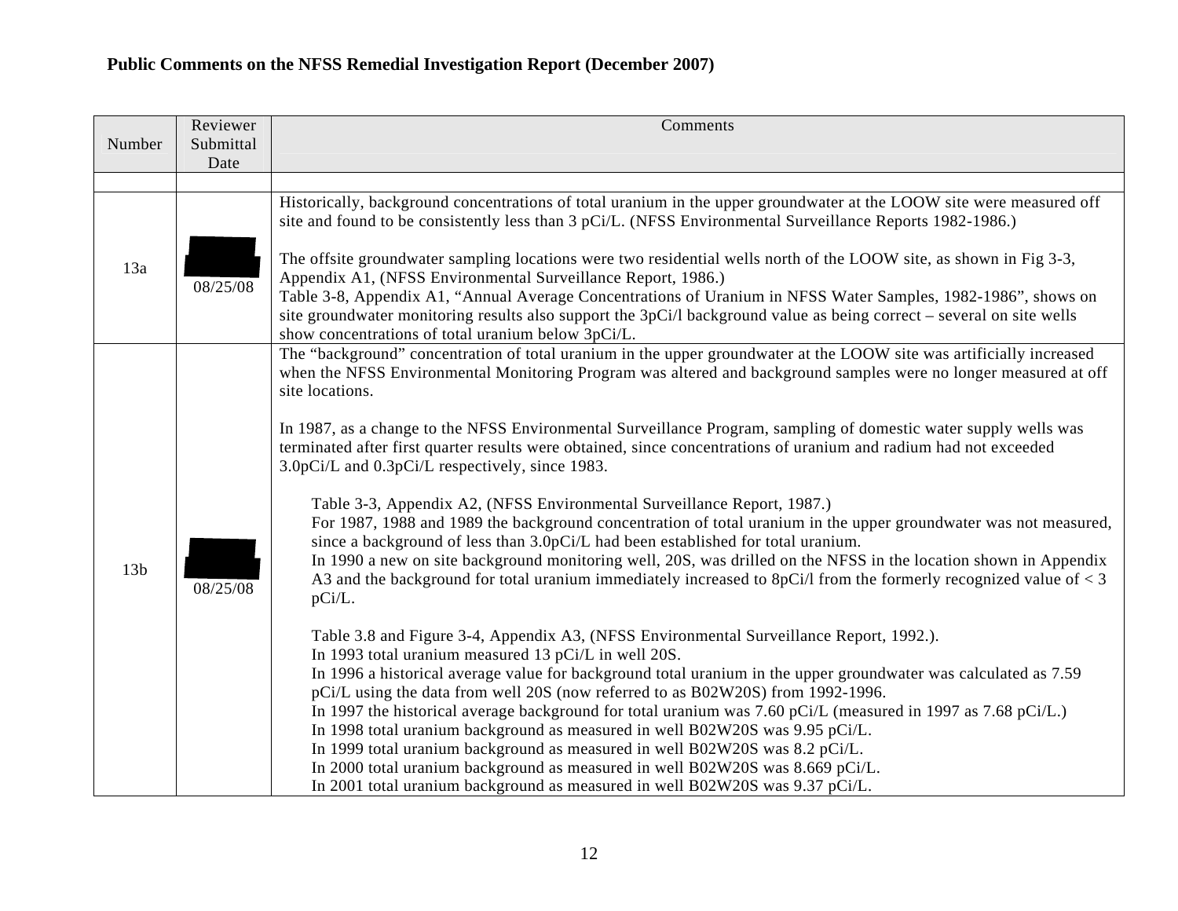**Public Comments on the NFSS Remedial Investigation Report (December 2007)**

| Number | Reviewer Submittal Date | Comments |
|---|---|---|
| | | |
| 13a | 08/25/08 | Historically, background concentrations of total uranium in the upper groundwater at the LOOW site were measured off site and found to be consistently less than 3 pCi/L. (NFSS Environmental Surveillance Reports 1982-1986.)<br><br>The offsite groundwater sampling locations were two residential wells north of the LOOW site, as shown in Fig 3-3, Appendix A1, (NFSS Environmental Surveillance Report, 1986.)<br>Table 3-8, Appendix A1, "Annual Average Concentrations of Uranium in NFSS Water Samples, 1982-1986", shows on site groundwater monitoring results also support the 3pCi/l background value as being correct – several on site wells show concentrations of total uranium below 3pCi/L. |
| 13b | 08/25/08 | The "background" concentration of total uranium in the upper groundwater at the LOOW site was artificially increased when the NFSS Environmental Monitoring Program was altered and background samples were no longer measured at off site locations.<br><br>In 1987, as a change to the NFSS Environmental Surveillance Program, sampling of domestic water supply wells was terminated after first quarter results were obtained, since concentrations of uranium and radium had not exceeded 3.0pCi/L and 0.3pCi/L respectively, since 1983.<br><br>Table 3-3, Appendix A2, (NFSS Environmental Surveillance Report, 1987.)<br>For 1987, 1988 and 1989 the background concentration of total uranium in the upper groundwater was not measured, since a background of less than 3.0pCi/L had been established for total uranium.<br>In 1990 a new on site background monitoring well, 20S, was drilled on the NFSS in the location shown in Appendix A3 and the background for total uranium immediately increased to 8pCi/l from the formerly recognized value of < 3 pCi/L.<br><br>Table 3.8 and Figure 3-4, Appendix A3, (NFSS Environmental Surveillance Report, 1992.).<br>In 1993 total uranium measured 13 pCi/L in well 20S.<br>In 1996 a historical average value for background total uranium in the upper groundwater was calculated as 7.59 pCi/L using the data from well 20S (now referred to as B02W20S) from 1992-1996.<br>In 1997 the historical average background for total uranium was 7.60 pCi/L (measured in 1997 as 7.68 pCi/L.)<br>In 1998 total uranium background as measured in well B02W20S was 9.95 pCi/L.<br>In 1999 total uranium background as measured in well B02W20S was 8.2 pCi/L.<br>In 2000 total uranium background as measured in well B02W20S was 8.669 pCi/L.<br>In 2001 total uranium background as measured in well B02W20S was 9.37 pCi/L. |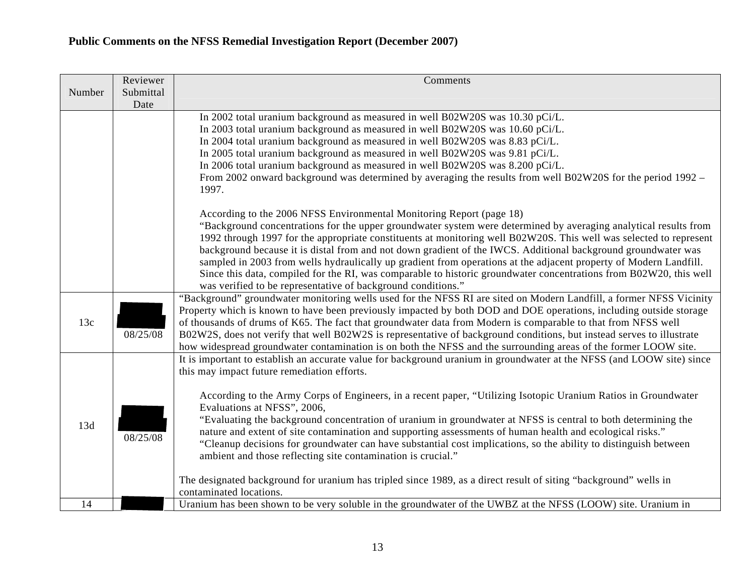**Public Comments on the NFSS Remedial Investigation Report (December 2007)**

| Number | Reviewer Submittal Date | Comments |
|---|---|---|
| | | In 2002 total uranium background as measured in well B02W20S was 10.30 pCi/L.<br>In 2003 total uranium background as measured in well B02W20S was 10.60 pCi/L.<br>In 2004 total uranium background as measured in well B02W20S was 8.83 pCi/L.<br>In 2005 total uranium background as measured in well B02W20S was 9.81 pCi/L.<br>In 2006 total uranium background as measured in well B02W20S was 8.200 pCi/L.<br>From 2002 onward background was determined by averaging the results from well B02W20S for the period 1992 – 1997.<br><br>According to the 2006 NFSS Environmental Monitoring Report (page 18)<br>"Background concentrations for the upper groundwater system were determined by averaging analytical results from 1992 through 1997 for the appropriate constituents at monitoring well B02W20S. This well was selected to represent background because it is distal from and not down gradient of the IWCS. Additional background groundwater was sampled in 2003 from wells hydraulically up gradient from operations at the adjacent property of Modern Landfill. Since this data, compiled for the RI, was comparable to historic groundwater concentrations from B02W20, this well was verified to be representative of background conditions." |
| 13c | 08/25/08 | "Background" groundwater monitoring wells used for the NFSS RI are sited on Modern Landfill, a former NFSS Vicinity Property which is known to have been previously impacted by both DOD and DOE operations, including outside storage of thousands of drums of K65. The fact that groundwater data from Modern is comparable to that from NFSS well B02W2S, does not verify that well B02W2S is representative of background conditions, but instead serves to illustrate how widespread groundwater contamination is on both the NFSS and the surrounding areas of the former LOOW site. |
| 13d | 08/25/08 | It is important to establish an accurate value for background uranium in groundwater at the NFSS (and LOOW site) since this may impact future remediation efforts.<br><br>According to the Army Corps of Engineers, in a recent paper, "Utilizing Isotopic Uranium Ratios in Groundwater Evaluations at NFSS", 2006,<br>"Evaluating the background concentration of uranium in groundwater at NFSS is central to both determining the nature and extent of site contamination and supporting assessments of human health and ecological risks."<br>"Cleanup decisions for groundwater can have substantial cost implications, so the ability to distinguish between ambient and those reflecting site contamination is crucial."<br><br>The designated background for uranium has tripled since 1989, as a direct result of siting "background" wells in contaminated locations. |
| 14 | | Uranium has been shown to be very soluble in the groundwater of the UWBZ at the NFSS (LOOW) site. Uranium in |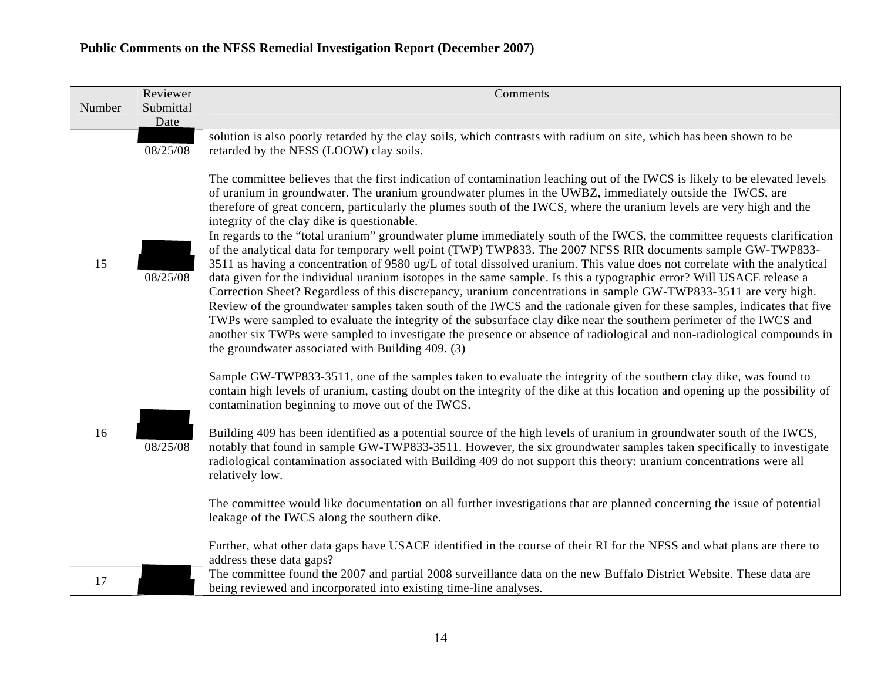**Public Comments on the NFSS Remedial Investigation Report (December 2007)**

| Number | Reviewer Submittal Date | Comments |
|---|---|---|
| | 08/25/08 | solution is also poorly retarded by the clay soils, which contrasts with radium on site, which has been shown to be retarded by the NFSS (LOOW) clay soils.<br><br>The committee believes that the first indication of contamination leaching out of the IWCS is likely to be elevated levels of uranium in groundwater. The uranium groundwater plumes in the UWBZ, immediately outside the IWCS, are therefore of great concern, particularly the plumes south of the IWCS, where the uranium levels are very high and the integrity of the clay dike is questionable. |
| 15 | 08/25/08 | In regards to the "total uranium" groundwater plume immediately south of the IWCS, the committee requests clarification of the analytical data for temporary well point (TWP) TWP833. The 2007 NFSS RIR documents sample GW-TWP833-3511 as having a concentration of 9580 ug/L of total dissolved uranium. This value does not correlate with the analytical data given for the individual uranium isotopes in the same sample. Is this a typographic error? Will USACE release a Correction Sheet? Regardless of this discrepancy, uranium concentrations in sample GW-TWP833-3511 are very high. |
| 16 | 08/25/08 | Review of the groundwater samples taken south of the IWCS and the rationale given for these samples, indicates that five TWPs were sampled to evaluate the integrity of the subsurface clay dike near the southern perimeter of the IWCS and another six TWPs were sampled to investigate the presence or absence of radiological and non-radiological compounds in the groundwater associated with Building 409. (3)<br><br>Sample GW-TWP833-3511, one of the samples taken to evaluate the integrity of the southern clay dike, was found to contain high levels of uranium, casting doubt on the integrity of the dike at this location and opening up the possibility of contamination beginning to move out of the IWCS.<br><br>Building 409 has been identified as a potential source of the high levels of uranium in groundwater south of the IWCS, notably that found in sample GW-TWP833-3511. However, the six groundwater samples taken specifically to investigate radiological contamination associated with Building 409 do not support this theory: uranium concentrations were all relatively low.<br><br>The committee would like documentation on all further investigations that are planned concerning the issue of potential leakage of the IWCS along the southern dike.<br><br>Further, what other data gaps have USACE identified in the course of their RI for the NFSS and what plans are there to address these data gaps? |
| 17 | | The committee found the 2007 and partial 2008 surveillance data on the new Buffalo District Website. These data are being reviewed and incorporated into existing time-line analyses. |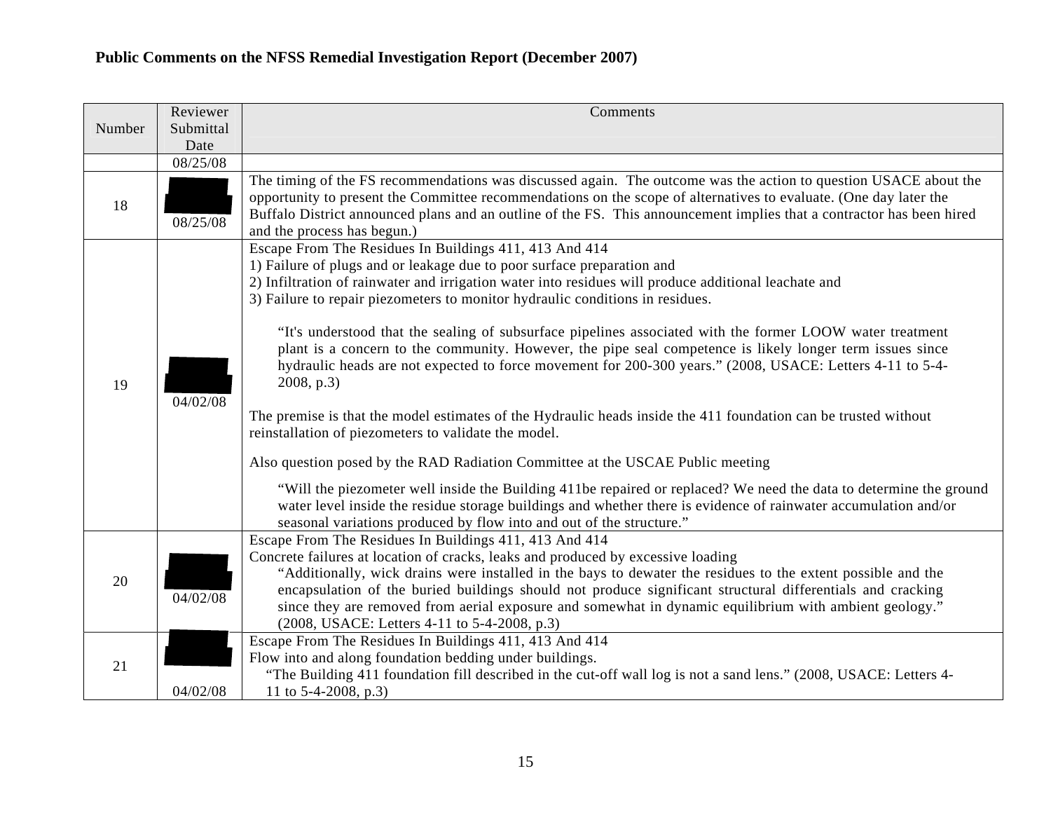**Public Comments on the NFSS Remedial Investigation Report (December 2007)**

| Number | Reviewer Submittal Date | Comments |
|---|---|---|
| | 08/25/08 | |
| 18 | 08/25/08 | The timing of the FS recommendations was discussed again. The outcome was the action to question USACE about the opportunity to present the Committee recommendations on the scope of alternatives to evaluate. (One day later the Buffalo District announced plans and an outline of the FS. This announcement implies that a contractor has been hired and the process has begun.) |
| 19 | 04/02/08 | Escape From The Residues In Buildings 411, 413 And 414<br>1) Failure of plugs and or leakage due to poor surface preparation and<br>2) Infiltration of rainwater and irrigation water into residues will produce additional leachate and<br>3) Failure to repair piezometers to monitor hydraulic conditions in residues.<br><br>"It's understood that the sealing of subsurface pipelines associated with the former LOOW water treatment plant is a concern to the community. However, the pipe seal competence is likely longer term issues since hydraulic heads are not expected to force movement for 200-300 years." (2008, USACE: Letters 4-11 to 5-4-2008, p.3)<br><br>The premise is that the model estimates of the Hydraulic heads inside the 411 foundation can be trusted without reinstallation of piezometers to validate the model.<br><br>Also question posed by the RAD Radiation Committee at the USCAE Public meeting<br><br>"Will the piezometer well inside the Building 411be repaired or replaced? We need the data to determine the ground water level inside the residue storage buildings and whether there is evidence of rainwater accumulation and/or seasonal variations produced by flow into and out of the structure." |
| 20 | 04/02/08 | Escape From The Residues In Buildings 411, 413 And 414<br>Concrete failures at location of cracks, leaks and produced by excessive loading<br>"Additionally, wick drains were installed in the bays to dewater the residues to the extent possible and the encapsulation of the buried buildings should not produce significant structural differentials and cracking since they are removed from aerial exposure and somewhat in dynamic equilibrium with ambient geology." (2008, USACE: Letters 4-11 to 5-4-2008, p.3) |
| 21 | 04/02/08 | Escape From The Residues In Buildings 411, 413 And 414<br>Flow into and along foundation bedding under buildings.<br>"The Building 411 foundation fill described in the cut-off wall log is not a sand lens." (2008, USACE: Letters 4-11 to 5-4-2008, p.3) |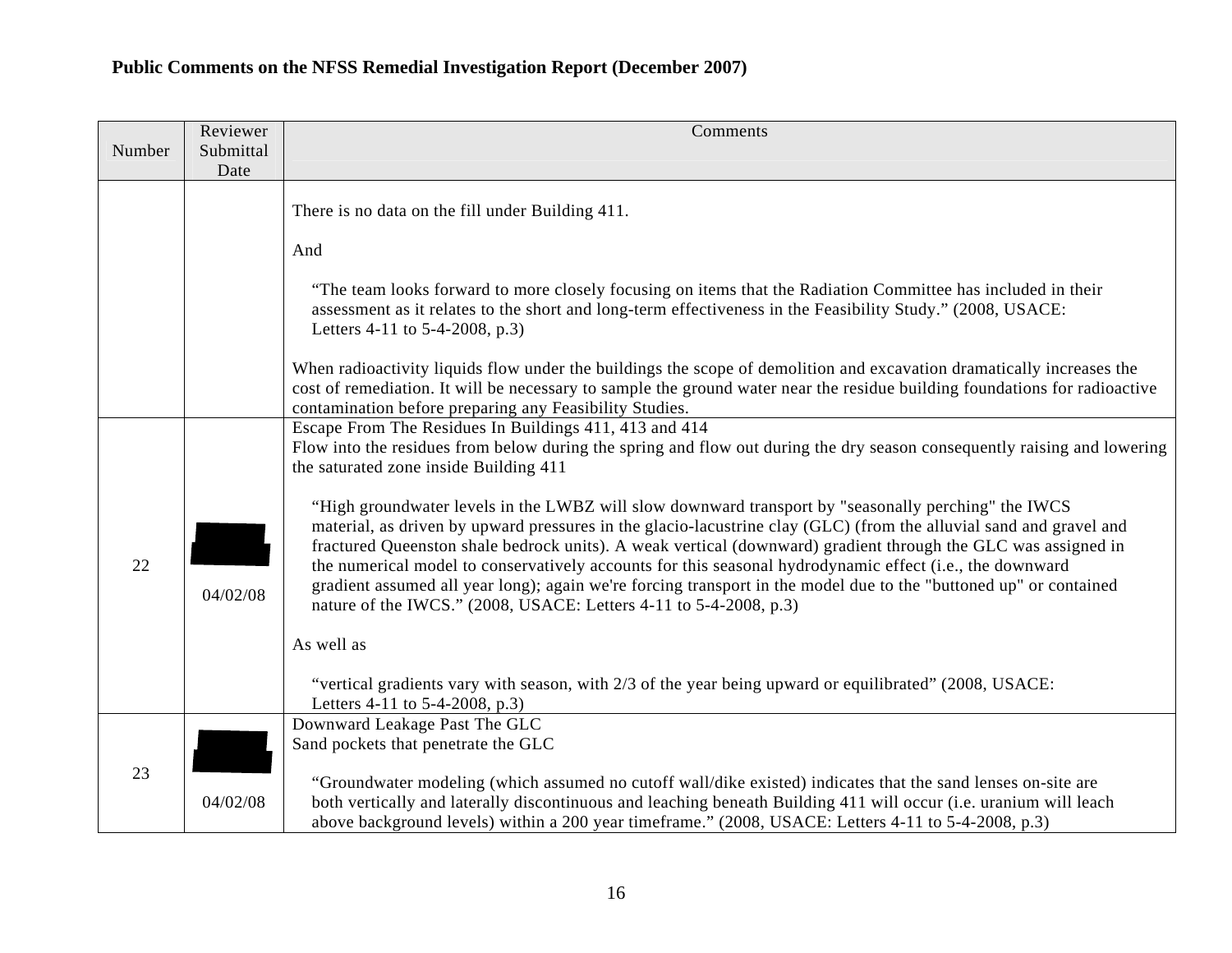**Public Comments on the NFSS Remedial Investigation Report (December 2007)**

| Number | Reviewer Submittal Date | Comments |
|---|---|---|
| | | There is no data on the fill under Building 411.<br><br>And<br><br>"The team looks forward to more closely focusing on items that the Radiation Committee has included in their assessment as it relates to the short and long-term effectiveness in the Feasibility Study." (2008, USACE: Letters 4-11 to 5-4-2008, p.3)<br><br>When radioactivity liquids flow under the buildings the scope of demolition and excavation dramatically increases the cost of remediation. It will be necessary to sample the ground water near the residue building foundations for radioactive contamination before preparing any Feasibility Studies. |
| 22 | 04/02/08 | Escape From The Residues In Buildings 411, 413 and 414<br>Flow into the residues from below during the spring and flow out during the dry season consequently raising and lowering the saturated zone inside Building 411<br><br>"High groundwater levels in the LWBZ will slow downward transport by "seasonally perching" the IWCS material, as driven by upward pressures in the glacio-lacustrine clay (GLC) (from the alluvial sand and gravel and fractured Queenston shale bedrock units). A weak vertical (downward) gradient through the GLC was assigned in the numerical model to conservatively accounts for this seasonal hydrodynamic effect (i.e., the downward gradient assumed all year long); again we're forcing transport in the model due to the "buttoned up" or contained nature of the IWCS." (2008, USACE: Letters 4-11 to 5-4-2008, p.3)<br><br>As well as<br><br>"vertical gradients vary with season, with 2/3 of the year being upward or equilibrated" (2008, USACE: Letters 4-11 to 5-4-2008, p.3) |
| 23 | 04/02/08 | Downward Leakage Past The GLC<br>Sand pockets that penetrate the GLC<br><br>"Groundwater modeling (which assumed no cutoff wall/dike existed) indicates that the sand lenses on-site are both vertically and laterally discontinuous and leaching beneath Building 411 will occur (i.e. uranium will leach above background levels) within a 200 year timeframe." (2008, USACE: Letters 4-11 to 5-4-2008, p.3) |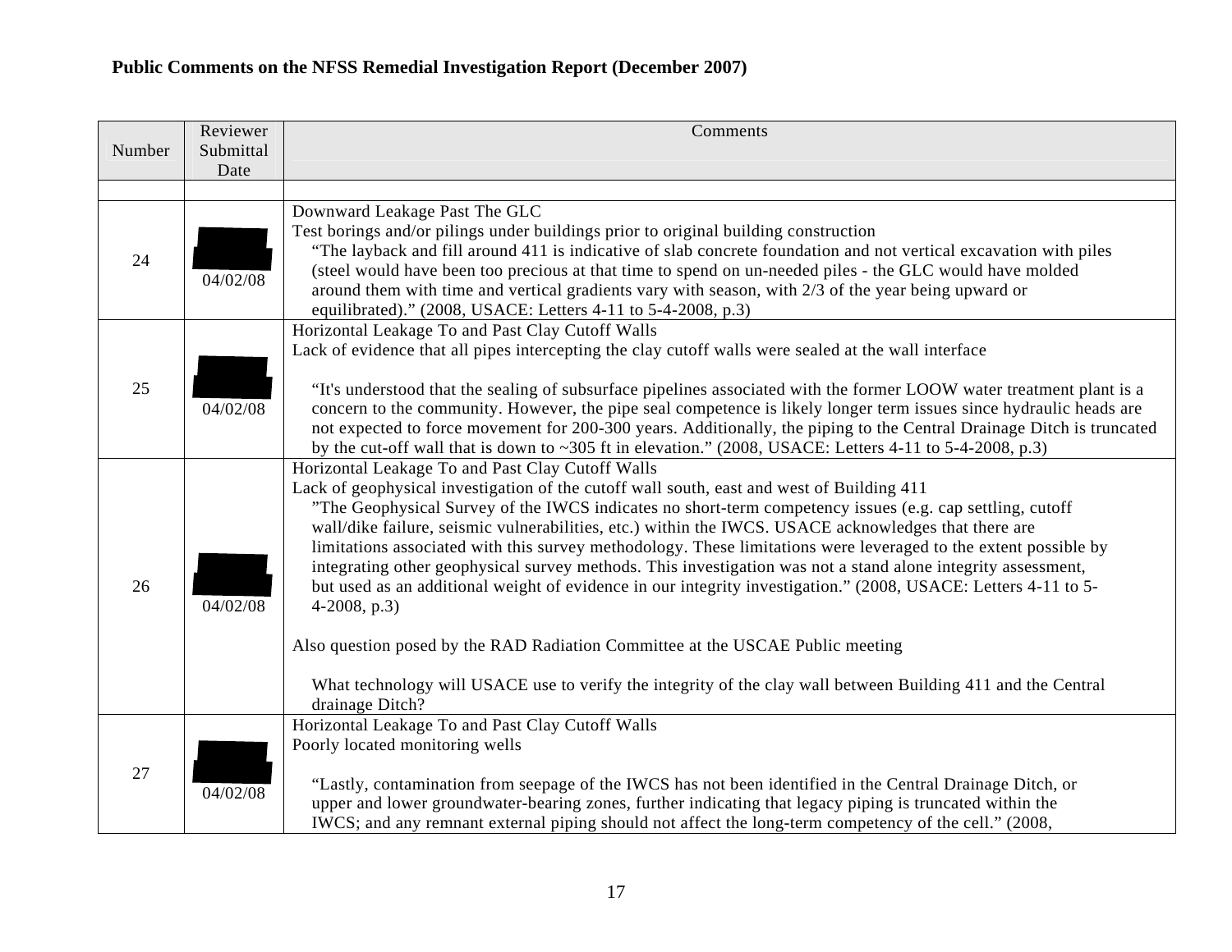**Public Comments on the NFSS Remedial Investigation Report (December 2007)**

| Number | Reviewer Submittal Date | Comments |
|---|---|---|
| | | |
| 24 | 04/02/08 | Downward Leakage Past The GLC<br>Test borings and/or pilings under buildings prior to original building construction<br>"The layback and fill around 411 is indicative of slab concrete foundation and not vertical excavation with piles (steel would have been too precious at that time to spend on un-needed piles - the GLC would have molded around them with time and vertical gradients vary with season, with 2/3 of the year being upward or equilibrated)." (2008, USACE: Letters 4-11 to 5-4-2008, p.3) |
| 25 | 04/02/08 | Horizontal Leakage To and Past Clay Cutoff Walls<br>Lack of evidence that all pipes intercepting the clay cutoff walls were sealed at the wall interface<br><br>"It's understood that the sealing of subsurface pipelines associated with the former LOOW water treatment plant is a concern to the community. However, the pipe seal competence is likely longer term issues since hydraulic heads are not expected to force movement for 200-300 years. Additionally, the piping to the Central Drainage Ditch is truncated by the cut-off wall that is down to ~305 ft in elevation." (2008, USACE: Letters 4-11 to 5-4-2008, p.3) |
| 26 | 04/02/08 | Horizontal Leakage To and Past Clay Cutoff Walls<br>Lack of geophysical investigation of the cutoff wall south, east and west of Building 411<br>"The Geophysical Survey of the IWCS indicates no short-term competency issues (e.g. cap settling, cutoff wall/dike failure, seismic vulnerabilities, etc.) within the IWCS. USACE acknowledges that there are limitations associated with this survey methodology. These limitations were leveraged to the extent possible by integrating other geophysical survey methods. This investigation was not a stand alone integrity assessment, but used as an additional weight of evidence in our integrity investigation." (2008, USACE: Letters 4-11 to 5-4-2008, p.3)<br><br>Also question posed by the RAD Radiation Committee at the USCAE Public meeting<br><br>What technology will USACE use to verify the integrity of the clay wall between Building 411 and the Central drainage Ditch? |
| 27 | 04/02/08 | Horizontal Leakage To and Past Clay Cutoff Walls<br>Poorly located monitoring wells<br><br>"Lastly, contamination from seepage of the IWCS has not been identified in the Central Drainage Ditch, or upper and lower groundwater-bearing zones, further indicating that legacy piping is truncated within the IWCS; and any remnant external piping should not affect the long-term competency of the cell." (2008, |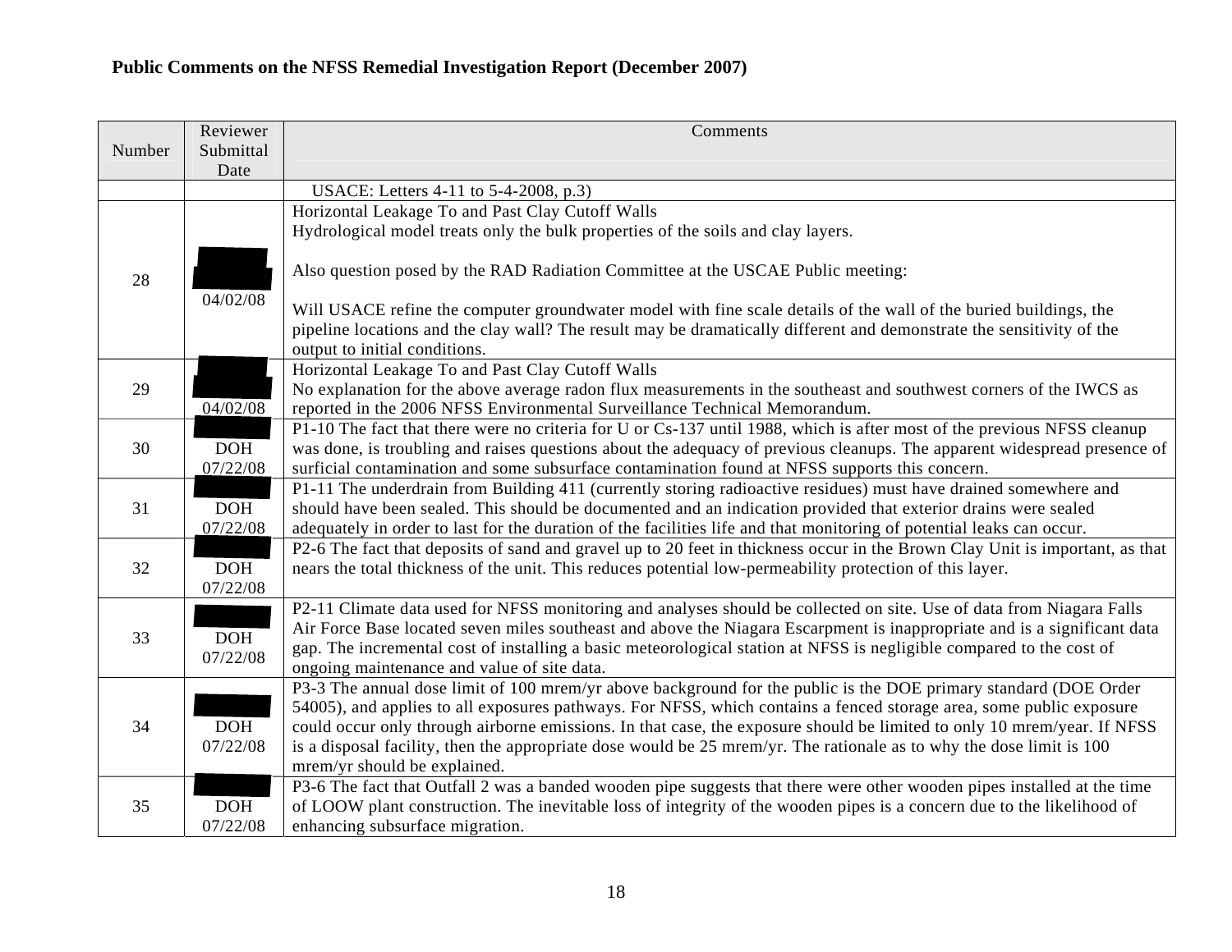**Public Comments on the NFSS Remedial Investigation Report (December 2007)**

| Number | Reviewer Submittal Date | Comments |
|---|---|---|
| | | USACE: Letters 4-11 to 5-4-2008, p.3) |
| 28 | 04/02/08 | Horizontal Leakage To and Past Clay Cutoff Walls<br>Hydrological model treats only the bulk properties of the soils and clay layers.<br><br>Also question posed by the RAD Radiation Committee at the USCAE Public meeting:<br><br>Will USACE refine the computer groundwater model with fine scale details of the wall of the buried buildings, the pipeline locations and the clay wall? The result may be dramatically different and demonstrate the sensitivity of the output to initial conditions. |
| 29 | 04/02/08 | Horizontal Leakage To and Past Clay Cutoff Walls<br>No explanation for the above average radon flux measurements in the southeast and southwest corners of the IWCS as reported in the 2006 NFSS Environmental Surveillance Technical Memorandum. |
| 30 | DOH 07/22/08 | P1-10 The fact that there were no criteria for U or Cs-137 until 1988, which is after most of the previous NFSS cleanup was done, is troubling and raises questions about the adequacy of previous cleanups. The apparent widespread presence of surficial contamination and some subsurface contamination found at NFSS supports this concern. |
| 31 | DOH 07/22/08 | P1-11 The underdrain from Building 411 (currently storing radioactive residues) must have drained somewhere and should have been sealed. This should be documented and an indication provided that exterior drains were sealed adequately in order to last for the duration of the facilities life and that monitoring of potential leaks can occur. |
| 32 | DOH 07/22/08 | P2-6 The fact that deposits of sand and gravel up to 20 feet in thickness occur in the Brown Clay Unit is important, as that nears the total thickness of the unit. This reduces potential low-permeability protection of this layer. |
| 33 | DOH 07/22/08 | P2-11 Climate data used for NFSS monitoring and analyses should be collected on site. Use of data from Niagara Falls Air Force Base located seven miles southeast and above the Niagara Escarpment is inappropriate and is a significant data gap. The incremental cost of installing a basic meteorological station at NFSS is negligible compared to the cost of ongoing maintenance and value of site data. |
| 34 | DOH 07/22/08 | P3-3 The annual dose limit of 100 mrem/yr above background for the public is the DOE primary standard (DOE Order 54005), and applies to all exposures pathways. For NFSS, which contains a fenced storage area, some public exposure could occur only through airborne emissions. In that case, the exposure should be limited to only 10 mrem/year. If NFSS is a disposal facility, then the appropriate dose would be 25 mrem/yr. The rationale as to why the dose limit is 100 mrem/yr should be explained. |
| 35 | DOH 07/22/08 | P3-6 The fact that Outfall 2 was a banded wooden pipe suggests that there were other wooden pipes installed at the time of LOOW plant construction. The inevitable loss of integrity of the wooden pipes is a concern due to the likelihood of enhancing subsurface migration. |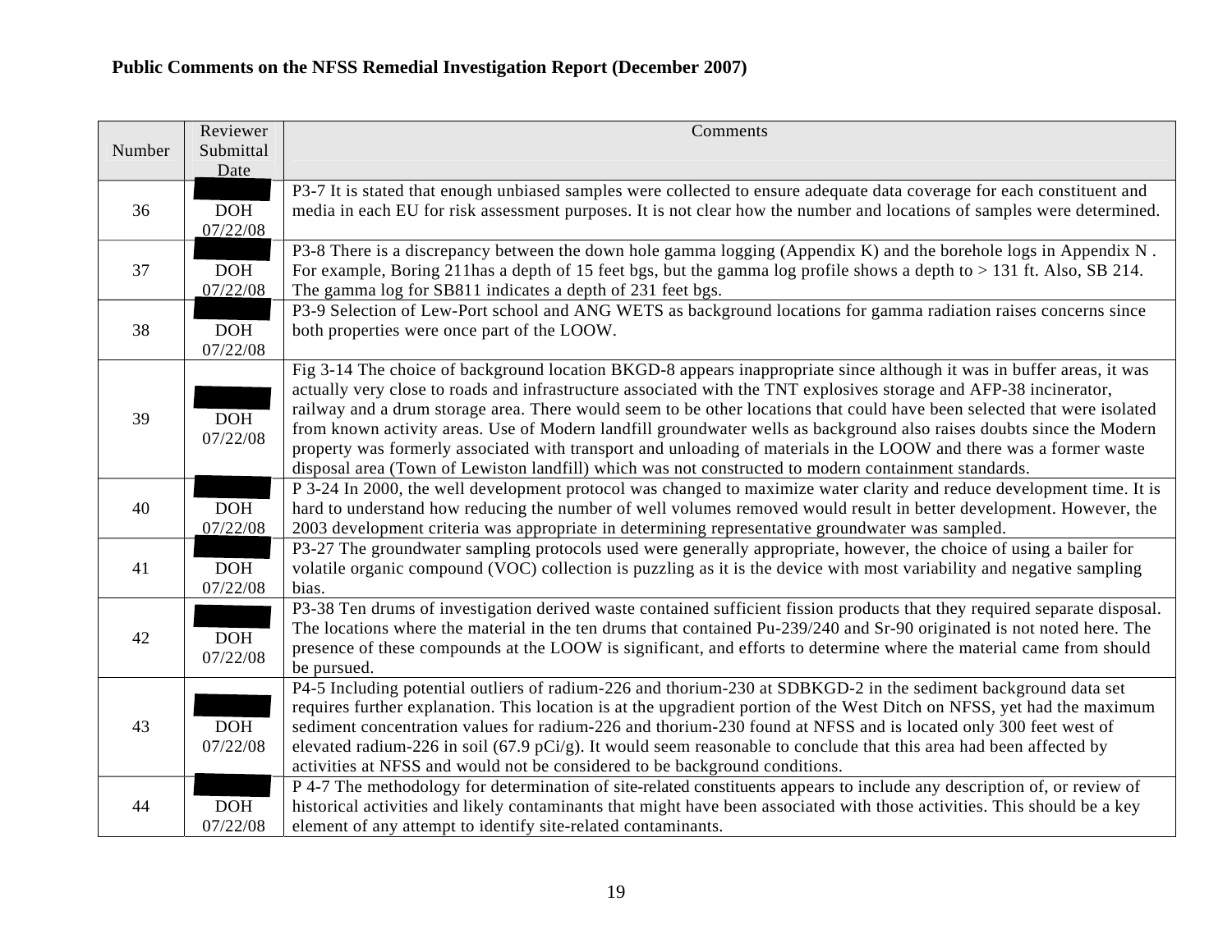**Public Comments on the NFSS Remedial Investigation Report (December 2007)**

| Number | Reviewer Submittal Date | Comments |
|---|---|---|
| 36 | DOH 07/22/08 | P3-7 It is stated that enough unbiased samples were collected to ensure adequate data coverage for each constituent and media in each EU for risk assessment purposes. It is not clear how the number and locations of samples were determined. |
| 37 | DOH 07/22/08 | P3-8 There is a discrepancy between the down hole gamma logging (Appendix K) and the borehole logs in Appendix N . For example, Boring 211has a depth of 15 feet bgs, but the gamma log profile shows a depth to > 131 ft. Also, SB 214. The gamma log for SB811 indicates a depth of 231 feet bgs. |
| 38 | DOH 07/22/08 | P3-9 Selection of Lew-Port school and ANG WETS as background locations for gamma radiation raises concerns since both properties were once part of the LOOW. |
| 39 | DOH 07/22/08 | Fig 3-14 The choice of background location BKGD-8 appears inappropriate since although it was in buffer areas, it was actually very close to roads and infrastructure associated with the TNT explosives storage and AFP-38 incinerator, railway and a drum storage area. There would seem to be other locations that could have been selected that were isolated from known activity areas. Use of Modern landfill groundwater wells as background also raises doubts since the Modern property was formerly associated with transport and unloading of materials in the LOOW and there was a former waste disposal area (Town of Lewiston landfill) which was not constructed to modern containment standards. |
| 40 | DOH 07/22/08 | P 3-24 In 2000, the well development protocol was changed to maximize water clarity and reduce development time. It is hard to understand how reducing the number of well volumes removed would result in better development. However, the 2003 development criteria was appropriate in determining representative groundwater was sampled. |
| 41 | DOH 07/22/08 | P3-27 The groundwater sampling protocols used were generally appropriate, however, the choice of using a bailer for volatile organic compound (VOC) collection is puzzling as it is the device with most variability and negative sampling bias. |
| 42 | DOH 07/22/08 | P3-38 Ten drums of investigation derived waste contained sufficient fission products that they required separate disposal. The locations where the material in the ten drums that contained Pu-239/240 and Sr-90 originated is not noted here. The presence of these compounds at the LOOW is significant, and efforts to determine where the material came from should be pursued. |
| 43 | DOH 07/22/08 | P4-5 Including potential outliers of radium-226 and thorium-230 at SDBKGD-2 in the sediment background data set requires further explanation. This location is at the upgradient portion of the West Ditch on NFSS, yet had the maximum sediment concentration values for radium-226 and thorium-230 found at NFSS and is located only 300 feet west of elevated radium-226 in soil (67.9 pCi/g). It would seem reasonable to conclude that this area had been affected by activities at NFSS and would not be considered to be background conditions. |
| 44 | DOH 07/22/08 | P 4-7 The methodology for determination of site-related constituents appears to include any description of, or review of historical activities and likely contaminants that might have been associated with those activities. This should be a key element of any attempt to identify site-related contaminants. |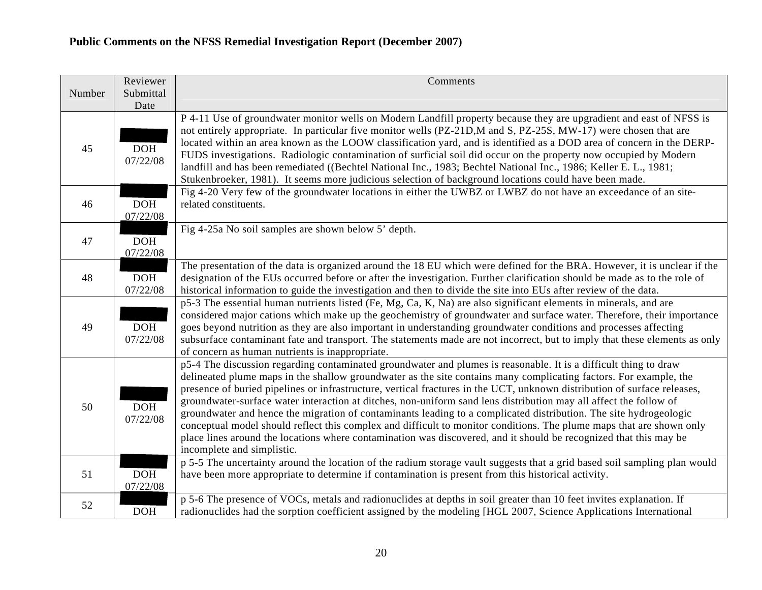**Public Comments on the NFSS Remedial Investigation Report (December 2007)**

| Number | Reviewer Submittal Date | Comments |
|---|---|---|
| 45 | DOH 07/22/08 | P 4-11 Use of groundwater monitor wells on Modern Landfill property because they are upgradient and east of NFSS is not entirely appropriate. In particular five monitor wells (PZ-21D,M and S, PZ-25S, MW-17) were chosen that are located within an area known as the LOOW classification yard, and is identified as a DOD area of concern in the DERP-FUDS investigations. Radiologic contamination of surficial soil did occur on the property now occupied by Modern landfill and has been remediated ((Bechtel National Inc., 1983; Bechtel National Inc., 1986; Keller E. L., 1981; Stukenbroeker, 1981). It seems more judicious selection of background locations could have been made. |
| 46 | DOH 07/22/08 | Fig 4-20 Very few of the groundwater locations in either the UWBZ or LWBZ do not have an exceedance of an site-related constituents. |
| 47 | DOH 07/22/08 | Fig 4-25a No soil samples are shown below 5' depth. |
| 48 | DOH 07/22/08 | The presentation of the data is organized around the 18 EU which were defined for the BRA. However, it is unclear if the designation of the EUs occurred before or after the investigation. Further clarification should be made as to the role of historical information to guide the investigation and then to divide the site into EUs after review of the data. |
| 49 | DOH 07/22/08 | p5-3 The essential human nutrients listed (Fe, Mg, Ca, K, Na) are also significant elements in minerals, and are considered major cations which make up the geochemistry of groundwater and surface water. Therefore, their importance goes beyond nutrition as they are also important in understanding groundwater conditions and processes affecting subsurface contaminant fate and transport. The statements made are not incorrect, but to imply that these elements as only of concern as human nutrients is inappropriate. |
| 50 | DOH 07/22/08 | p5-4 The discussion regarding contaminated groundwater and plumes is reasonable. It is a difficult thing to draw delineated plume maps in the shallow groundwater as the site contains many complicating factors. For example, the presence of buried pipelines or infrastructure, vertical fractures in the UCT, unknown distribution of surface releases, groundwater-surface water interaction at ditches, non-uniform sand lens distribution may all affect the follow of groundwater and hence the migration of contaminants leading to a complicated distribution. The site hydrogeologic conceptual model should reflect this complex and difficult to monitor conditions. The plume maps that are shown only place lines around the locations where contamination was discovered, and it should be recognized that this may be incomplete and simplistic. |
| 51 | DOH 07/22/08 | p 5-5 The uncertainty around the location of the radium storage vault suggests that a grid based soil sampling plan would have been more appropriate to determine if contamination is present from this historical activity. |
| 52 | DOH | p 5-6 The presence of VOCs, metals and radionuclides at depths in soil greater than 10 feet invites explanation. If radionuclides had the sorption coefficient assigned by the modeling [HGL 2007, Science Applications International |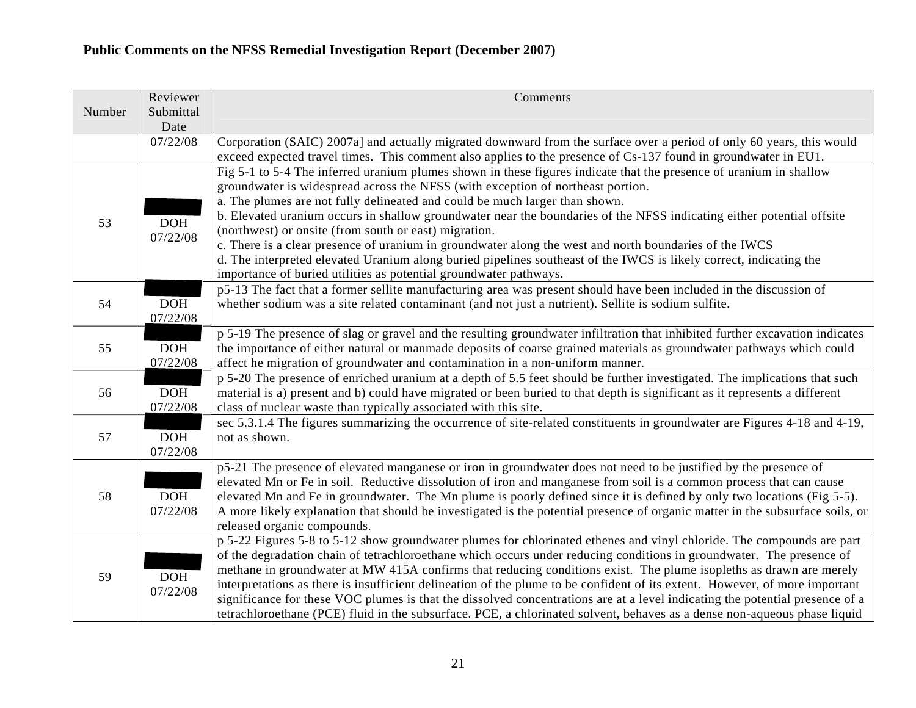**Public Comments on the NFSS Remedial Investigation Report (December 2007)**

| Number | Reviewer Submittal Date | Comments |
|---|---|---|
| | 07/22/08 | Corporation (SAIC) 2007a] and actually migrated downward from the surface over a period of only 60 years, this would exceed expected travel times. This comment also applies to the presence of Cs-137 found in groundwater in EU1. |
| 53 | DOH 07/22/08 | Fig 5-1 to 5-4 The inferred uranium plumes shown in these figures indicate that the presence of uranium in shallow groundwater is widespread across the NFSS (with exception of northeast portion.<br>a. The plumes are not fully delineated and could be much larger than shown.<br>b. Elevated uranium occurs in shallow groundwater near the boundaries of the NFSS indicating either potential offsite (northwest) or onsite (from south or east) migration.<br>c. There is a clear presence of uranium in groundwater along the west and north boundaries of the IWCS<br>d. The interpreted elevated Uranium along buried pipelines southeast of the IWCS is likely correct, indicating the importance of buried utilities as potential groundwater pathways. |
| 54 | DOH 07/22/08 | p5-13 The fact that a former sellite manufacturing area was present should have been included in the discussion of whether sodium was a site related contaminant (and not just a nutrient). Sellite is sodium sulfite. |
| 55 | DOH 07/22/08 | p 5-19 The presence of slag or gravel and the resulting groundwater infiltration that inhibited further excavation indicates the importance of either natural or manmade deposits of coarse grained materials as groundwater pathways which could affect he migration of groundwater and contamination in a non-uniform manner. |
| 56 | DOH 07/22/08 | p 5-20 The presence of enriched uranium at a depth of 5.5 feet should be further investigated. The implications that such material is a) present and b) could have migrated or been buried to that depth is significant as it represents a different class of nuclear waste than typically associated with this site. |
| 57 | DOH 07/22/08 | sec 5.3.1.4 The figures summarizing the occurrence of site-related constituents in groundwater are Figures 4-18 and 4-19, not as shown. |
| 58 | DOH 07/22/08 | p5-21 The presence of elevated manganese or iron in groundwater does not need to be justified by the presence of elevated Mn or Fe in soil. Reductive dissolution of iron and manganese from soil is a common process that can cause elevated Mn and Fe in groundwater. The Mn plume is poorly defined since it is defined by only two locations (Fig 5-5). A more likely explanation that should be investigated is the potential presence of organic matter in the subsurface soils, or released organic compounds. |
| 59 | DOH 07/22/08 | p 5-22 Figures 5-8 to 5-12 show groundwater plumes for chlorinated ethenes and vinyl chloride. The compounds are part of the degradation chain of tetrachloroethane which occurs under reducing conditions in groundwater. The presence of methane in groundwater at MW 415A confirms that reducing conditions exist. The plume isopleths as drawn are merely interpretations as there is insufficient delineation of the plume to be confident of its extent. However, of more important significance for these VOC plumes is that the dissolved concentrations are at a level indicating the potential presence of a tetrachloroethane (PCE) fluid in the subsurface. PCE, a chlorinated solvent, behaves as a dense non-aqueous phase liquid |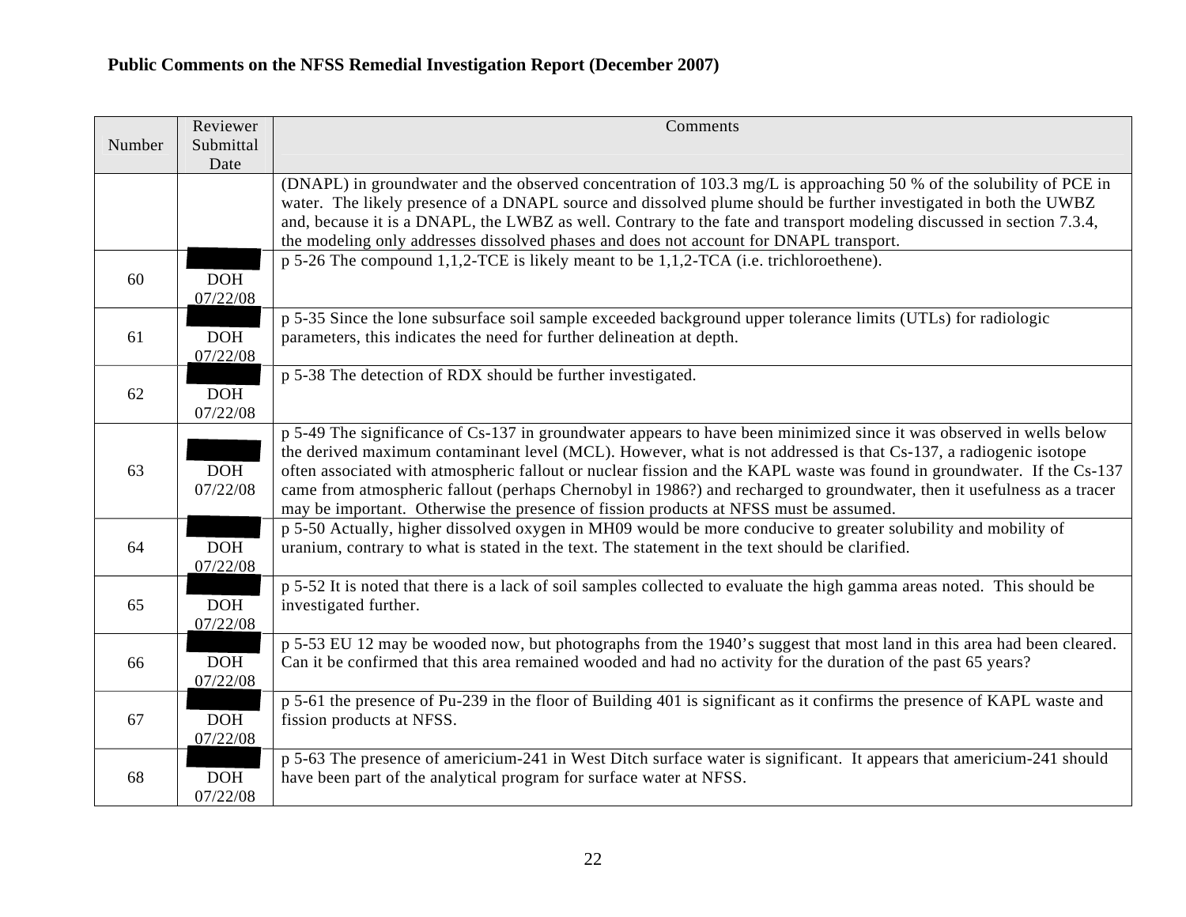**Public Comments on the NFSS Remedial Investigation Report (December 2007)**

| Number | Reviewer Submittal Date | Comments |
|---|---|---|
| | | (DNAPL) in groundwater and the observed concentration of 103.3 mg/L is approaching 50 % of the solubility of PCE in water. The likely presence of a DNAPL source and dissolved plume should be further investigated in both the UWBZ and, because it is a DNAPL, the LWBZ as well. Contrary to the fate and transport modeling discussed in section 7.3.4, the modeling only addresses dissolved phases and does not account for DNAPL transport. |
| 60 | DOH 07/22/08 | p 5-26 The compound 1,1,2-TCE is likely meant to be 1,1,2-TCA (i.e. trichloroethene). |
| 61 | DOH 07/22/08 | p 5-35 Since the lone subsurface soil sample exceeded background upper tolerance limits (UTLs) for radiologic parameters, this indicates the need for further delineation at depth. |
| 62 | DOH 07/22/08 | p 5-38 The detection of RDX should be further investigated. |
| 63 | DOH 07/22/08 | p 5-49 The significance of Cs-137 in groundwater appears to have been minimized since it was observed in wells below the derived maximum contaminant level (MCL). However, what is not addressed is that Cs-137, a radiogenic isotope often associated with atmospheric fallout or nuclear fission and the KAPL waste was found in groundwater. If the Cs-137 came from atmospheric fallout (perhaps Chernobyl in 1986?) and recharged to groundwater, then it usefulness as a tracer may be important. Otherwise the presence of fission products at NFSS must be assumed. |
| 64 | DOH 07/22/08 | p 5-50 Actually, higher dissolved oxygen in MH09 would be more conducive to greater solubility and mobility of uranium, contrary to what is stated in the text. The statement in the text should be clarified. |
| 65 | DOH 07/22/08 | p 5-52 It is noted that there is a lack of soil samples collected to evaluate the high gamma areas noted. This should be investigated further. |
| 66 | DOH 07/22/08 | p 5-53 EU 12 may be wooded now, but photographs from the 1940's suggest that most land in this area had been cleared. Can it be confirmed that this area remained wooded and had no activity for the duration of the past 65 years? |
| 67 | DOH 07/22/08 | p 5-61 the presence of Pu-239 in the floor of Building 401 is significant as it confirms the presence of KAPL waste and fission products at NFSS. |
| 68 | DOH 07/22/08 | p 5-63 The presence of americium-241 in West Ditch surface water is significant. It appears that americium-241 should have been part of the analytical program for surface water at NFSS. |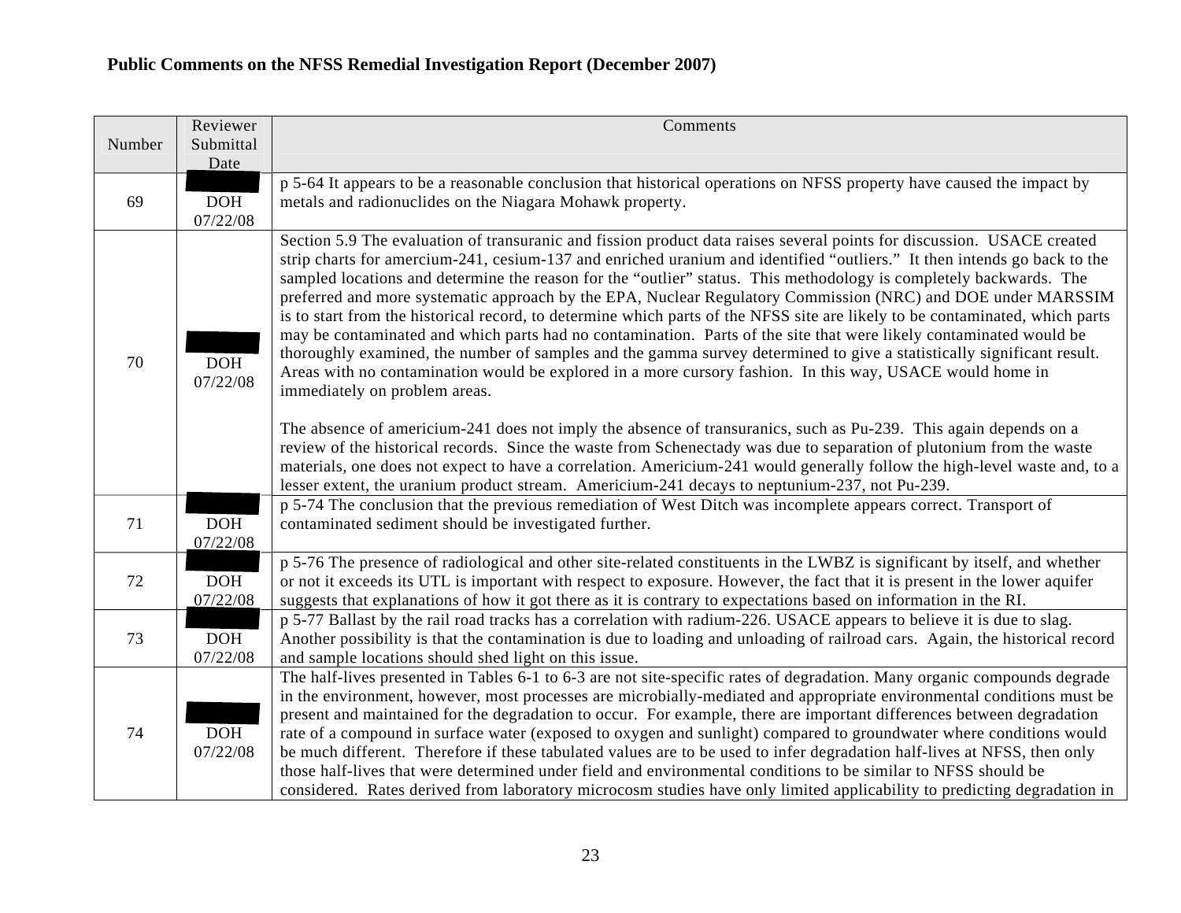**Public Comments on the NFSS Remedial Investigation Report (December 2007)**

| Number | Reviewer Submittal Date | Comments |
|---|---|---|
| 69 | DOH 07/22/08 | p 5-64 It appears to be a reasonable conclusion that historical operations on NFSS property have caused the impact by metals and radionuclides on the Niagara Mohawk property. |
| 70 | DOH 07/22/08 | Section 5.9 The evaluation of transuranic and fission product data raises several points for discussion. USACE created strip charts for amercium-241, cesium-137 and enriched uranium and identified “outliers.” It then intends go back to the sampled locations and determine the reason for the “outlier” status. This methodology is completely backwards. The preferred and more systematic approach by the EPA, Nuclear Regulatory Commission (NRC) and DOE under MARSSIM is to start from the historical record, to determine which parts of the NFSS site are likely to be contaminated, which parts may be contaminated and which parts had no contamination. Parts of the site that were likely contaminated would be thoroughly examined, the number of samples and the gamma survey determined to give a statistically significant result. Areas with no contamination would be explored in a more cursory fashion. In this way, USACE would home in immediately on problem areas.<br><br>The absence of americium-241 does not imply the absence of transuranics, such as Pu-239. This again depends on a review of the historical records. Since the waste from Schenectady was due to separation of plutonium from the waste materials, one does not expect to have a correlation. Americium-241 would generally follow the high-level waste and, to a lesser extent, the uranium product stream. Americium-241 decays to neptunium-237, not Pu-239. |
| 71 | DOH 07/22/08 | p 5-74 The conclusion that the previous remediation of West Ditch was incomplete appears correct. Transport of contaminated sediment should be investigated further. |
| 72 | DOH 07/22/08 | p 5-76 The presence of radiological and other site-related constituents in the LWBZ is significant by itself, and whether or not it exceeds its UTL is important with respect to exposure. However, the fact that it is present in the lower aquifer suggests that explanations of how it got there as it is contrary to expectations based on information in the RI. |
| 73 | DOH 07/22/08 | p 5-77 Ballast by the rail road tracks has a correlation with radium-226. USACE appears to believe it is due to slag. Another possibility is that the contamination is due to loading and unloading of railroad cars. Again, the historical record and sample locations should shed light on this issue. |
| 74 | DOH 07/22/08 | The half-lives presented in Tables 6-1 to 6-3 are not site-specific rates of degradation. Many organic compounds degrade in the environment, however, most processes are microbially-mediated and appropriate environmental conditions must be present and maintained for the degradation to occur. For example, there are important differences between degradation rate of a compound in surface water (exposed to oxygen and sunlight) compared to groundwater where conditions would be much different. Therefore if these tabulated values are to be used to infer degradation half-lives at NFSS, then only those half-lives that were determined under field and environmental conditions to be similar to NFSS should be considered. Rates derived from laboratory microcosm studies have only limited applicability to predicting degradation in |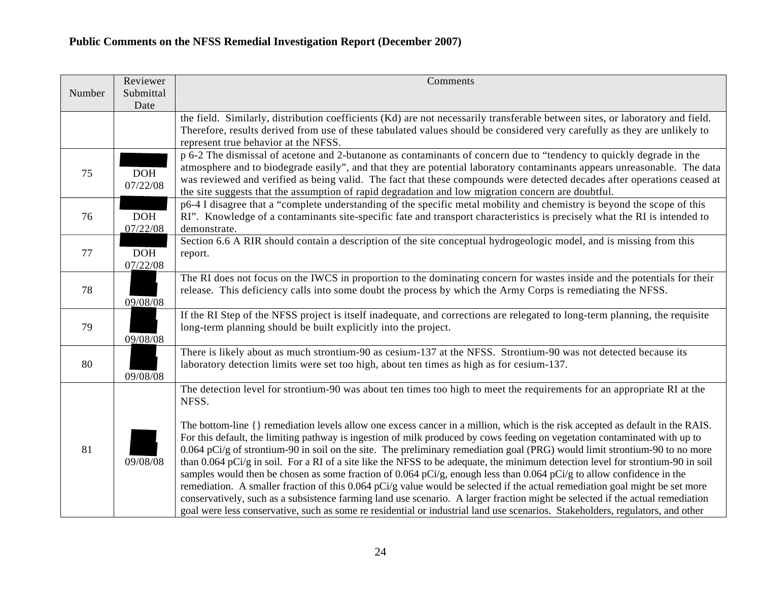**Public Comments on the NFSS Remedial Investigation Report (December 2007)**

| Number | Reviewer Submittal Date | Comments |
|---|---|---|
| | | the field. Similarly, distribution coefficients (Kd) are not necessarily transferable between sites, or laboratory and field. Therefore, results derived from use of these tabulated values should be considered very carefully as they are unlikely to represent true behavior at the NFSS. |
| 75 | DOH 07/22/08 | p 6-2 The dismissal of acetone and 2-butanone as contaminants of concern due to "tendency to quickly degrade in the atmosphere and to biodegrade easily", and that they are potential laboratory contaminants appears unreasonable. The data was reviewed and verified as being valid. The fact that these compounds were detected decades after operations ceased at the site suggests that the assumption of rapid degradation and low migration concern are doubtful. |
| 76 | DOH 07/22/08 | p6-4 I disagree that a "complete understanding of the specific metal mobility and chemistry is beyond the scope of this RI". Knowledge of a contaminants site-specific fate and transport characteristics is precisely what the RI is intended to demonstrate. |
| 77 | DOH 07/22/08 | Section 6.6 A RIR should contain a description of the site conceptual hydrogeologic model, and is missing from this report. |
| 78 | 09/08/08 | The RI does not focus on the IWCS in proportion to the dominating concern for wastes inside and the potentials for their release. This deficiency calls into some doubt the process by which the Army Corps is remediating the NFSS. |
| 79 | 09/08/08 | If the RI Step of the NFSS project is itself inadequate, and corrections are relegated to long-term planning, the requisite long-term planning should be built explicitly into the project. |
| 80 | 09/08/08 | There is likely about as much strontium-90 as cesium-137 at the NFSS. Strontium-90 was not detected because its laboratory detection limits were set too high, about ten times as high as for cesium-137. |
| 81 | 09/08/08 | The detection level for strontium-90 was about ten times too high to meet the requirements for an appropriate RI at the NFSS.<br><br>The bottom-line {} remediation levels allow one excess cancer in a million, which is the risk accepted as default in the RAIS. For this default, the limiting pathway is ingestion of milk produced by cows feeding on vegetation contaminated with up to 0.064 pCi/g of strontium-90 in soil on the site. The preliminary remediation goal (PRG) would limit strontium-90 to no more than 0.064 pCi/g in soil. For a RI of a site like the NFSS to be adequate, the minimum detection level for strontium-90 in soil samples would then be chosen as some fraction of 0.064 pCi/g, enough less than 0.064 pCi/g to allow confidence in the remediation. A smaller fraction of this 0.064 pCi/g value would be selected if the actual remediation goal might be set more conservatively, such as a subsistence farming land use scenario. A larger fraction might be selected if the actual remediation goal were less conservative, such as some re residential or industrial land use scenarios. Stakeholders, regulators, and other |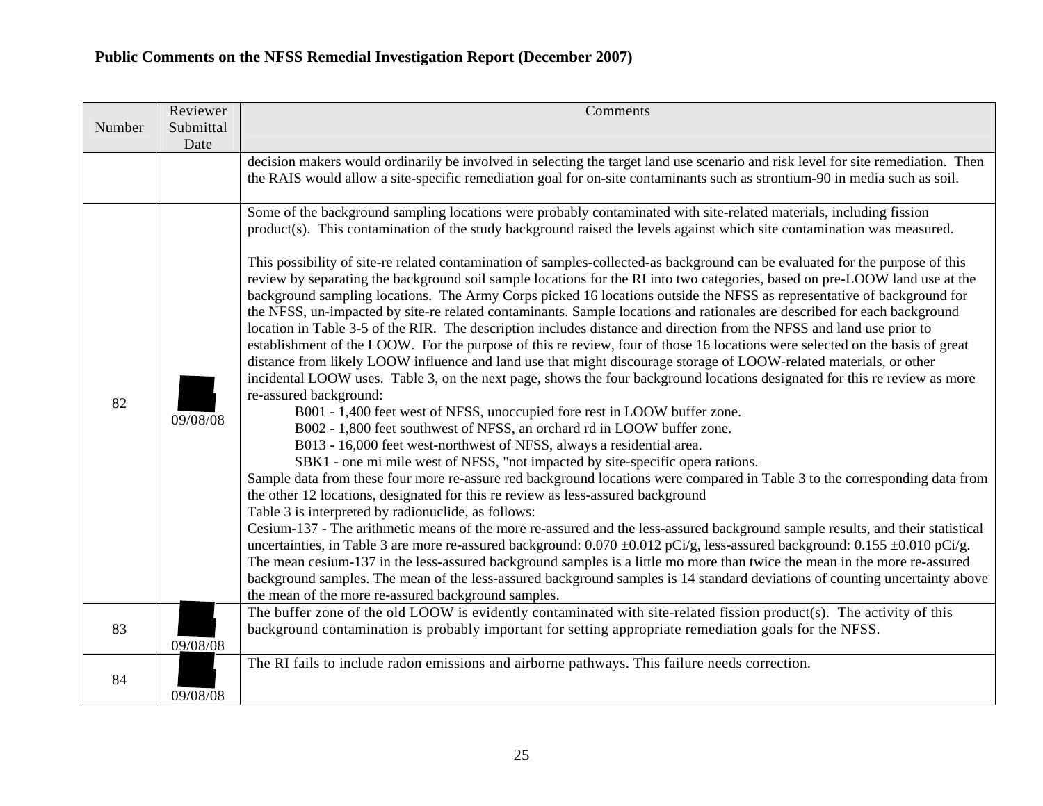**Public Comments on the NFSS Remedial Investigation Report (December 2007)**

| Number | Reviewer Submittal Date | Comments |
|---|---|---|
| | | decision makers would ordinarily be involved in selecting the target land use scenario and risk level for site remediation. Then the RAIS would allow a site-specific remediation goal for on-site contaminants such as strontium-90 in media such as soil. |
| 82 | 09/08/08 | Some of the background sampling locations were probably contaminated with site-related materials, including fission product(s). This contamination of the study background raised the levels against which site contamination was measured.<br><br>This possibility of site-re related contamination of samples-collected-as background can be evaluated for the purpose of this review by separating the background soil sample locations for the RI into two categories, based on pre-LOOW land use at the background sampling locations. The Army Corps picked 16 locations outside the NFSS as representative of background for the NFSS, un-impacted by site-re related contaminants. Sample locations and rationales are described for each background location in Table 3-5 of the RIR. The description includes distance and direction from the NFSS and land use prior to establishment of the LOOW. For the purpose of this re review, four of those 16 locations were selected on the basis of great distance from likely LOOW influence and land use that might discourage storage of LOOW-related materials, or other incidental LOOW uses. Table 3, on the next page, shows the four background locations designated for this re review as more re-assured background:<br>B001 - 1,400 feet west of NFSS, unoccupied fore rest in LOOW buffer zone.<br>B002 - 1,800 feet southwest of NFSS, an orchard rd in LOOW buffer zone.<br>B013 - 16,000 feet west-northwest of NFSS, always a residential area.<br>SBK1 - one mi mile west of NFSS, "not impacted by site-specific opera rations.<br>Sample data from these four more re-assure red background locations were compared in Table 3 to the corresponding data from the other 12 locations, designated for this re review as less-assured background<br>Table 3 is interpreted by radionuclide, as follows:<br>Cesium-137 - The arithmetic means of the more re-assured and the less-assured background sample results, and their statistical uncertainties, in Table 3 are more re-assured background: 0.070 ±0.012 pCi/g, less-assured background: 0.155 ±0.010 pCi/g. The mean cesium-137 in the less-assured background samples is a little mo more than twice the mean in the more re-assured background samples. The mean of the less-assured background samples is 14 standard deviations of counting uncertainty above the mean of the more re-assured background samples. |
| 83 | 09/08/08 | The buffer zone of the old LOOW is evidently contaminated with site-related fission product(s). The activity of this background contamination is probably important for setting appropriate remediation goals for the NFSS. |
| 84 | 09/08/08 | The RI fails to include radon emissions and airborne pathways. This failure needs correction. |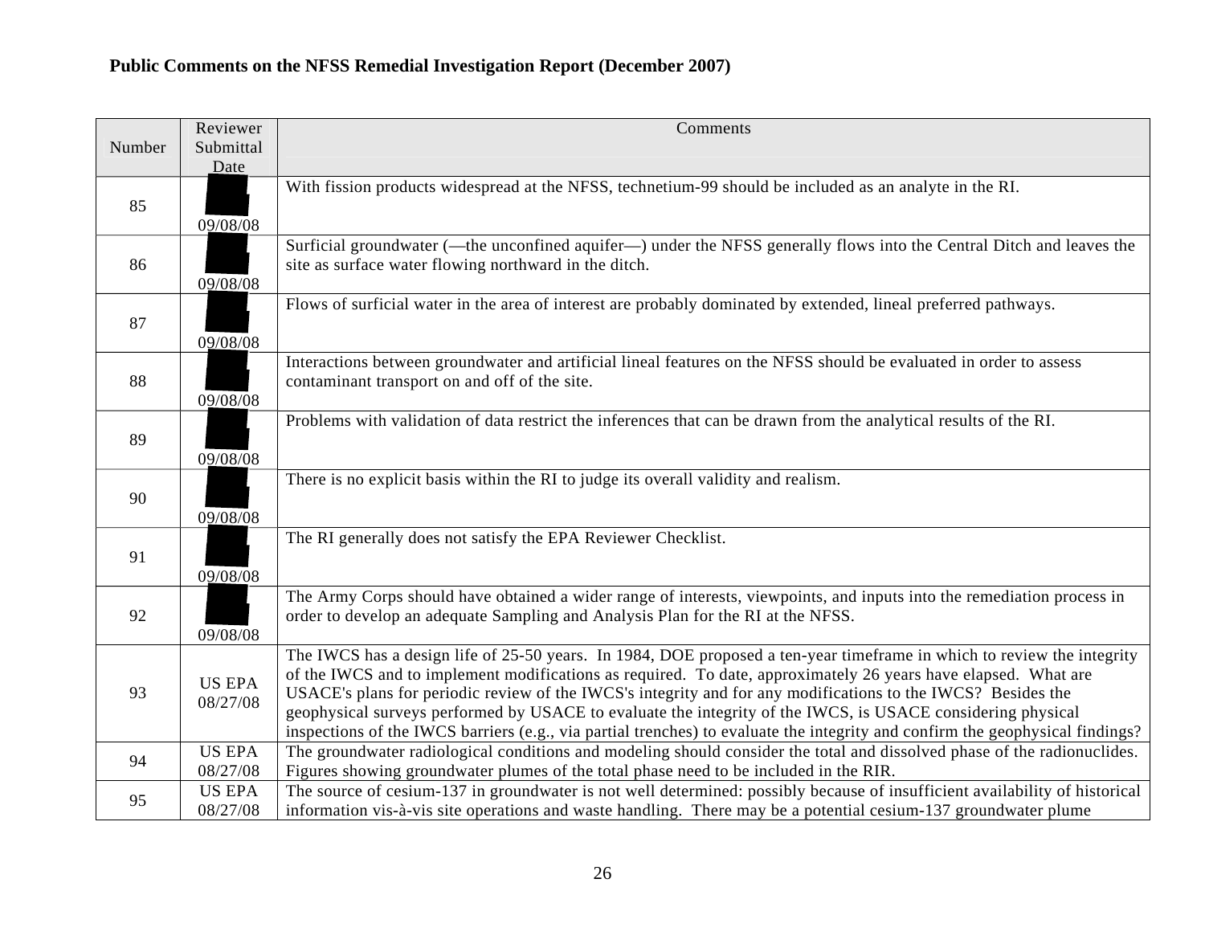**Public Comments on the NFSS Remedial Investigation Report (December 2007)**

| Number | Reviewer Submittal Date | Comments |
|---|---|---|
| 85 | 09/08/08 | With fission products widespread at the NFSS, technetium-99 should be included as an analyte in the RI. |
| 86 | 09/08/08 | Surficial groundwater (—the unconfined aquifer—) under the NFSS generally flows into the Central Ditch and leaves the site as surface water flowing northward in the ditch. |
| 87 | 09/08/08 | Flows of surficial water in the area of interest are probably dominated by extended, lineal preferred pathways. |
| 88 | 09/08/08 | Interactions between groundwater and artificial lineal features on the NFSS should be evaluated in order to assess contaminant transport on and off of the site. |
| 89 | 09/08/08 | Problems with validation of data restrict the inferences that can be drawn from the analytical results of the RI. |
| 90 | 09/08/08 | There is no explicit basis within the RI to judge its overall validity and realism. |
| 91 | 09/08/08 | The RI generally does not satisfy the EPA Reviewer Checklist. |
| 92 | 09/08/08 | The Army Corps should have obtained a wider range of interests, viewpoints, and inputs into the remediation process in order to develop an adequate Sampling and Analysis Plan for the RI at the NFSS. |
| 93 | US EPA 08/27/08 | The IWCS has a design life of 25-50 years. In 1984, DOE proposed a ten-year timeframe in which to review the integrity of the IWCS and to implement modifications as required. To date, approximately 26 years have elapsed. What are USACE's plans for periodic review of the IWCS's integrity and for any modifications to the IWCS? Besides the geophysical surveys performed by USACE to evaluate the integrity of the IWCS, is USACE considering physical inspections of the IWCS barriers (e.g., via partial trenches) to evaluate the integrity and confirm the geophysical findings? |
| 94 | US EPA 08/27/08 | The groundwater radiological conditions and modeling should consider the total and dissolved phase of the radionuclides. Figures showing groundwater plumes of the total phase need to be included in the RIR. |
| 95 | US EPA 08/27/08 | The source of cesium-137 in groundwater is not well determined: possibly because of insufficient availability of historical information vis-à-vis site operations and waste handling. There may be a potential cesium-137 groundwater plume |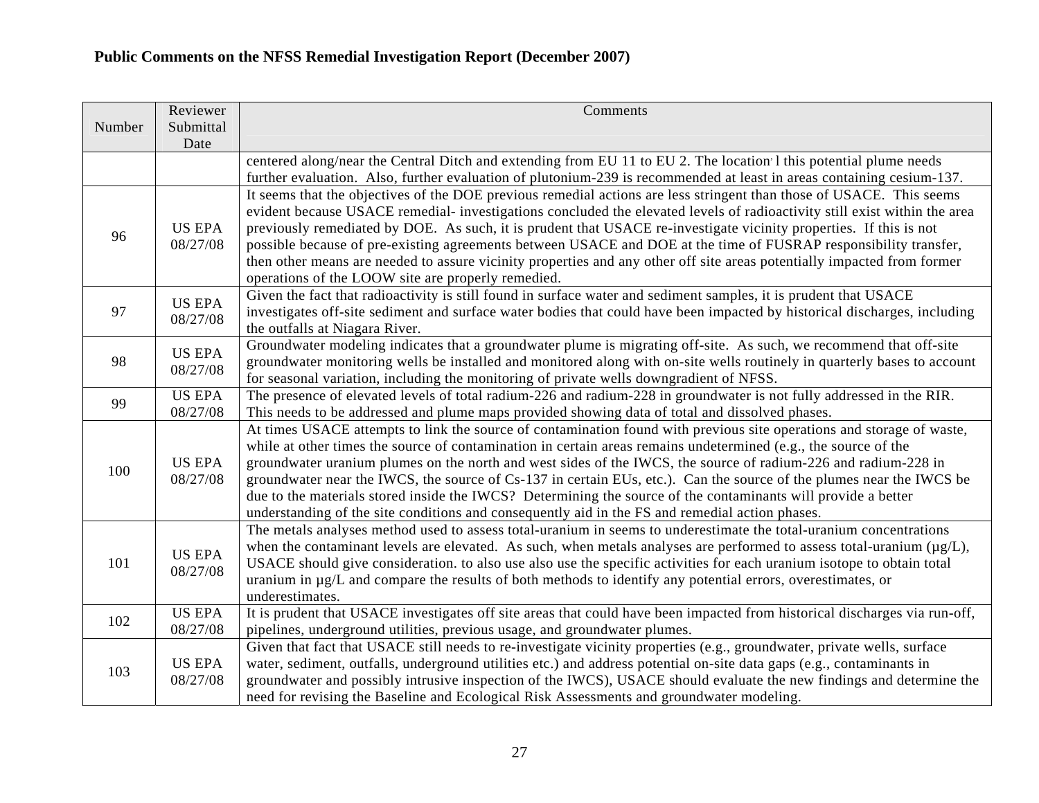**Public Comments on the NFSS Remedial Investigation Report (December 2007)**

| Number | Reviewer Submittal Date | Comments |
|---|---|---|
| | | centered along/near the Central Ditch and extending from EU 11 to EU 2. The location' l this potential plume needs further evaluation. Also, further evaluation of plutonium-239 is recommended at least in areas containing cesium-137. |
| 96 | US EPA 08/27/08 | It seems that the objectives of the DOE previous remedial actions are less stringent than those of USACE. This seems evident because USACE remedial- investigations concluded the elevated levels of radioactivity still exist within the area previously remediated by DOE. As such, it is prudent that USACE re-investigate vicinity properties. If this is not possible because of pre-existing agreements between USACE and DOE at the time of FUSRAP responsibility transfer, then other means are needed to assure vicinity properties and any other off site areas potentially impacted from former operations of the LOOW site are properly remedied. |
| 97 | US EPA 08/27/08 | Given the fact that radioactivity is still found in surface water and sediment samples, it is prudent that USACE investigates off-site sediment and surface water bodies that could have been impacted by historical discharges, including the outfalls at Niagara River. |
| 98 | US EPA 08/27/08 | Groundwater modeling indicates that a groundwater plume is migrating off-site. As such, we recommend that off-site groundwater monitoring wells be installed and monitored along with on-site wells routinely in quarterly bases to account for seasonal variation, including the monitoring of private wells downgradient of NFSS. |
| 99 | US EPA 08/27/08 | The presence of elevated levels of total radium-226 and radium-228 in groundwater is not fully addressed in the RIR. This needs to be addressed and plume maps provided showing data of total and dissolved phases. |
| 100 | US EPA 08/27/08 | At times USACE attempts to link the source of contamination found with previous site operations and storage of waste, while at other times the source of contamination in certain areas remains undetermined (e.g., the source of the groundwater uranium plumes on the north and west sides of the IWCS, the source of radium-226 and radium-228 in groundwater near the IWCS, the source of Cs-137 in certain EUs, etc.). Can the source of the plumes near the IWCS be due to the materials stored inside the IWCS? Determining the source of the contaminants will provide a better understanding of the site conditions and consequently aid in the FS and remedial action phases. |
| 101 | US EPA 08/27/08 | The metals analyses method used to assess total-uranium in seems to underestimate the total-uranium concentrations when the contaminant levels are elevated. As such, when metals analyses are performed to assess total-uranium (µg/L), USACE should give consideration. to also use also use the specific activities for each uranium isotope to obtain total uranium in µg/L and compare the results of both methods to identify any potential errors, overestimates, or underestimates. |
| 102 | US EPA 08/27/08 | It is prudent that USACE investigates off site areas that could have been impacted from historical discharges via run-off, pipelines, underground utilities, previous usage, and groundwater plumes. |
| 103 | US EPA 08/27/08 | Given that fact that USACE still needs to re-investigate vicinity properties (e.g., groundwater, private wells, surface water, sediment, outfalls, underground utilities etc.) and address potential on-site data gaps (e.g., contaminants in groundwater and possibly intrusive inspection of the IWCS), USACE should evaluate the new findings and determine the need for revising the Baseline and Ecological Risk Assessments and groundwater modeling. |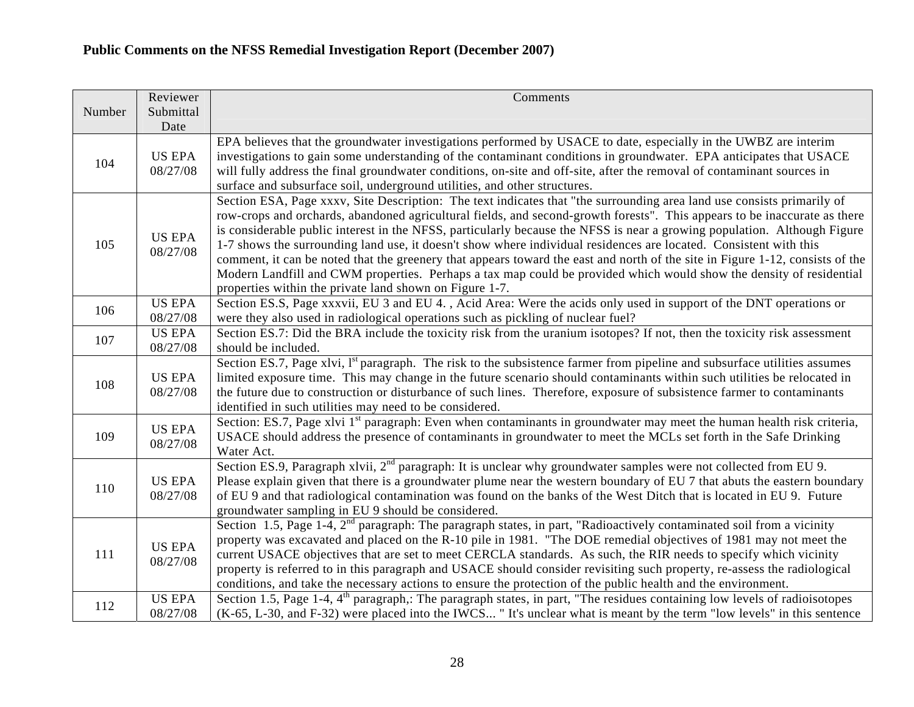**Public Comments on the NFSS Remedial Investigation Report (December 2007)**

| Number | Reviewer Submittal Date | Comments |
|---|---|---|
| 104 | US EPA 08/27/08 | EPA believes that the groundwater investigations performed by USACE to date, especially in the UWBZ are interim investigations to gain some understanding of the contaminant conditions in groundwater. EPA anticipates that USACE will fully address the final groundwater conditions, on-site and off-site, after the removal of contaminant sources in surface and subsurface soil, underground utilities, and other structures. |
| 105 | US EPA 08/27/08 | Section ESA, Page xxxv, Site Description: The text indicates that "the surrounding area land use consists primarily of row-crops and orchards, abandoned agricultural fields, and second-growth forests". This appears to be inaccurate as there is considerable public interest in the NFSS, particularly because the NFSS is near a growing population. Although Figure 1-7 shows the surrounding land use, it doesn't show where individual residences are located. Consistent with this comment, it can be noted that the greenery that appears toward the east and north of the site in Figure 1-12, consists of the Modern Landfill and CWM properties. Perhaps a tax map could be provided which would show the density of residential properties within the private land shown on Figure 1-7. |
| 106 | US EPA 08/27/08 | Section ES.S, Page xxxvii, EU 3 and EU 4. , Acid Area: Were the acids only used in support of the DNT operations or were they also used in radiological operations such as pickling of nuclear fuel? |
| 107 | US EPA 08/27/08 | Section ES.7: Did the BRA include the toxicity risk from the uranium isotopes? If not, then the toxicity risk assessment should be included. |
| 108 | US EPA 08/27/08 | Section ES.7, Page xlvi, 1st paragraph. The risk to the subsistence farmer from pipeline and subsurface utilities assumes limited exposure time. This may change in the future scenario should contaminants within such utilities be relocated in the future due to construction or disturbance of such lines. Therefore, exposure of subsistence farmer to contaminants identified in such utilities may need to be considered. |
| 109 | US EPA 08/27/08 | Section: ES.7, Page xlvi 1st paragraph: Even when contaminants in groundwater may meet the human health risk criteria, USACE should address the presence of contaminants in groundwater to meet the MCLs set forth in the Safe Drinking Water Act. |
| 110 | US EPA 08/27/08 | Section ES.9, Paragraph xlvii, 2nd paragraph: It is unclear why groundwater samples were not collected from EU 9. Please explain given that there is a groundwater plume near the western boundary of EU 7 that abuts the eastern boundary of EU 9 and that radiological contamination was found on the banks of the West Ditch that is located in EU 9. Future groundwater sampling in EU 9 should be considered. |
| 111 | US EPA 08/27/08 | Section 1.5, Page 1-4, 2nd paragraph: The paragraph states, in part, "Radioactively contaminated soil from a vicinity property was excavated and placed on the R-10 pile in 1981. "The DOE remedial objectives of 1981 may not meet the current USACE objectives that are set to meet CERCLA standards. As such, the RIR needs to specify which vicinity property is referred to in this paragraph and USACE should consider revisiting such property, re-assess the radiological conditions, and take the necessary actions to ensure the protection of the public health and the environment. |
| 112 | US EPA 08/27/08 | Section 1.5, Page 1-4, 4th paragraph,: The paragraph states, in part, "The residues containing low levels of radioisotopes (K-65, L-30, and F-32) were placed into the IWCS... " It's unclear what is meant by the term "low levels" in this sentence |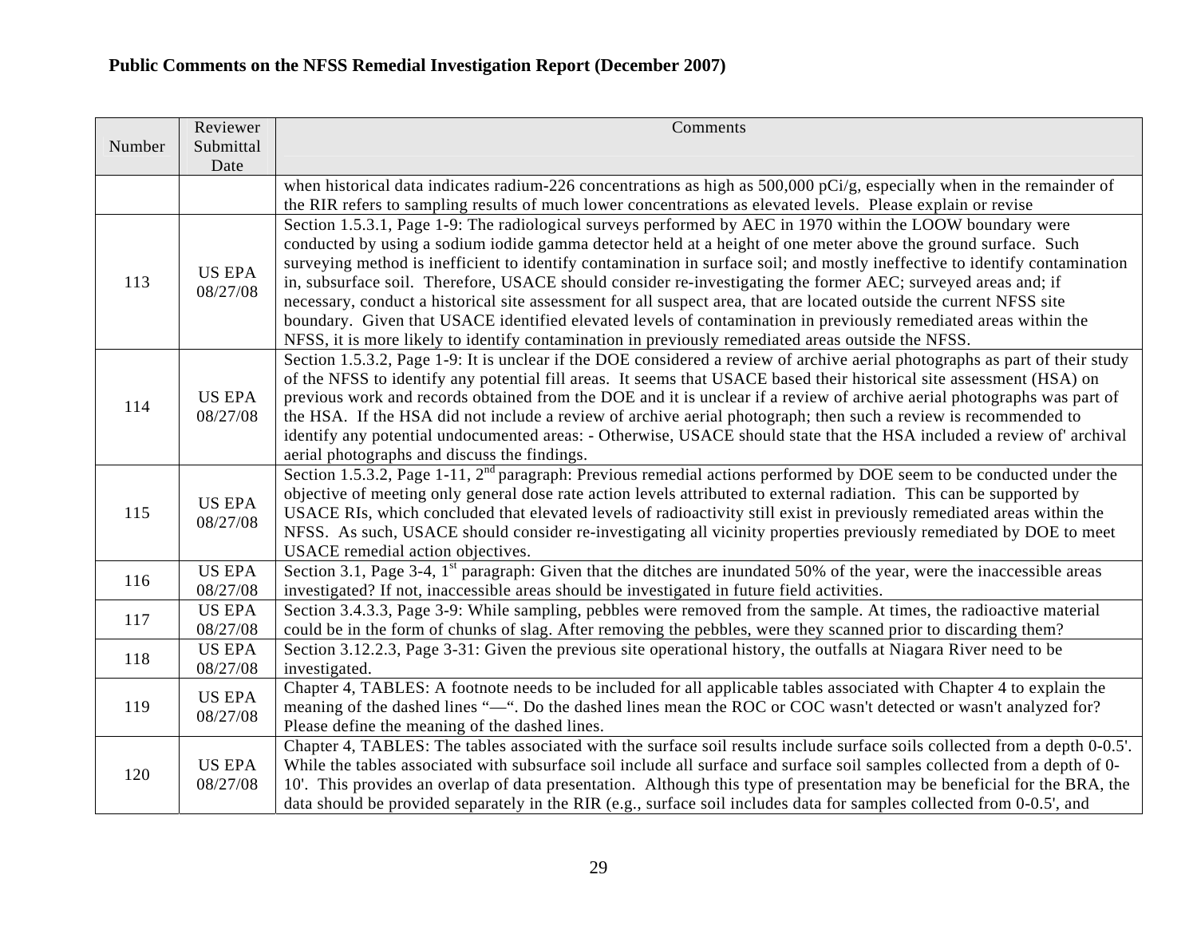**Public Comments on the NFSS Remedial Investigation Report (December 2007)**

| Number | Reviewer Submittal Date | Comments |
|---|---|---|
| | | when historical data indicates radium-226 concentrations as high as 500,000 pCi/g, especially when in the remainder of the RIR refers to sampling results of much lower concentrations as elevated levels. Please explain or revise |
| 113 | US EPA 08/27/08 | Section 1.5.3.1, Page 1-9: The radiological surveys performed by AEC in 1970 within the LOOW boundary were conducted by using a sodium iodide gamma detector held at a height of one meter above the ground surface. Such surveying method is inefficient to identify contamination in surface soil; and mostly ineffective to identify contamination in, subsurface soil. Therefore, USACE should consider re-investigating the former AEC; surveyed areas and; if necessary, conduct a historical site assessment for all suspect area, that are located outside the current NFSS site boundary. Given that USACE identified elevated levels of contamination in previously remediated areas within the NFSS, it is more likely to identify contamination in previously remediated areas outside the NFSS. |
| 114 | US EPA 08/27/08 | Section 1.5.3.2, Page 1-9: It is unclear if the DOE considered a review of archive aerial photographs as part of their study of the NFSS to identify any potential fill areas. It seems that USACE based their historical site assessment (HSA) on previous work and records obtained from the DOE and it is unclear if a review of archive aerial photographs was part of the HSA. If the HSA did not include a review of archive aerial photograph; then such a review is recommended to identify any potential undocumented areas: - Otherwise, USACE should state that the HSA included a review of' archival aerial photographs and discuss the findings. |
| 115 | US EPA 08/27/08 | Section 1.5.3.2, Page 1-11, 2nd paragraph: Previous remedial actions performed by DOE seem to be conducted under the objective of meeting only general dose rate action levels attributed to external radiation. This can be supported by USACE RIs, which concluded that elevated levels of radioactivity still exist in previously remediated areas within the NFSS. As such, USACE should consider re-investigating all vicinity properties previously remediated by DOE to meet USACE remedial action objectives. |
| 116 | US EPA 08/27/08 | Section 3.1, Page 3-4, 1st paragraph: Given that the ditches are inundated 50% of the year, were the inaccessible areas investigated? If not, inaccessible areas should be investigated in future field activities. |
| 117 | US EPA 08/27/08 | Section 3.4.3.3, Page 3-9: While sampling, pebbles were removed from the sample. At times, the radioactive material could be in the form of chunks of slag. After removing the pebbles, were they scanned prior to discarding them? |
| 118 | US EPA 08/27/08 | Section 3.12.2.3, Page 3-31: Given the previous site operational history, the outfalls at Niagara River need to be investigated. |
| 119 | US EPA 08/27/08 | Chapter 4, TABLES: A footnote needs to be included for all applicable tables associated with Chapter 4 to explain the meaning of the dashed lines "—". Do the dashed lines mean the ROC or COC wasn't detected or wasn't analyzed for? Please define the meaning of the dashed lines. |
| 120 | US EPA 08/27/08 | Chapter 4, TABLES: The tables associated with the surface soil results include surface soils collected from a depth 0-0.5'. While the tables associated with subsurface soil include all surface and surface soil samples collected from a depth of 0-10'. This provides an overlap of data presentation. Although this type of presentation may be beneficial for the BRA, the data should be provided separately in the RIR (e.g., surface soil includes data for samples collected from 0-0.5', and |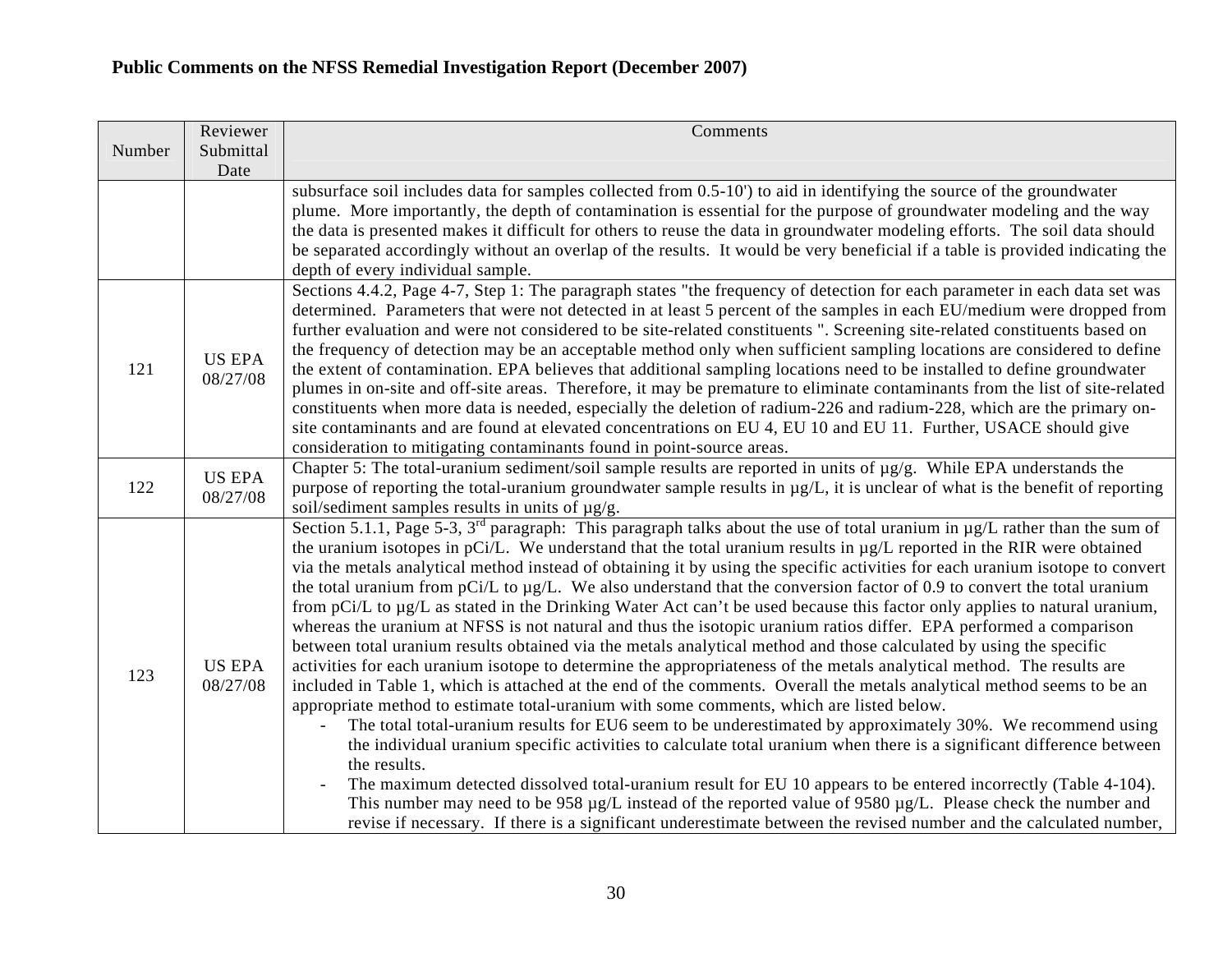**Public Comments on the NFSS Remedial Investigation Report (December 2007)**

| Number | Reviewer Submittal Date | Comments |
|---|---|---|
| | | subsurface soil includes data for samples collected from 0.5-10') to aid in identifying the source of the groundwater plume. More importantly, the depth of contamination is essential for the purpose of groundwater modeling and the way the data is presented makes it difficult for others to reuse the data in groundwater modeling efforts. The soil data should be separated accordingly without an overlap of the results. It would be very beneficial if a table is provided indicating the depth of every individual sample. |
| 121 | US EPA 08/27/08 | Sections 4.4.2, Page 4-7, Step 1: The paragraph states "the frequency of detection for each parameter in each data set was determined. Parameters that were not detected in at least 5 percent of the samples in each EU/medium were dropped from further evaluation and were not considered to be site-related constituents ". Screening site-related constituents based on the frequency of detection may be an acceptable method only when sufficient sampling locations are considered to define the extent of contamination. EPA believes that additional sampling locations need to be installed to define groundwater plumes in on-site and off-site areas. Therefore, it may be premature to eliminate contaminants from the list of site-related constituents when more data is needed, especially the deletion of radium-226 and radium-228, which are the primary on-site contaminants and are found at elevated concentrations on EU 4, EU 10 and EU 11. Further, USACE should give consideration to mitigating contaminants found in point-source areas. |
| 122 | US EPA 08/27/08 | Chapter 5: The total-uranium sediment/soil sample results are reported in units of µg/g. While EPA understands the purpose of reporting the total-uranium groundwater sample results in µg/L, it is unclear of what is the benefit of reporting soil/sediment samples results in units of µg/g. |
| 123 | US EPA 08/27/08 | Section 5.1.1, Page 5-3, 3rd paragraph: This paragraph talks about the use of total uranium in µg/L rather than the sum of the uranium isotopes in pCi/L. We understand that the total uranium results in µg/L reported in the RIR were obtained via the metals analytical method instead of obtaining it by using the specific activities for each uranium isotope to convert the total uranium from pCi/L to µg/L. We also understand that the conversion factor of 0.9 to convert the total uranium from pCi/L to µg/L as stated in the Drinking Water Act can't be used because this factor only applies to natural uranium, whereas the uranium at NFSS is not natural and thus the isotopic uranium ratios differ. EPA performed a comparison between total uranium results obtained via the metals analytical method and those calculated by using the specific activities for each uranium isotope to determine the appropriateness of the metals analytical method. The results are included in Table 1, which is attached at the end of the comments. Overall the metals analytical method seems to be an appropriate method to estimate total-uranium with some comments, which are listed below.<br>- The total total-uranium results for EU6 seem to be underestimated by approximately 30%. We recommend using the individual uranium specific activities to calculate total uranium when there is a significant difference between the results.<br>- The maximum detected dissolved total-uranium result for EU 10 appears to be entered incorrectly (Table 4-104). This number may need to be 958 µg/L instead of the reported value of 9580 µg/L. Please check the number and revise if necessary. If there is a significant underestimate between the revised number and the calculated number, |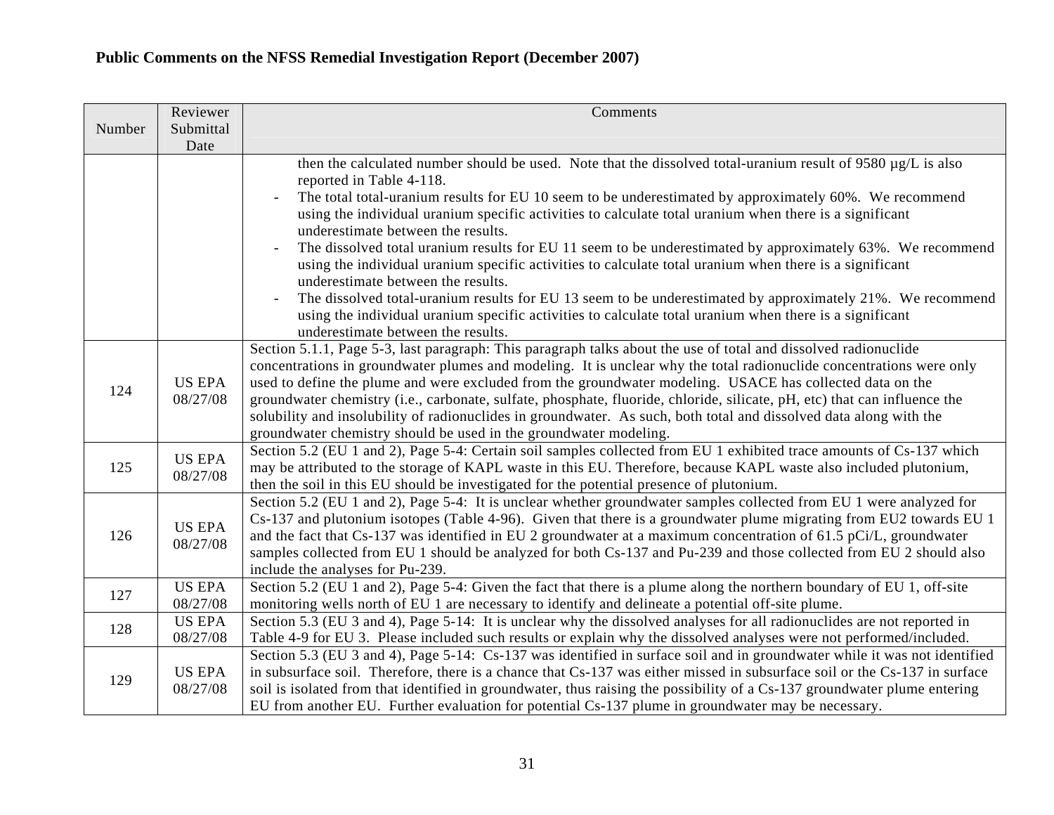**Public Comments on the NFSS Remedial Investigation Report (December 2007)**

| Number | Reviewer Submittal Date | Comments |
|---|---|---|
| | | then the calculated number should be used. Note that the dissolved total-uranium result of 9580 µg/L is also reported in Table 4-118. <br> - The total total-uranium results for EU 10 seem to be underestimated by approximately 60%. We recommend using the individual uranium specific activities to calculate total uranium when there is a significant underestimate between the results. <br> - The dissolved total uranium results for EU 11 seem to be underestimated by approximately 63%. We recommend using the individual uranium specific activities to calculate total uranium when there is a significant underestimate between the results. <br> - The dissolved total-uranium results for EU 13 seem to be underestimated by approximately 21%. We recommend using the individual uranium specific activities to calculate total uranium when there is a significant underestimate between the results. |
| 124 | US EPA 08/27/08 | Section 5.1.1, Page 5-3, last paragraph: This paragraph talks about the use of total and dissolved radionuclide concentrations in groundwater plumes and modeling. It is unclear why the total radionuclide concentrations were only used to define the plume and were excluded from the groundwater modeling. USACE has collected data on the groundwater chemistry (i.e., carbonate, sulfate, phosphate, fluoride, chloride, silicate, pH, etc) that can influence the solubility and insolubility of radionuclides in groundwater. As such, both total and dissolved data along with the groundwater chemistry should be used in the groundwater modeling. |
| 125 | US EPA 08/27/08 | Section 5.2 (EU 1 and 2), Page 5-4: Certain soil samples collected from EU 1 exhibited trace amounts of Cs-137 which may be attributed to the storage of KAPL waste in this EU. Therefore, because KAPL waste also included plutonium, then the soil in this EU should be investigated for the potential presence of plutonium. |
| 126 | US EPA 08/27/08 | Section 5.2 (EU 1 and 2), Page 5-4: It is unclear whether groundwater samples collected from EU 1 were analyzed for Cs-137 and plutonium isotopes (Table 4-96). Given that there is a groundwater plume migrating from EU2 towards EU 1 and the fact that Cs-137 was identified in EU 2 groundwater at a maximum concentration of 61.5 pCi/L, groundwater samples collected from EU 1 should be analyzed for both Cs-137 and Pu-239 and those collected from EU 2 should also include the analyses for Pu-239. |
| 127 | US EPA 08/27/08 | Section 5.2 (EU 1 and 2), Page 5-4: Given the fact that there is a plume along the northern boundary of EU 1, off-site monitoring wells north of EU 1 are necessary to identify and delineate a potential off-site plume. |
| 128 | US EPA 08/27/08 | Section 5.3 (EU 3 and 4), Page 5-14: It is unclear why the dissolved analyses for all radionuclides are not reported in Table 4-9 for EU 3. Please included such results or explain why the dissolved analyses were not performed/included. |
| 129 | US EPA 08/27/08 | Section 5.3 (EU 3 and 4), Page 5-14: Cs-137 was identified in surface soil and in groundwater while it was not identified in subsurface soil. Therefore, there is a chance that Cs-137 was either missed in subsurface soil or the Cs-137 in surface soil is isolated from that identified in groundwater, thus raising the possibility of a Cs-137 groundwater plume entering EU from another EU. Further evaluation for potential Cs-137 plume in groundwater may be necessary. |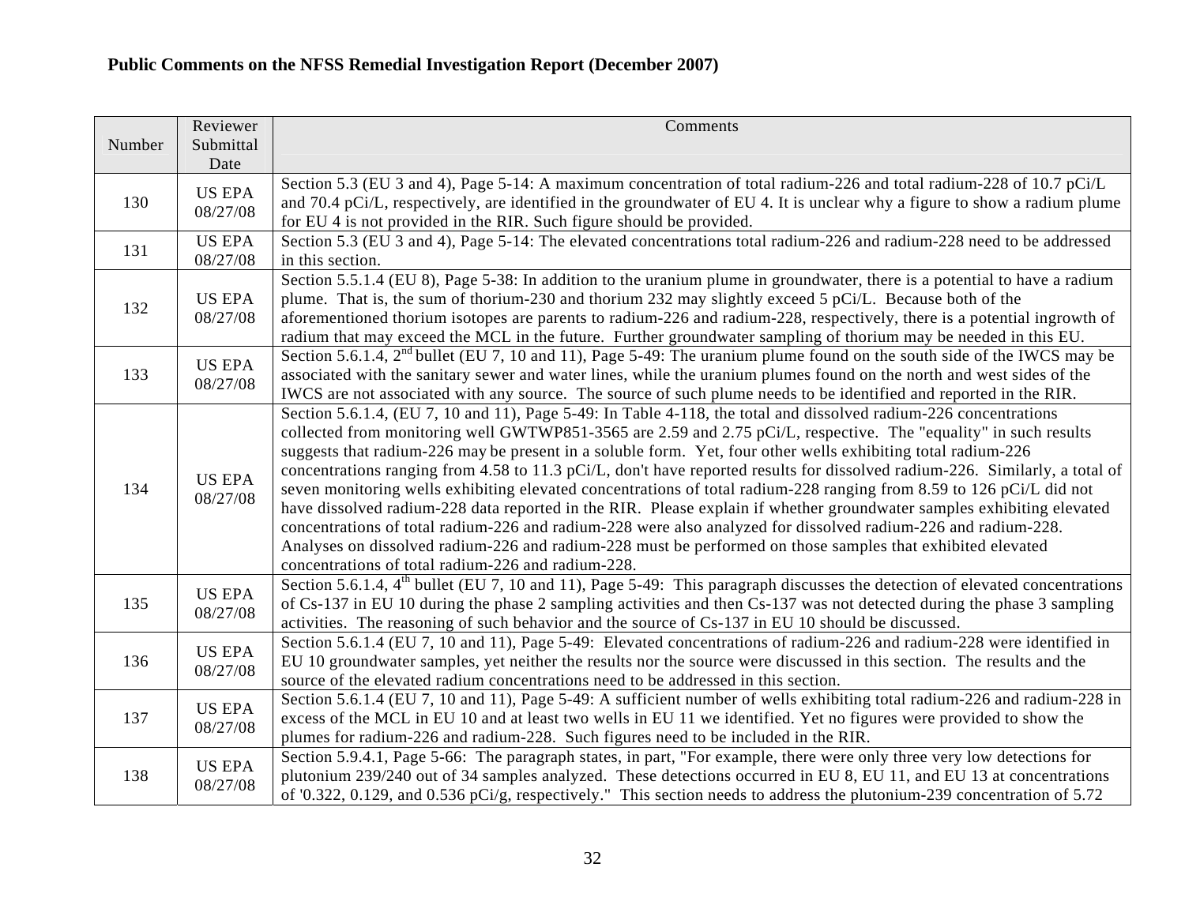**Public Comments on the NFSS Remedial Investigation Report (December 2007)**

| Number | Reviewer Submittal Date | Comments |
|---|---|---|
| 130 | US EPA 08/27/08 | Section 5.3 (EU 3 and 4), Page 5-14: A maximum concentration of total radium-226 and total radium-228 of 10.7 pCi/L and 70.4 pCi/L, respectively, are identified in the groundwater of EU 4. It is unclear why a figure to show a radium plume for EU 4 is not provided in the RIR. Such figure should be provided. |
| 131 | US EPA 08/27/08 | Section 5.3 (EU 3 and 4), Page 5-14: The elevated concentrations total radium-226 and radium-228 need to be addressed in this section. |
| 132 | US EPA 08/27/08 | Section 5.5.1.4 (EU 8), Page 5-38: In addition to the uranium plume in groundwater, there is a potential to have a radium plume. That is, the sum of thorium-230 and thorium 232 may slightly exceed 5 pCi/L. Because both of the aforementioned thorium isotopes are parents to radium-226 and radium-228, respectively, there is a potential ingrowth of radium that may exceed the MCL in the future. Further groundwater sampling of thorium may be needed in this EU. |
| 133 | US EPA 08/27/08 | Section 5.6.1.4, 2nd bullet (EU 7, 10 and 11), Page 5-49: The uranium plume found on the south side of the IWCS may be associated with the sanitary sewer and water lines, while the uranium plumes found on the north and west sides of the IWCS are not associated with any source. The source of such plume needs to be identified and reported in the RIR. |
| 134 | US EPA 08/27/08 | Section 5.6.1.4, (EU 7, 10 and 11), Page 5-49: In Table 4-118, the total and dissolved radium-226 concentrations collected from monitoring well GWTWP851-3565 are 2.59 and 2.75 pCi/L, respective. The "equality" in such results suggests that radium-226 may be present in a soluble form. Yet, four other wells exhibiting total radium-226 concentrations ranging from 4.58 to 11.3 pCi/L, don't have reported results for dissolved radium-226. Similarly, a total of seven monitoring wells exhibiting elevated concentrations of total radium-228 ranging from 8.59 to 126 pCi/L did not have dissolved radium-228 data reported in the RIR. Please explain if whether groundwater samples exhibiting elevated concentrations of total radium-226 and radium-228 were also analyzed for dissolved radium-226 and radium-228. Analyses on dissolved radium-226 and radium-228 must be performed on those samples that exhibited elevated concentrations of total radium-226 and radium-228. |
| 135 | US EPA 08/27/08 | Section 5.6.1.4, 4th bullet (EU 7, 10 and 11), Page 5-49: This paragraph discusses the detection of elevated concentrations of Cs-137 in EU 10 during the phase 2 sampling activities and then Cs-137 was not detected during the phase 3 sampling activities. The reasoning of such behavior and the source of Cs-137 in EU 10 should be discussed. |
| 136 | US EPA 08/27/08 | Section 5.6.1.4 (EU 7, 10 and 11), Page 5-49: Elevated concentrations of radium-226 and radium-228 were identified in EU 10 groundwater samples, yet neither the results nor the source were discussed in this section. The results and the source of the elevated radium concentrations need to be addressed in this section. |
| 137 | US EPA 08/27/08 | Section 5.6.1.4 (EU 7, 10 and 11), Page 5-49: A sufficient number of wells exhibiting total radium-226 and radium-228 in excess of the MCL in EU 10 and at least two wells in EU 11 we identified. Yet no figures were provided to show the plumes for radium-226 and radium-228. Such figures need to be included in the RIR. |
| 138 | US EPA 08/27/08 | Section 5.9.4.1, Page 5-66: The paragraph states, in part, "For example, there were only three very low detections for plutonium 239/240 out of 34 samples analyzed. These detections occurred in EU 8, EU 11, and EU 13 at concentrations of '0.322, 0.129, and 0.536 pCi/g, respectively." This section needs to address the plutonium-239 concentration of 5.72 |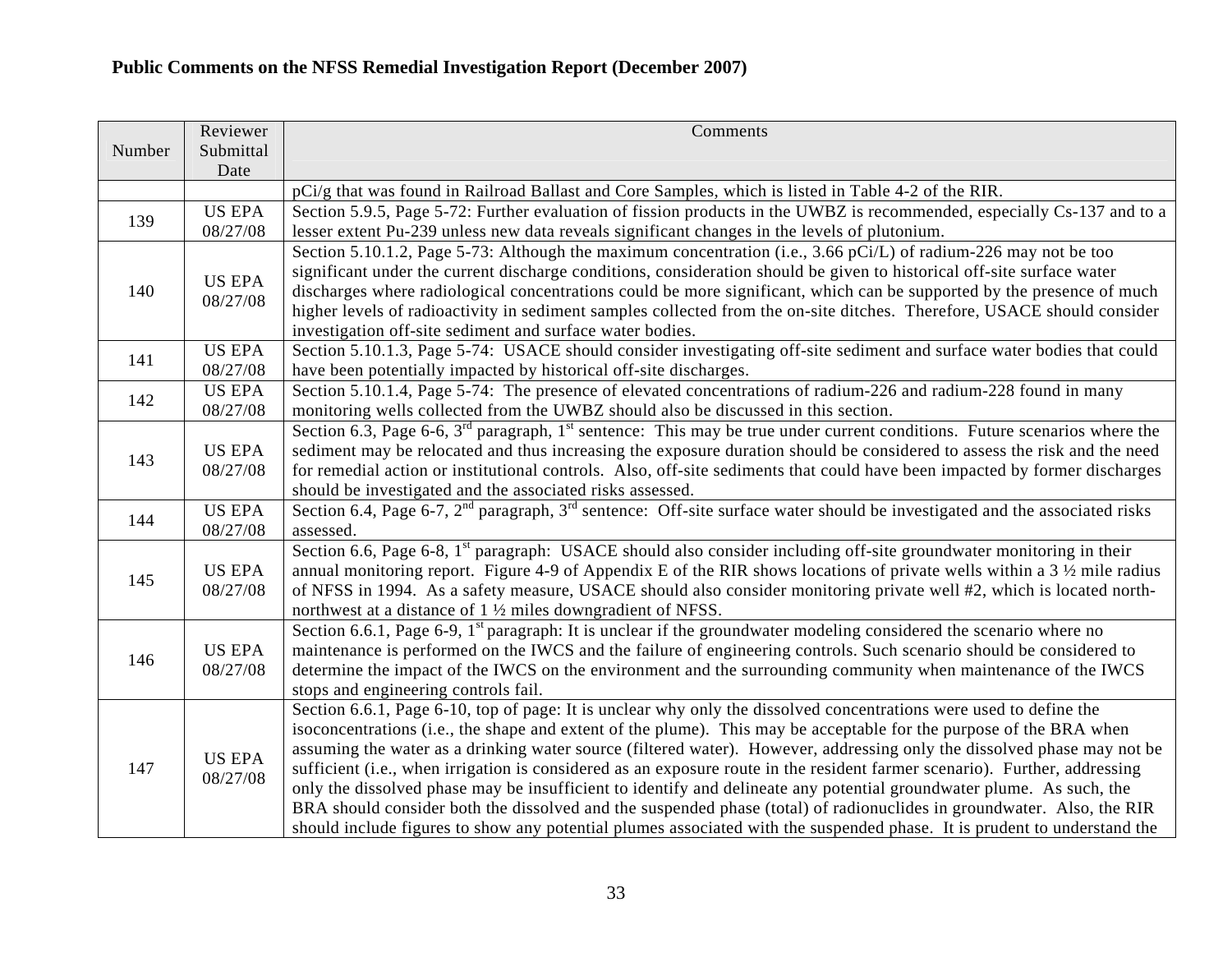**Public Comments on the NFSS Remedial Investigation Report (December 2007)**

| Number | Reviewer Submittal Date | Comments |
|---|---|---|
| | | pCi/g that was found in Railroad Ballast and Core Samples, which is listed in Table 4-2 of the RIR. |
| 139 | US EPA 08/27/08 | Section 5.9.5, Page 5-72: Further evaluation of fission products in the UWBZ is recommended, especially Cs-137 and to a lesser extent Pu-239 unless new data reveals significant changes in the levels of plutonium. |
| 140 | US EPA 08/27/08 | Section 5.10.1.2, Page 5-73: Although the maximum concentration (i.e., 3.66 pCi/L) of radium-226 may not be too significant under the current discharge conditions, consideration should be given to historical off-site surface water discharges where radiological concentrations could be more significant, which can be supported by the presence of much higher levels of radioactivity in sediment samples collected from the on-site ditches. Therefore, USACE should consider investigation off-site sediment and surface water bodies. |
| 141 | US EPA 08/27/08 | Section 5.10.1.3, Page 5-74: USACE should consider investigating off-site sediment and surface water bodies that could have been potentially impacted by historical off-site discharges. |
| 142 | US EPA 08/27/08 | Section 5.10.1.4, Page 5-74: The presence of elevated concentrations of radium-226 and radium-228 found in many monitoring wells collected from the UWBZ should also be discussed in this section. |
| 143 | US EPA 08/27/08 | Section 6.3, Page 6-6, 3rd paragraph, 1st sentence: This may be true under current conditions. Future scenarios where the sediment may be relocated and thus increasing the exposure duration should be considered to assess the risk and the need for remedial action or institutional controls. Also, off-site sediments that could have been impacted by former discharges should be investigated and the associated risks assessed. |
| 144 | US EPA 08/27/08 | Section 6.4, Page 6-7, 2nd paragraph, 3rd sentence: Off-site surface water should be investigated and the associated risks assessed. |
| 145 | US EPA 08/27/08 | Section 6.6, Page 6-8, 1st paragraph: USACE should also consider including off-site groundwater monitoring in their annual monitoring report. Figure 4-9 of Appendix E of the RIR shows locations of private wells within a 3 ½ mile radius of NFSS in 1994. As a safety measure, USACE should also consider monitoring private well #2, which is located north-northwest at a distance of 1 ½ miles downgradient of NFSS. |
| 146 | US EPA 08/27/08 | Section 6.6.1, Page 6-9, 1st paragraph: It is unclear if the groundwater modeling considered the scenario where no maintenance is performed on the IWCS and the failure of engineering controls. Such scenario should be considered to determine the impact of the IWCS on the environment and the surrounding community when maintenance of the IWCS stops and engineering controls fail. |
| 147 | US EPA 08/27/08 | Section 6.6.1, Page 6-10, top of page: It is unclear why only the dissolved concentrations were used to define the isoconcentrations (i.e., the shape and extent of the plume). This may be acceptable for the purpose of the BRA when assuming the water as a drinking water source (filtered water). However, addressing only the dissolved phase may not be sufficient (i.e., when irrigation is considered as an exposure route in the resident farmer scenario). Further, addressing only the dissolved phase may be insufficient to identify and delineate any potential groundwater plume. As such, the BRA should consider both the dissolved and the suspended phase (total) of radionuclides in groundwater. Also, the RIR should include figures to show any potential plumes associated with the suspended phase. It is prudent to understand the |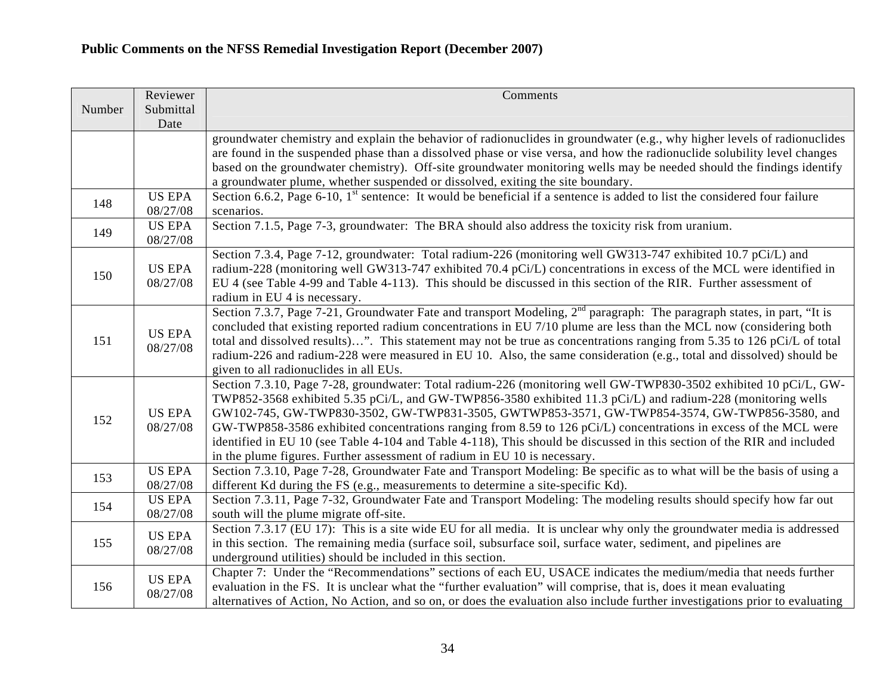**Public Comments on the NFSS Remedial Investigation Report (December 2007)**

| Number | Reviewer Submittal Date | Comments |
|---|---|---|
| | | groundwater chemistry and explain the behavior of radionuclides in groundwater (e.g., why higher levels of radionuclides are found in the suspended phase than a dissolved phase or vise versa, and how the radionuclide solubility level changes based on the groundwater chemistry). Off-site groundwater monitoring wells may be needed should the findings identify a groundwater plume, whether suspended or dissolved, exiting the site boundary. |
| 148 | US EPA 08/27/08 | Section 6.6.2, Page 6-10, 1st sentence: It would be beneficial if a sentence is added to list the considered four failure scenarios. |
| 149 | US EPA 08/27/08 | Section 7.1.5, Page 7-3, groundwater: The BRA should also address the toxicity risk from uranium. |
| 150 | US EPA 08/27/08 | Section 7.3.4, Page 7-12, groundwater: Total radium-226 (monitoring well GW313-747 exhibited 10.7 pCi/L) and radium-228 (monitoring well GW313-747 exhibited 70.4 pCi/L) concentrations in excess of the MCL were identified in EU 4 (see Table 4-99 and Table 4-113). This should be discussed in this section of the RIR. Further assessment of radium in EU 4 is necessary. |
| 151 | US EPA 08/27/08 | Section 7.3.7, Page 7-21, Groundwater Fate and transport Modeling, 2nd paragraph: The paragraph states, in part, "It is concluded that existing reported radium concentrations in EU 7/10 plume are less than the MCL now (considering both total and dissolved results)…". This statement may not be true as concentrations ranging from 5.35 to 126 pCi/L of total radium-226 and radium-228 were measured in EU 10. Also, the same consideration (e.g., total and dissolved) should be given to all radionuclides in all EUs. |
| 152 | US EPA 08/27/08 | Section 7.3.10, Page 7-28, groundwater: Total radium-226 (monitoring well GW-TWP830-3502 exhibited 10 pCi/L, GW-TWP852-3568 exhibited 5.35 pCi/L, and GW-TWP856-3580 exhibited 11.3 pCi/L) and radium-228 (monitoring wells GW102-745, GW-TWP830-3502, GW-TWP831-3505, GWTWP853-3571, GW-TWP854-3574, GW-TWP856-3580, and GW-TWP858-3586 exhibited concentrations ranging from 8.59 to 126 pCi/L) concentrations in excess of the MCL were identified in EU 10 (see Table 4-104 and Table 4-118), This should be discussed in this section of the RIR and included in the plume figures. Further assessment of radium in EU 10 is necessary. |
| 153 | US EPA 08/27/08 | Section 7.3.10, Page 7-28, Groundwater Fate and Transport Modeling: Be specific as to what will be the basis of using a different Kd during the FS (e.g., measurements to determine a site-specific Kd). |
| 154 | US EPA 08/27/08 | Section 7.3.11, Page 7-32, Groundwater Fate and Transport Modeling: The modeling results should specify how far out south will the plume migrate off-site. |
| 155 | US EPA 08/27/08 | Section 7.3.17 (EU 17): This is a site wide EU for all media. It is unclear why only the groundwater media is addressed in this section. The remaining media (surface soil, subsurface soil, surface water, sediment, and pipelines are underground utilities) should be included in this section. |
| 156 | US EPA 08/27/08 | Chapter 7: Under the "Recommendations" sections of each EU, USACE indicates the medium/media that needs further evaluation in the FS. It is unclear what the "further evaluation" will comprise, that is, does it mean evaluating alternatives of Action, No Action, and so on, or does the evaluation also include further investigations prior to evaluating |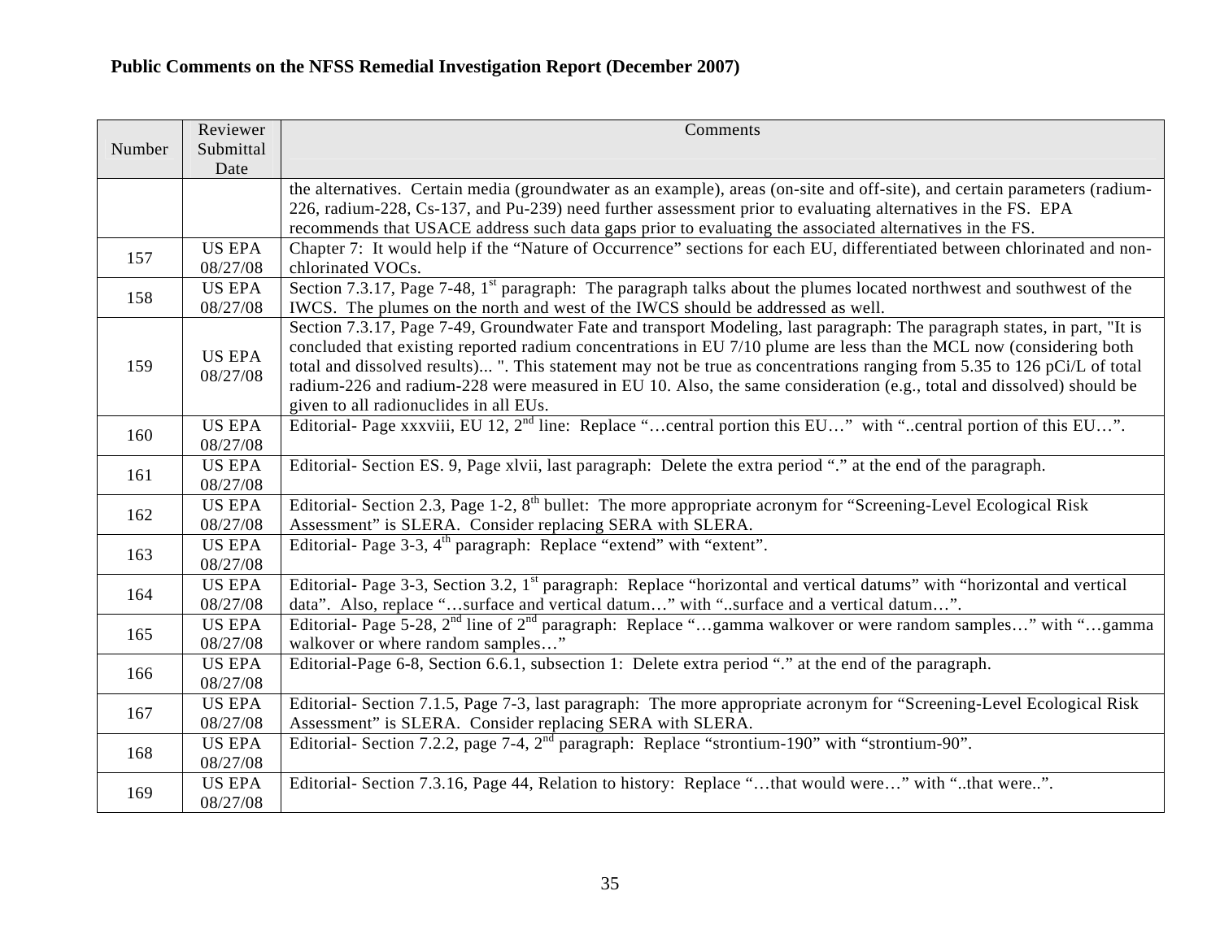**Public Comments on the NFSS Remedial Investigation Report (December 2007)**

| Number | Reviewer Submittal Date | Comments |
|---|---|---|
| | | the alternatives. Certain media (groundwater as an example), areas (on-site and off-site), and certain parameters (radium-226, radium-228, Cs-137, and Pu-239) need further assessment prior to evaluating alternatives in the FS. EPA recommends that USACE address such data gaps prior to evaluating the associated alternatives in the FS. |
| 157 | US EPA 08/27/08 | Chapter 7: It would help if the "Nature of Occurrence" sections for each EU, differentiated between chlorinated and non-chlorinated VOCs. |
| 158 | US EPA 08/27/08 | Section 7.3.17, Page 7-48, 1st paragraph: The paragraph talks about the plumes located northwest and southwest of the IWCS. The plumes on the north and west of the IWCS should be addressed as well. |
| 159 | US EPA 08/27/08 | Section 7.3.17, Page 7-49, Groundwater Fate and transport Modeling, last paragraph: The paragraph states, in part, "It is concluded that existing reported radium concentrations in EU 7/10 plume are less than the MCL now (considering both total and dissolved results)... ". This statement may not be true as concentrations ranging from 5.35 to 126 pCi/L of total radium-226 and radium-228 were measured in EU 10. Also, the same consideration (e.g., total and dissolved) should be given to all radionuclides in all EUs. |
| 160 | US EPA 08/27/08 | Editorial- Page xxxviii, EU 12, 2nd line: Replace "…central portion this EU…" with "..central portion of this EU…". |
| 161 | US EPA 08/27/08 | Editorial- Section ES. 9, Page xlvii, last paragraph: Delete the extra period "." at the end of the paragraph. |
| 162 | US EPA 08/27/08 | Editorial- Section 2.3, Page 1-2, 8th bullet: The more appropriate acronym for "Screening-Level Ecological Risk Assessment" is SLERA. Consider replacing SERA with SLERA. |
| 163 | US EPA 08/27/08 | Editorial- Page 3-3, 4th paragraph: Replace "extend" with "extent". |
| 164 | US EPA 08/27/08 | Editorial- Page 3-3, Section 3.2, 1st paragraph: Replace "horizontal and vertical datums" with "horizontal and vertical data". Also, replace "…surface and vertical datum…" with "..surface and a vertical datum…". |
| 165 | US EPA 08/27/08 | Editorial- Page 5-28, 2nd line of 2nd paragraph: Replace "…gamma walkover or were random samples…" with "…gamma walkover or where random samples…" |
| 166 | US EPA 08/27/08 | Editorial-Page 6-8, Section 6.6.1, subsection 1: Delete extra period "." at the end of the paragraph. |
| 167 | US EPA 08/27/08 | Editorial- Section 7.1.5, Page 7-3, last paragraph: The more appropriate acronym for "Screening-Level Ecological Risk Assessment" is SLERA. Consider replacing SERA with SLERA. |
| 168 | US EPA 08/27/08 | Editorial- Section 7.2.2, page 7-4, 2nd paragraph: Replace "strontium-190" with "strontium-90". |
| 169 | US EPA 08/27/08 | Editorial- Section 7.3.16, Page 44, Relation to history: Replace "…that would were…" with "..that were..". |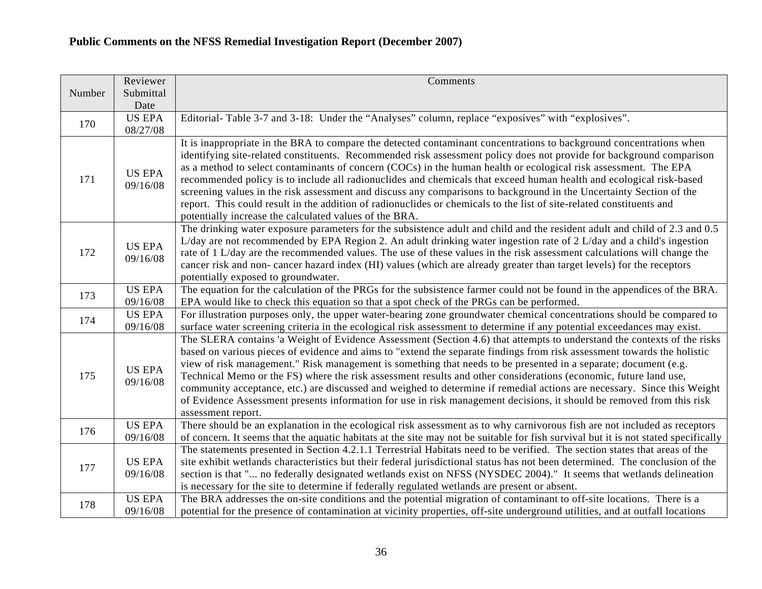**Public Comments on the NFSS Remedial Investigation Report (December 2007)**

| Number | Reviewer Submittal Date | Comments |
|---|---|---|
| 170 | US EPA 08/27/08 | Editorial- Table 3-7 and 3-18: Under the "Analyses" column, replace "exposives" with "explosives". |
| 171 | US EPA 09/16/08 | It is inappropriate in the BRA to compare the detected contaminant concentrations to background concentrations when identifying site-related constituents. Recommended risk assessment policy does not provide for background comparison as a method to select contaminants of concern (COCs) in the human health or ecological risk assessment. The EPA recommended policy is to include all radionuclides and chemicals that exceed human health and ecological risk-based screening values in the risk assessment and discuss any comparisons to background in the Uncertainty Section of the report. This could result in the addition of radionuclides or chemicals to the list of site-related constituents and potentially increase the calculated values of the BRA. |
| 172 | US EPA 09/16/08 | The drinking water exposure parameters for the subsistence adult and child and the resident adult and child of 2.3 and 0.5 L/day are not recommended by EPA Region 2. An adult drinking water ingestion rate of 2 L/day and a child's ingestion rate of 1 L/day are the recommended values. The use of these values in the risk assessment calculations will change the cancer risk and non- cancer hazard index (HI) values (which are already greater than target levels) for the receptors potentially exposed to groundwater. |
| 173 | US EPA 09/16/08 | The equation for the calculation of the PRGs for the subsistence farmer could not be found in the appendices of the BRA. EPA would like to check this equation so that a spot check of the PRGs can be performed. |
| 174 | US EPA 09/16/08 | For illustration purposes only, the upper water-bearing zone groundwater chemical concentrations should be compared to surface water screening criteria in the ecological risk assessment to determine if any potential exceedances may exist. |
| 175 | US EPA 09/16/08 | The SLERA contains 'a Weight of Evidence Assessment (Section 4.6) that attempts to understand the contexts of the risks based on various pieces of evidence and aims to "extend the separate findings from risk assessment towards the holistic view of risk management." Risk management is something that needs to be presented in a separate; document (e.g. Technical Memo or the FS) where the risk assessment results and other considerations (economic, future land use, community acceptance, etc.) are discussed and weighed to determine if remedial actions are necessary. Since this Weight of Evidence Assessment presents information for use in risk management decisions, it should be removed from this risk assessment report. |
| 176 | US EPA 09/16/08 | There should be an explanation in the ecological risk assessment as to why carnivorous fish are not included as receptors of concern. It seems that the aquatic habitats at the site may not be suitable for fish survival but it is not stated specifically |
| 177 | US EPA 09/16/08 | The statements presented in Section 4.2.1.1 Terrestrial Habitats need to be verified. The section states that areas of the site exhibit wetlands characteristics but their federal jurisdictional status has not been determined. The conclusion of the section is that "... no federally designated wetlands exist on NFSS (NYSDEC 2004)." It seems that wetlands delineation is necessary for the site to determine if federally regulated wetlands are present or absent. |
| 178 | US EPA 09/16/08 | The BRA addresses the on-site conditions and the potential migration of contaminant to off-site locations. There is a potential for the presence of contamination at vicinity properties, off-site underground utilities, and at outfall locations |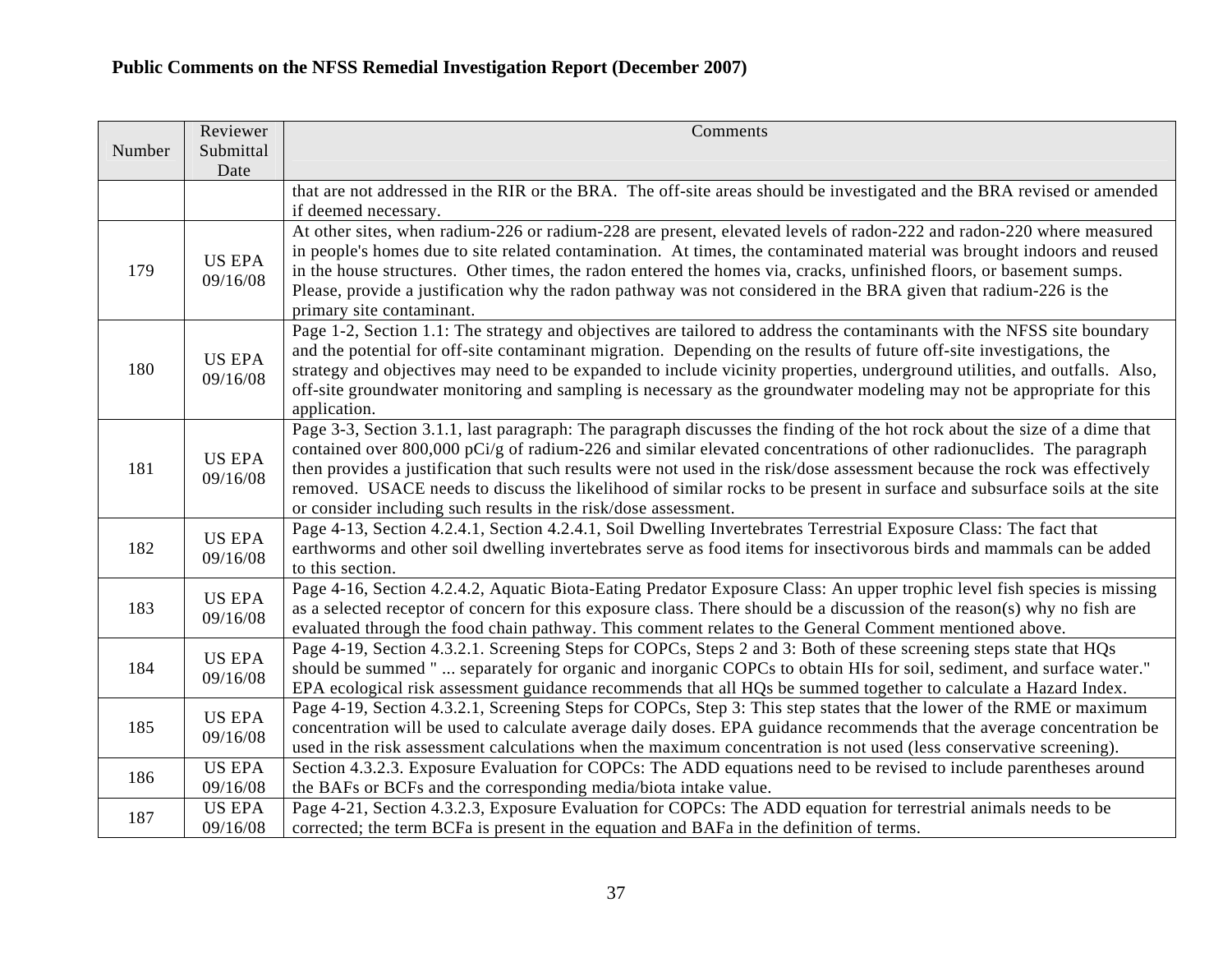**Public Comments on the NFSS Remedial Investigation Report (December 2007)**

| Number | Reviewer Submittal Date | Comments |
|---|---|---|
| | | that are not addressed in the RIR or the BRA. The off-site areas should be investigated and the BRA revised or amended if deemed necessary. |
| 179 | US EPA 09/16/08 | At other sites, when radium-226 or radium-228 are present, elevated levels of radon-222 and radon-220 where measured in people's homes due to site related contamination. At times, the contaminated material was brought indoors and reused in the house structures. Other times, the radon entered the homes via, cracks, unfinished floors, or basement sumps. Please, provide a justification why the radon pathway was not considered in the BRA given that radium-226 is the primary site contaminant. |
| 180 | US EPA 09/16/08 | Page 1-2, Section 1.1: The strategy and objectives are tailored to address the contaminants with the NFSS site boundary and the potential for off-site contaminant migration. Depending on the results of future off-site investigations, the strategy and objectives may need to be expanded to include vicinity properties, underground utilities, and outfalls. Also, off-site groundwater monitoring and sampling is necessary as the groundwater modeling may not be appropriate for this application. |
| 181 | US EPA 09/16/08 | Page 3-3, Section 3.1.1, last paragraph: The paragraph discusses the finding of the hot rock about the size of a dime that contained over 800,000 pCi/g of radium-226 and similar elevated concentrations of other radionuclides. The paragraph then provides a justification that such results were not used in the risk/dose assessment because the rock was effectively removed. USACE needs to discuss the likelihood of similar rocks to be present in surface and subsurface soils at the site or consider including such results in the risk/dose assessment. |
| 182 | US EPA 09/16/08 | Page 4-13, Section 4.2.4.1, Section 4.2.4.1, Soil Dwelling Invertebrates Terrestrial Exposure Class: The fact that earthworms and other soil dwelling invertebrates serve as food items for insectivorous birds and mammals can be added to this section. |
| 183 | US EPA 09/16/08 | Page 4-16, Section 4.2.4.2, Aquatic Biota-Eating Predator Exposure Class: An upper trophic level fish species is missing as a selected receptor of concern for this exposure class. There should be a discussion of the reason(s) why no fish are evaluated through the food chain pathway. This comment relates to the General Comment mentioned above. |
| 184 | US EPA 09/16/08 | Page 4-19, Section 4.3.2.1. Screening Steps for COPCs, Steps 2 and 3: Both of these screening steps state that HQs should be summed " ... separately for organic and inorganic COPCs to obtain HIs for soil, sediment, and surface water." EPA ecological risk assessment guidance recommends that all HQs be summed together to calculate a Hazard Index. |
| 185 | US EPA 09/16/08 | Page 4-19, Section 4.3.2.1, Screening Steps for COPCs, Step 3: This step states that the lower of the RME or maximum concentration will be used to calculate average daily doses. EPA guidance recommends that the average concentration be used in the risk assessment calculations when the maximum concentration is not used (less conservative screening). |
| 186 | US EPA 09/16/08 | Section 4.3.2.3. Exposure Evaluation for COPCs: The ADD equations need to be revised to include parentheses around the BAFs or BCFs and the corresponding media/biota intake value. |
| 187 | US EPA 09/16/08 | Page 4-21, Section 4.3.2.3, Exposure Evaluation for COPCs: The ADD equation for terrestrial animals needs to be corrected; the term BCFa is present in the equation and BAFa in the definition of terms. |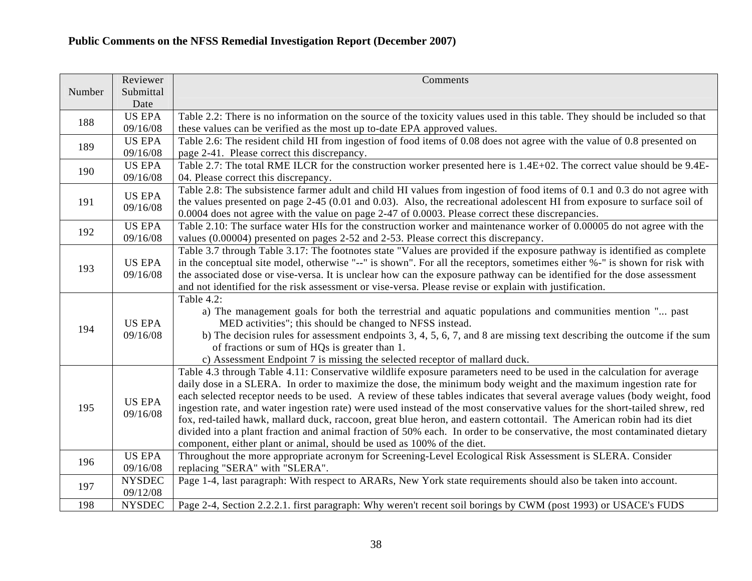**Public Comments on the NFSS Remedial Investigation Report (December 2007)**

| Number | Reviewer Submittal Date | Comments |
|---|---|---|
| 188 | US EPA 09/16/08 | Table 2.2: There is no information on the source of the toxicity values used in this table. They should be included so that these values can be verified as the most up to-date EPA approved values. |
| 189 | US EPA 09/16/08 | Table 2.6: The resident child HI from ingestion of food items of 0.08 does not agree with the value of 0.8 presented on page 2-41. Please correct this discrepancy. |
| 190 | US EPA 09/16/08 | Table 2.7: The total RME ILCR for the construction worker presented here is 1.4E+02. The correct value should be 9.4E-04. Please correct this discrepancy. |
| 191 | US EPA 09/16/08 | Table 2.8: The subsistence farmer adult and child HI values from ingestion of food items of 0.1 and 0.3 do not agree with the values presented on page 2-45 (0.01 and 0.03). Also, the recreational adolescent HI from exposure to surface soil of 0.0004 does not agree with the value on page 2-47 of 0.0003. Please correct these discrepancies. |
| 192 | US EPA 09/16/08 | Table 2.10: The surface water HIs for the construction worker and maintenance worker of 0.00005 do not agree with the values (0.00004) presented on pages 2-52 and 2-53. Please correct this discrepancy. |
| 193 | US EPA 09/16/08 | Table 3.7 through Table 3.17: The footnotes state "Values are provided if the exposure pathway is identified as complete in the conceptual site model, otherwise "--" is shown". For all the receptors, sometimes either %-" is shown for risk with the associated dose or vise-versa. It is unclear how can the exposure pathway can be identified for the dose assessment and not identified for the risk assessment or vise-versa. Please revise or explain with justification. |
| 194 | US EPA 09/16/08 | Table 4.2:<br>a) The management goals for both the terrestrial and aquatic populations and communities mention "... past MED activities"; this should be changed to NFSS instead.<br>b) The decision rules for assessment endpoints 3, 4, 5, 6, 7, and 8 are missing text describing the outcome if the sum of fractions or sum of HQs is greater than 1.<br>c) Assessment Endpoint 7 is missing the selected receptor of mallard duck. |
| 195 | US EPA 09/16/08 | Table 4.3 through Table 4.11: Conservative wildlife exposure parameters need to be used in the calculation for average daily dose in a SLERA. In order to maximize the dose, the minimum body weight and the maximum ingestion rate for each selected receptor needs to be used. A review of these tables indicates that several average values (body weight, food ingestion rate, and water ingestion rate) were used instead of the most conservative values for the short-tailed shrew, red fox, red-tailed hawk, mallard duck, raccoon, great blue heron, and eastern cottontail. The American robin had its diet divided into a plant fraction and animal fraction of 50% each. In order to be conservative, the most contaminated dietary component, either plant or animal, should be used as 100% of the diet. |
| 196 | US EPA 09/16/08 | Throughout the more appropriate acronym for Screening-Level Ecological Risk Assessment is SLERA. Consider replacing "SERA" with "SLERA". |
| 197 | NYSDEC 09/12/08 | Page 1-4, last paragraph: With respect to ARARs, New York state requirements should also be taken into account. |
| 198 | NYSDEC | Page 2-4, Section 2.2.2.1. first paragraph: Why weren't recent soil borings by CWM (post 1993) or USACE's FUDS |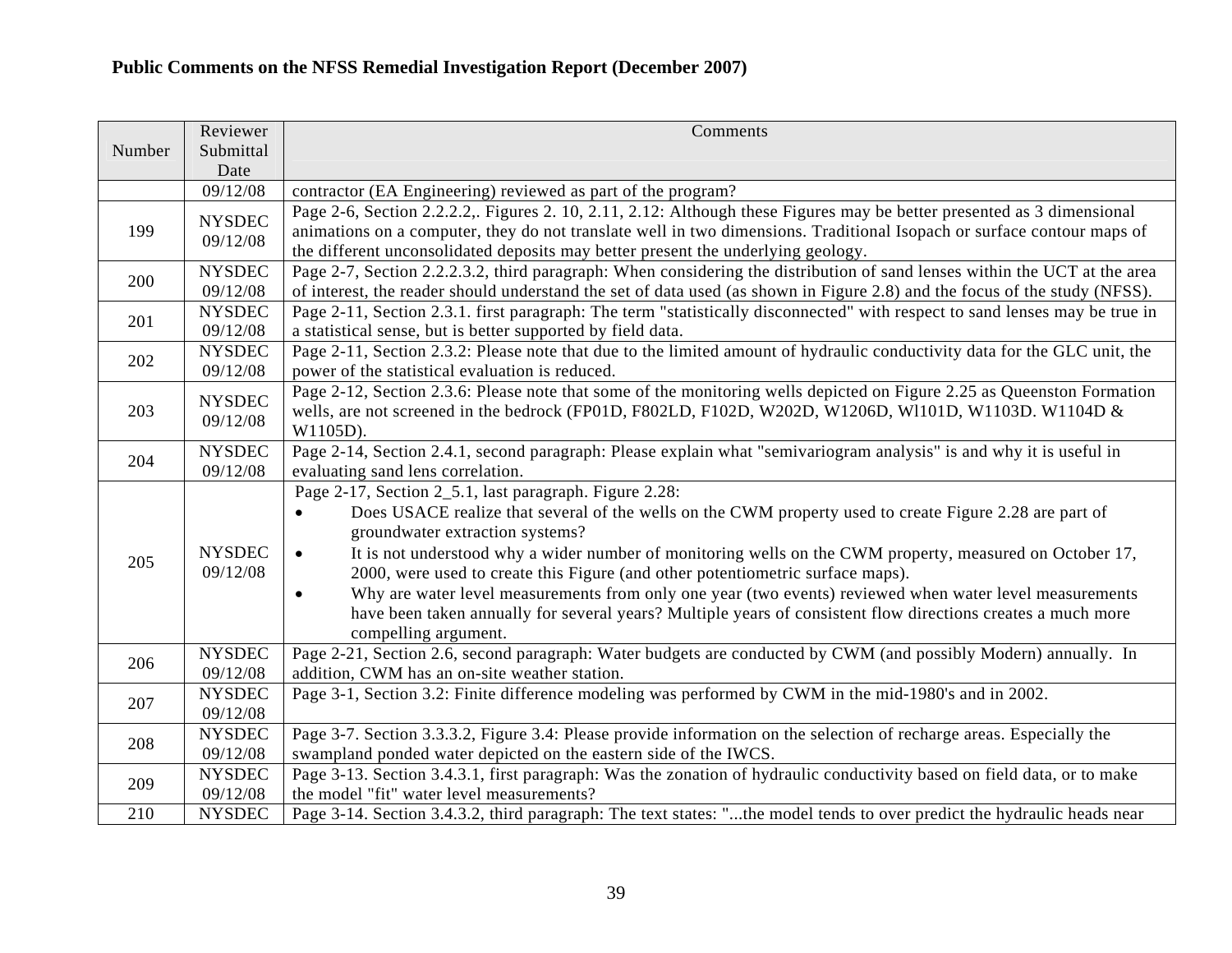**Public Comments on the NFSS Remedial Investigation Report (December 2007)**

| Number | Reviewer Submittal Date | Comments |
|---|---|---|
| | 09/12/08 | contractor (EA Engineering) reviewed as part of the program? |
| 199 | NYSDEC 09/12/08 | Page 2-6, Section 2.2.2.2,. Figures 2. 10, 2.11, 2.12: Although these Figures may be better presented as 3 dimensional animations on a computer, they do not translate well in two dimensions. Traditional Isopach or surface contour maps of the different unconsolidated deposits may better present the underlying geology. |
| 200 | NYSDEC 09/12/08 | Page 2-7, Section 2.2.2.3.2, third paragraph: When considering the distribution of sand lenses within the UCT at the area of interest, the reader should understand the set of data used (as shown in Figure 2.8) and the focus of the study (NFSS). |
| 201 | NYSDEC 09/12/08 | Page 2-11, Section 2.3.1. first paragraph: The term "statistically disconnected" with respect to sand lenses may be true in a statistical sense, but is better supported by field data. |
| 202 | NYSDEC 09/12/08 | Page 2-11, Section 2.3.2: Please note that due to the limited amount of hydraulic conductivity data for the GLC unit, the power of the statistical evaluation is reduced. |
| 203 | NYSDEC 09/12/08 | Page 2-12, Section 2.3.6: Please note that some of the monitoring wells depicted on Figure 2.25 as Queenston Formation wells, are not screened in the bedrock (FP01D, F802LD, F102D, W202D, W1206D, Wl101D, W1103D. W1104D & W1105D). |
| 204 | NYSDEC 09/12/08 | Page 2-14, Section 2.4.1, second paragraph: Please explain what "semivariogram analysis" is and why it is useful in evaluating sand lens correlation. |
| 205 | NYSDEC 09/12/08 | Page 2-17, Section 2_5.1, last paragraph. Figure 2.28: <br>• Does USACE realize that several of the wells on the CWM property used to create Figure 2.28 are part of groundwater extraction systems? <br>• It is not understood why a wider number of monitoring wells on the CWM property, measured on October 17, 2000, were used to create this Figure (and other potentiometric surface maps). <br>• Why are water level measurements from only one year (two events) reviewed when water level measurements have been taken annually for several years? Multiple years of consistent flow directions creates a much more compelling argument. |
| 206 | NYSDEC 09/12/08 | Page 2-21, Section 2.6, second paragraph: Water budgets are conducted by CWM (and possibly Modern) annually. In addition, CWM has an on-site weather station. |
| 207 | NYSDEC 09/12/08 | Page 3-1, Section 3.2: Finite difference modeling was performed by CWM in the mid-1980's and in 2002. |
| 208 | NYSDEC 09/12/08 | Page 3-7. Section 3.3.3.2, Figure 3.4: Please provide information on the selection of recharge areas. Especially the swampland ponded water depicted on the eastern side of the IWCS. |
| 209 | NYSDEC 09/12/08 | Page 3-13. Section 3.4.3.1, first paragraph: Was the zonation of hydraulic conductivity based on field data, or to make the model "fit" water level measurements? |
| 210 | NYSDEC | Page 3-14. Section 3.4.3.2, third paragraph: The text states: "...the model tends to over predict the hydraulic heads near |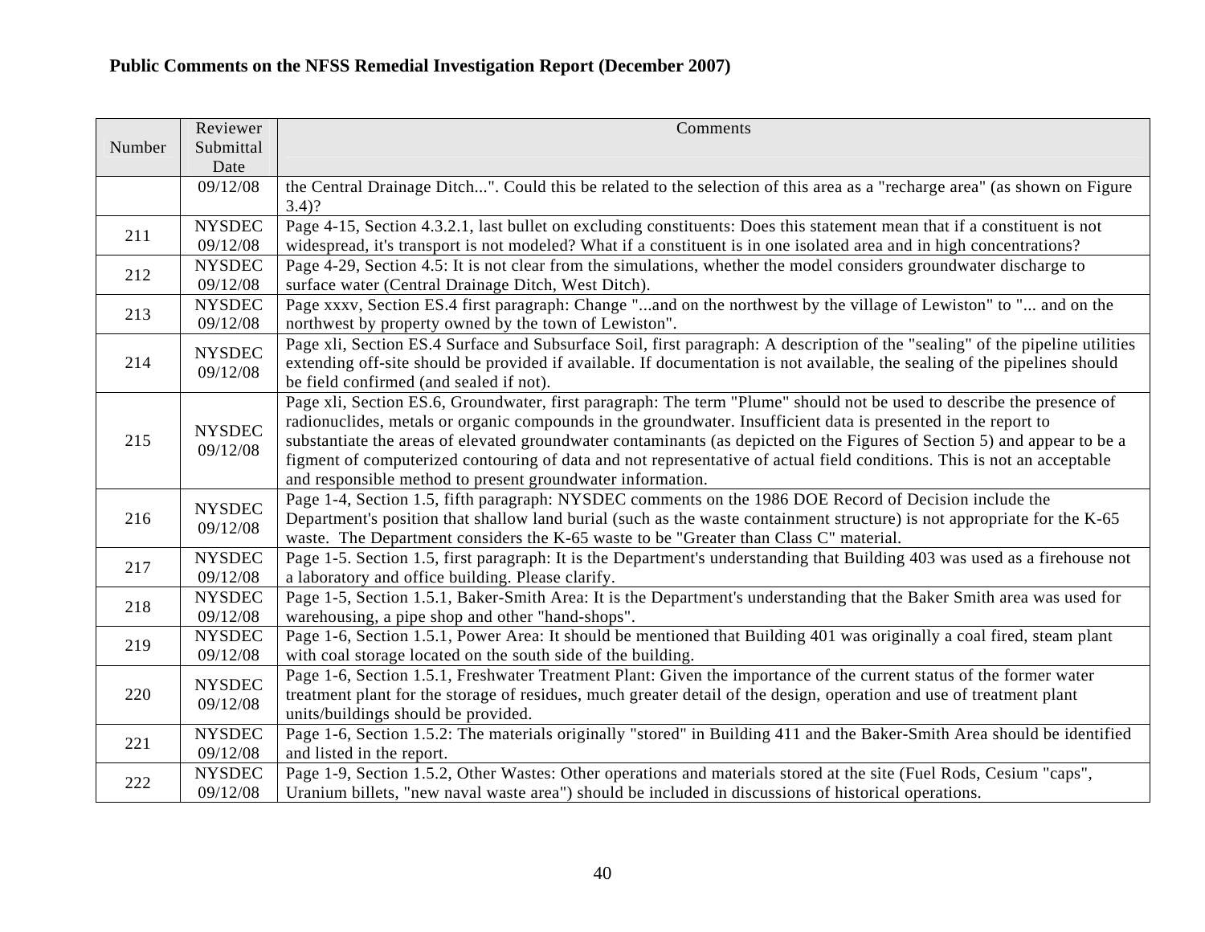**Public Comments on the NFSS Remedial Investigation Report (December 2007)**

| Number | Reviewer Submittal Date | Comments |
|---|---|---|
| | 09/12/08 | the Central Drainage Ditch...". Could this be related to the selection of this area as a "recharge area" (as shown on Figure 3.4)? |
| 211 | NYSDEC 09/12/08 | Page 4-15, Section 4.3.2.1, last bullet on excluding constituents: Does this statement mean that if a constituent is not widespread, it's transport is not modeled? What if a constituent is in one isolated area and in high concentrations? |
| 212 | NYSDEC 09/12/08 | Page 4-29, Section 4.5: It is not clear from the simulations, whether the model considers groundwater discharge to surface water (Central Drainage Ditch, West Ditch). |
| 213 | NYSDEC 09/12/08 | Page xxxv, Section ES.4 first paragraph: Change "...and on the northwest by the village of Lewiston" to "... and on the northwest by property owned by the town of Lewiston". |
| 214 | NYSDEC 09/12/08 | Page xli, Section ES.4 Surface and Subsurface Soil, first paragraph: A description of the "sealing" of the pipeline utilities extending off-site should be provided if available. If documentation is not available, the sealing of the pipelines should be field confirmed (and sealed if not). |
| 215 | NYSDEC 09/12/08 | Page xli, Section ES.6, Groundwater, first paragraph: The term "Plume" should not be used to describe the presence of radionuclides, metals or organic compounds in the groundwater. Insufficient data is presented in the report to substantiate the areas of elevated groundwater contaminants (as depicted on the Figures of Section 5) and appear to be a figment of computerized contouring of data and not representative of actual field conditions. This is not an acceptable and responsible method to present groundwater information. |
| 216 | NYSDEC 09/12/08 | Page 1-4, Section 1.5, fifth paragraph: NYSDEC comments on the 1986 DOE Record of Decision include the Department's position that shallow land burial (such as the waste containment structure) is not appropriate for the K-65 waste. The Department considers the K-65 waste to be "Greater than Class C" material. |
| 217 | NYSDEC 09/12/08 | Page 1-5. Section 1.5, first paragraph: It is the Department's understanding that Building 403 was used as a firehouse not a laboratory and office building. Please clarify. |
| 218 | NYSDEC 09/12/08 | Page 1-5, Section 1.5.1, Baker-Smith Area: It is the Department's understanding that the Baker Smith area was used for warehousing, a pipe shop and other "hand-shops". |
| 219 | NYSDEC 09/12/08 | Page 1-6, Section 1.5.1, Power Area: It should be mentioned that Building 401 was originally a coal fired, steam plant with coal storage located on the south side of the building. |
| 220 | NYSDEC 09/12/08 | Page 1-6, Section 1.5.1, Freshwater Treatment Plant: Given the importance of the current status of the former water treatment plant for the storage of residues, much greater detail of the design, operation and use of treatment plant units/buildings should be provided. |
| 221 | NYSDEC 09/12/08 | Page 1-6, Section 1.5.2: The materials originally "stored" in Building 411 and the Baker-Smith Area should be identified and listed in the report. |
| 222 | NYSDEC 09/12/08 | Page 1-9, Section 1.5.2, Other Wastes: Other operations and materials stored at the site (Fuel Rods, Cesium "caps", Uranium billets, "new naval waste area") should be included in discussions of historical operations. |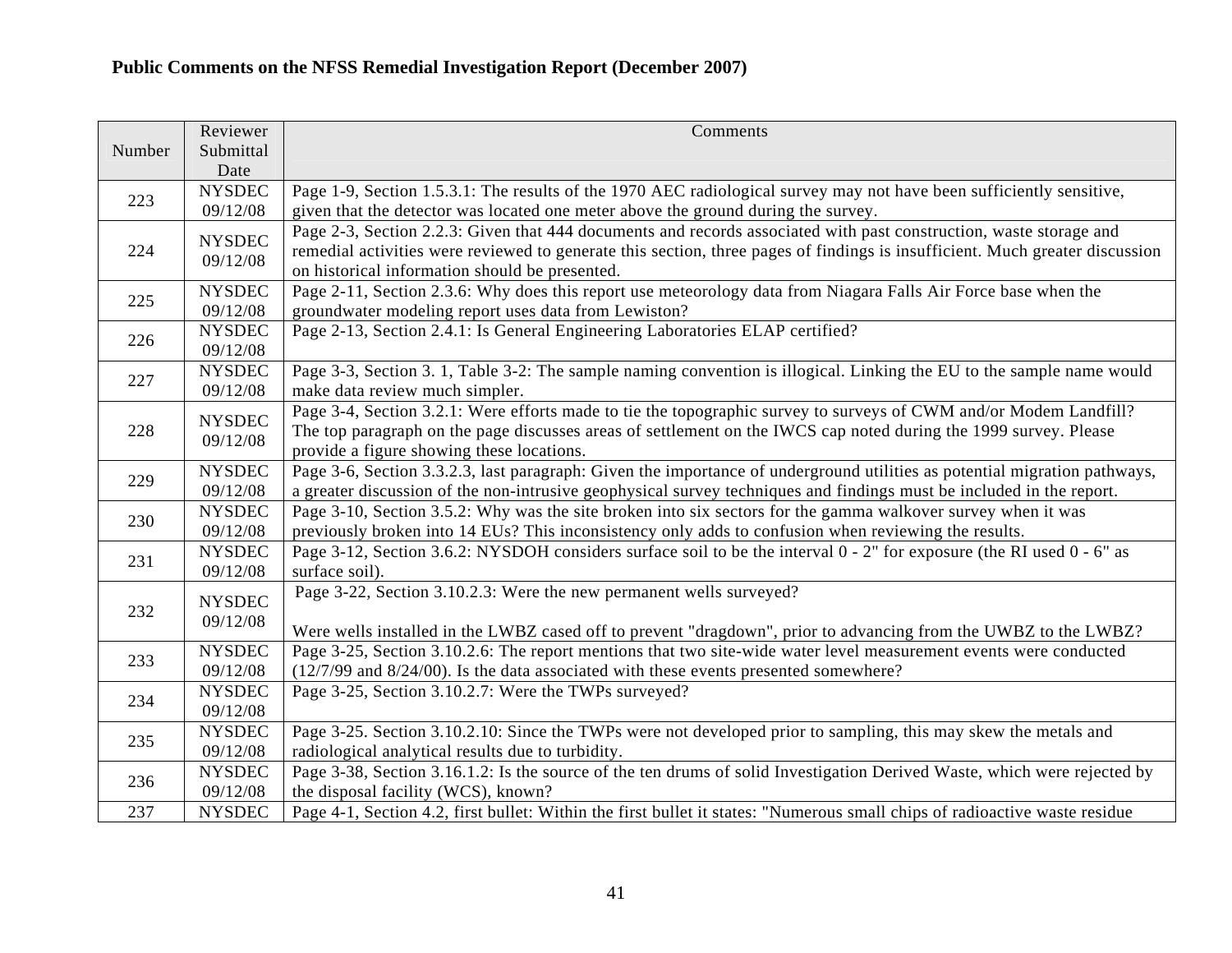**Public Comments on the NFSS Remedial Investigation Report (December 2007)**

| Number | Reviewer Submittal Date | Comments |
|---|---|---|
| 223 | NYSDEC 09/12/08 | Page 1-9, Section 1.5.3.1: The results of the 1970 AEC radiological survey may not have been sufficiently sensitive, given that the detector was located one meter above the ground during the survey. |
| 224 | NYSDEC 09/12/08 | Page 2-3, Section 2.2.3: Given that 444 documents and records associated with past construction, waste storage and remedial activities were reviewed to generate this section, three pages of findings is insufficient. Much greater discussion on historical information should be presented. |
| 225 | NYSDEC 09/12/08 | Page 2-11, Section 2.3.6: Why does this report use meteorology data from Niagara Falls Air Force base when the groundwater modeling report uses data from Lewiston? |
| 226 | NYSDEC 09/12/08 | Page 2-13, Section 2.4.1: Is General Engineering Laboratories ELAP certified? |
| 227 | NYSDEC 09/12/08 | Page 3-3, Section 3. 1, Table 3-2: The sample naming convention is illogical. Linking the EU to the sample name would make data review much simpler. |
| 228 | NYSDEC 09/12/08 | Page 3-4, Section 3.2.1: Were efforts made to tie the topographic survey to surveys of CWM and/or Modem Landfill? The top paragraph on the page discusses areas of settlement on the IWCS cap noted during the 1999 survey. Please provide a figure showing these locations. |
| 229 | NYSDEC 09/12/08 | Page 3-6, Section 3.3.2.3, last paragraph: Given the importance of underground utilities as potential migration pathways, a greater discussion of the non-intrusive geophysical survey techniques and findings must be included in the report. |
| 230 | NYSDEC 09/12/08 | Page 3-10, Section 3.5.2: Why was the site broken into six sectors for the gamma walkover survey when it was previously broken into 14 EUs? This inconsistency only adds to confusion when reviewing the results. |
| 231 | NYSDEC 09/12/08 | Page 3-12, Section 3.6.2: NYSDOH considers surface soil to be the interval 0 - 2" for exposure (the RI used 0 - 6" as surface soil). |
| 232 | NYSDEC 09/12/08 | Page 3-22, Section 3.10.2.3: Were the new permanent wells surveyed?<br><br>Were wells installed in the LWBZ cased off to prevent "dragdown", prior to advancing from the UWBZ to the LWBZ? |
| 233 | NYSDEC 09/12/08 | Page 3-25, Section 3.10.2.6: The report mentions that two site-wide water level measurement events were conducted (12/7/99 and 8/24/00). Is the data associated with these events presented somewhere? |
| 234 | NYSDEC 09/12/08 | Page 3-25, Section 3.10.2.7: Were the TWPs surveyed? |
| 235 | NYSDEC 09/12/08 | Page 3-25. Section 3.10.2.10: Since the TWPs were not developed prior to sampling, this may skew the metals and radiological analytical results due to turbidity. |
| 236 | NYSDEC 09/12/08 | Page 3-38, Section 3.16.1.2: Is the source of the ten drums of solid Investigation Derived Waste, which were rejected by the disposal facility (WCS), known? |
| 237 | NYSDEC | Page 4-1, Section 4.2, first bullet: Within the first bullet it states: "Numerous small chips of radioactive waste residue |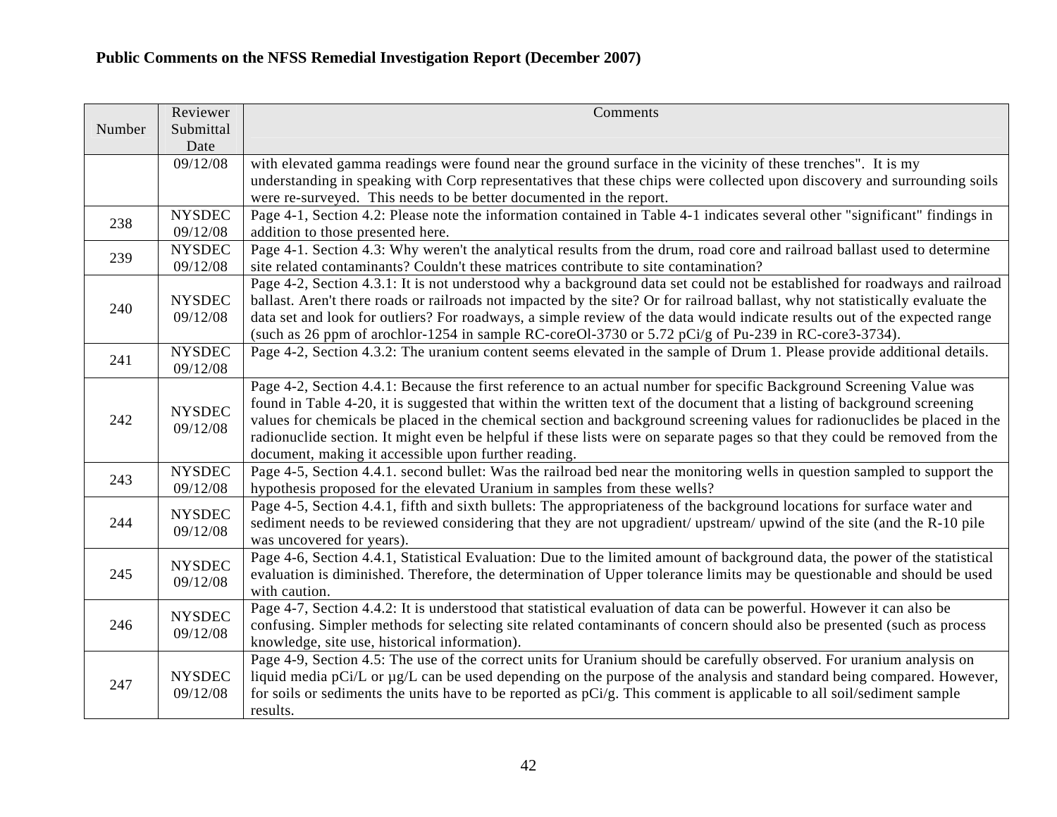**Public Comments on the NFSS Remedial Investigation Report (December 2007)**

| Number | Reviewer Submittal Date | Comments |
|---|---|---|
| | 09/12/08 | with elevated gamma readings were found near the ground surface in the vicinity of these trenches". It is my understanding in speaking with Corp representatives that these chips were collected upon discovery and surrounding soils were re-surveyed. This needs to be better documented in the report. |
| 238 | NYSDEC 09/12/08 | Page 4-1, Section 4.2: Please note the information contained in Table 4-1 indicates several other "significant" findings in addition to those presented here. |
| 239 | NYSDEC 09/12/08 | Page 4-1. Section 4.3: Why weren't the analytical results from the drum, road core and railroad ballast used to determine site related contaminants? Couldn't these matrices contribute to site contamination? |
| 240 | NYSDEC 09/12/08 | Page 4-2, Section 4.3.1: It is not understood why a background data set could not be established for roadways and railroad ballast. Aren't there roads or railroads not impacted by the site? Or for railroad ballast, why not statistically evaluate the data set and look for outliers? For roadways, a simple review of the data would indicate results out of the expected range (such as 26 ppm of arochlor-1254 in sample RC-coreOl-3730 or 5.72 pCi/g of Pu-239 in RC-core3-3734). |
| 241 | NYSDEC 09/12/08 | Page 4-2, Section 4.3.2: The uranium content seems elevated in the sample of Drum 1. Please provide additional details. |
| 242 | NYSDEC 09/12/08 | Page 4-2, Section 4.4.1: Because the first reference to an actual number for specific Background Screening Value was found in Table 4-20, it is suggested that within the written text of the document that a listing of background screening values for chemicals be placed in the chemical section and background screening values for radionuclides be placed in the radionuclide section. It might even be helpful if these lists were on separate pages so that they could be removed from the document, making it accessible upon further reading. |
| 243 | NYSDEC 09/12/08 | Page 4-5, Section 4.4.1. second bullet: Was the railroad bed near the monitoring wells in question sampled to support the hypothesis proposed for the elevated Uranium in samples from these wells? |
| 244 | NYSDEC 09/12/08 | Page 4-5, Section 4.4.1, fifth and sixth bullets: The appropriateness of the background locations for surface water and sediment needs to be reviewed considering that they are not upgradient/ upstream/ upwind of the site (and the R-10 pile was uncovered for years). |
| 245 | NYSDEC 09/12/08 | Page 4-6, Section 4.4.1, Statistical Evaluation: Due to the limited amount of background data, the power of the statistical evaluation is diminished. Therefore, the determination of Upper tolerance limits may be questionable and should be used with caution. |
| 246 | NYSDEC 09/12/08 | Page 4-7, Section 4.4.2: It is understood that statistical evaluation of data can be powerful. However it can also be confusing. Simpler methods for selecting site related contaminants of concern should also be presented (such as process knowledge, site use, historical information). |
| 247 | NYSDEC 09/12/08 | Page 4-9, Section 4.5: The use of the correct units for Uranium should be carefully observed. For uranium analysis on liquid media pCi/L or µg/L can be used depending on the purpose of the analysis and standard being compared. However, for soils or sediments the units have to be reported as pCi/g. This comment is applicable to all soil/sediment sample results. |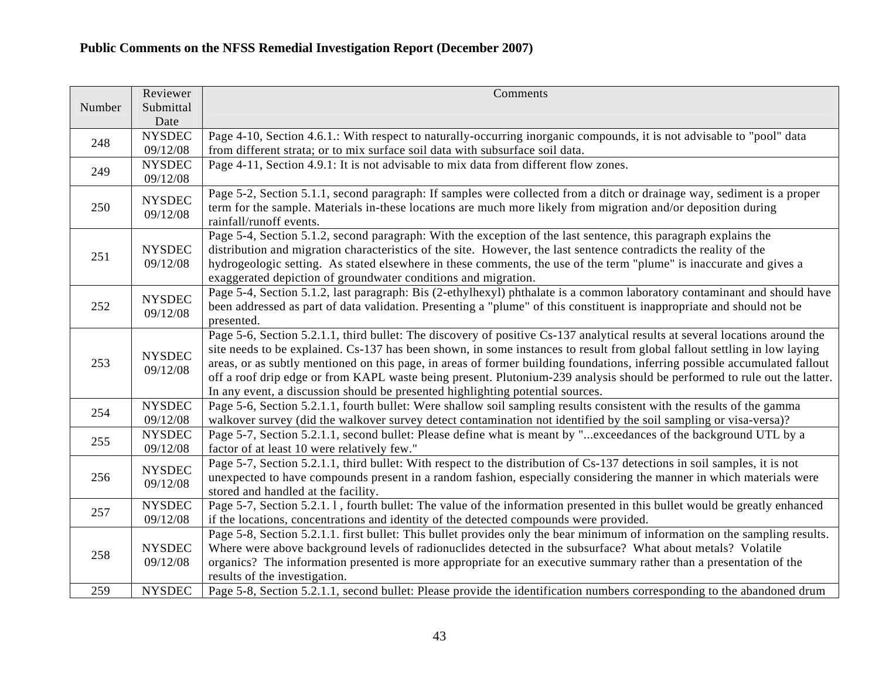**Public Comments on the NFSS Remedial Investigation Report (December 2007)**

| Number | Reviewer Submittal Date | Comments |
|---|---|---|
| 248 | NYSDEC 09/12/08 | Page 4-10, Section 4.6.1.: With respect to naturally-occurring inorganic compounds, it is not advisable to "pool" data from different strata; or to mix surface soil data with subsurface soil data. |
| 249 | NYSDEC 09/12/08 | Page 4-11, Section 4.9.1: It is not advisable to mix data from different flow zones. |
| 250 | NYSDEC 09/12/08 | Page 5-2, Section 5.1.1, second paragraph: If samples were collected from a ditch or drainage way, sediment is a proper term for the sample. Materials in-these locations are much more likely from migration and/or deposition during rainfall/runoff events. |
| 251 | NYSDEC 09/12/08 | Page 5-4, Section 5.1.2, second paragraph: With the exception of the last sentence, this paragraph explains the distribution and migration characteristics of the site. However, the last sentence contradicts the reality of the hydrogeologic setting. As stated elsewhere in these comments, the use of the term "plume" is inaccurate and gives a exaggerated depiction of groundwater conditions and migration. |
| 252 | NYSDEC 09/12/08 | Page 5-4, Section 5.1.2, last paragraph: Bis (2-ethylhexyl) phthalate is a common laboratory contaminant and should have been addressed as part of data validation. Presenting a "plume" of this constituent is inappropriate and should not be presented. |
| 253 | NYSDEC 09/12/08 | Page 5-6, Section 5.2.1.1, third bullet: The discovery of positive Cs-137 analytical results at several locations around the site needs to be explained. Cs-137 has been shown, in some instances to result from global fallout settling in low laying areas, or as subtly mentioned on this page, in areas of former building foundations, inferring possible accumulated fallout off a roof drip edge or from KAPL waste being present. Plutonium-239 analysis should be performed to rule out the latter. In any event, a discussion should be presented highlighting potential sources. |
| 254 | NYSDEC 09/12/08 | Page 5-6, Section 5.2.1.1, fourth bullet: Were shallow soil sampling results consistent with the results of the gamma walkover survey (did the walkover survey detect contamination not identified by the soil sampling or visa-versa)? |
| 255 | NYSDEC 09/12/08 | Page 5-7, Section 5.2.1.1, second bullet: Please define what is meant by "...exceedances of the background UTL by a factor of at least 10 were relatively few." |
| 256 | NYSDEC 09/12/08 | Page 5-7, Section 5.2.1.1, third bullet: With respect to the distribution of Cs-137 detections in soil samples, it is not unexpected to have compounds present in a random fashion, especially considering the manner in which materials were stored and handled at the facility. |
| 257 | NYSDEC 09/12/08 | Page 5-7, Section 5.2.1. l , fourth bullet: The value of the information presented in this bullet would be greatly enhanced if the locations, concentrations and identity of the detected compounds were provided. |
| 258 | NYSDEC 09/12/08 | Page 5-8, Section 5.2.1.1. first bullet: This bullet provides only the bear minimum of information on the sampling results. Where were above background levels of radionuclides detected in the subsurface? What about metals? Volatile organics? The information presented is more appropriate for an executive summary rather than a presentation of the results of the investigation. |
| 259 | NYSDEC | Page 5-8, Section 5.2.1.1, second bullet: Please provide the identification numbers corresponding to the abandoned drum |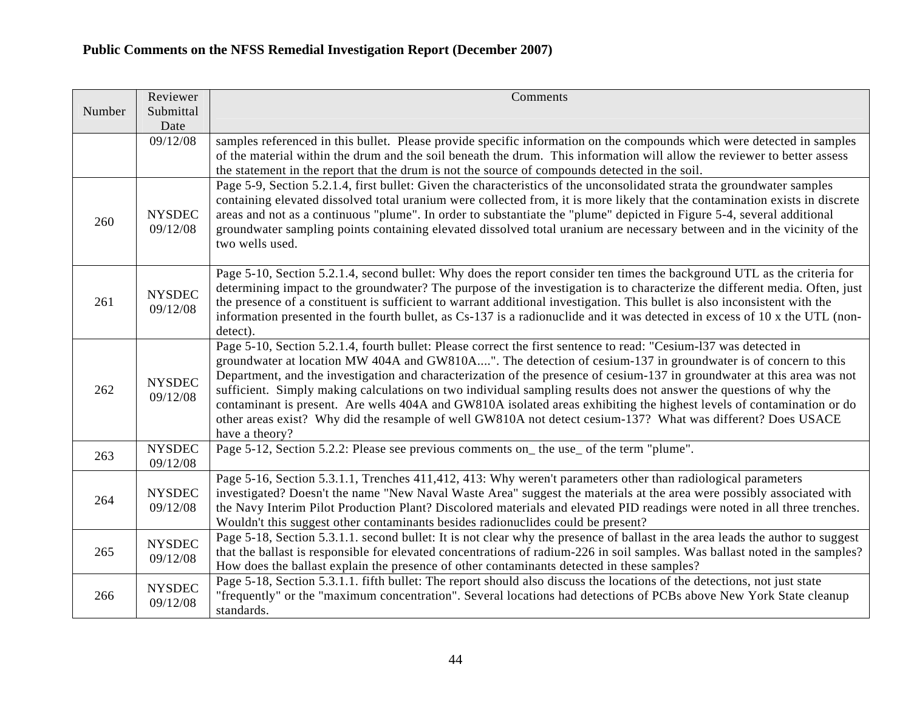**Public Comments on the NFSS Remedial Investigation Report (December 2007)**

| Number | Reviewer Submittal Date | Comments |
|---|---|---|
| | 09/12/08 | samples referenced in this bullet. Please provide specific information on the compounds which were detected in samples of the material within the drum and the soil beneath the drum. This information will allow the reviewer to better assess the statement in the report that the drum is not the source of compounds detected in the soil. |
| 260 | NYSDEC 09/12/08 | Page 5-9, Section 5.2.1.4, first bullet: Given the characteristics of the unconsolidated strata the groundwater samples containing elevated dissolved total uranium were collected from, it is more likely that the contamination exists in discrete areas and not as a continuous "plume". In order to substantiate the "plume" depicted in Figure 5-4, several additional groundwater sampling points containing elevated dissolved total uranium are necessary between and in the vicinity of the two wells used. |
| 261 | NYSDEC 09/12/08 | Page 5-10, Section 5.2.1.4, second bullet: Why does the report consider ten times the background UTL as the criteria for determining impact to the groundwater? The purpose of the investigation is to characterize the different media. Often, just the presence of a constituent is sufficient to warrant additional investigation. This bullet is also inconsistent with the information presented in the fourth bullet, as Cs-137 is a radionuclide and it was detected in excess of 10 x the UTL (non-detect). |
| 262 | NYSDEC 09/12/08 | Page 5-10, Section 5.2.1.4, fourth bullet: Please correct the first sentence to read: "Cesium-l37 was detected in groundwater at location MW 404A and GW810A....". The detection of cesium-137 in groundwater is of concern to this Department, and the investigation and characterization of the presence of cesium-137 in groundwater at this area was not sufficient. Simply making calculations on two individual sampling results does not answer the questions of why the contaminant is present. Are wells 404A and GW810A isolated areas exhibiting the highest levels of contamination or do other areas exist? Why did the resample of well GW810A not detect cesium-137? What was different? Does USACE have a theory? |
| 263 | NYSDEC 09/12/08 | Page 5-12, Section 5.2.2: Please see previous comments on_ the use_ of the term "plume". |
| 264 | NYSDEC 09/12/08 | Page 5-16, Section 5.3.1.1, Trenches 411,412, 413: Why weren't parameters other than radiological parameters investigated? Doesn't the name "New Naval Waste Area" suggest the materials at the area were possibly associated with the Navy Interim Pilot Production Plant? Discolored materials and elevated PID readings were noted in all three trenches. Wouldn't this suggest other contaminants besides radionuclides could be present? |
| 265 | NYSDEC 09/12/08 | Page 5-18, Section 5.3.1.1. second bullet: It is not clear why the presence of ballast in the area leads the author to suggest that the ballast is responsible for elevated concentrations of radium-226 in soil samples. Was ballast noted in the samples? How does the ballast explain the presence of other contaminants detected in these samples? |
| 266 | NYSDEC 09/12/08 | Page 5-18, Section 5.3.1.1. fifth bullet: The report should also discuss the locations of the detections, not just state "frequently" or the "maximum concentration". Several locations had detections of PCBs above New York State cleanup standards. |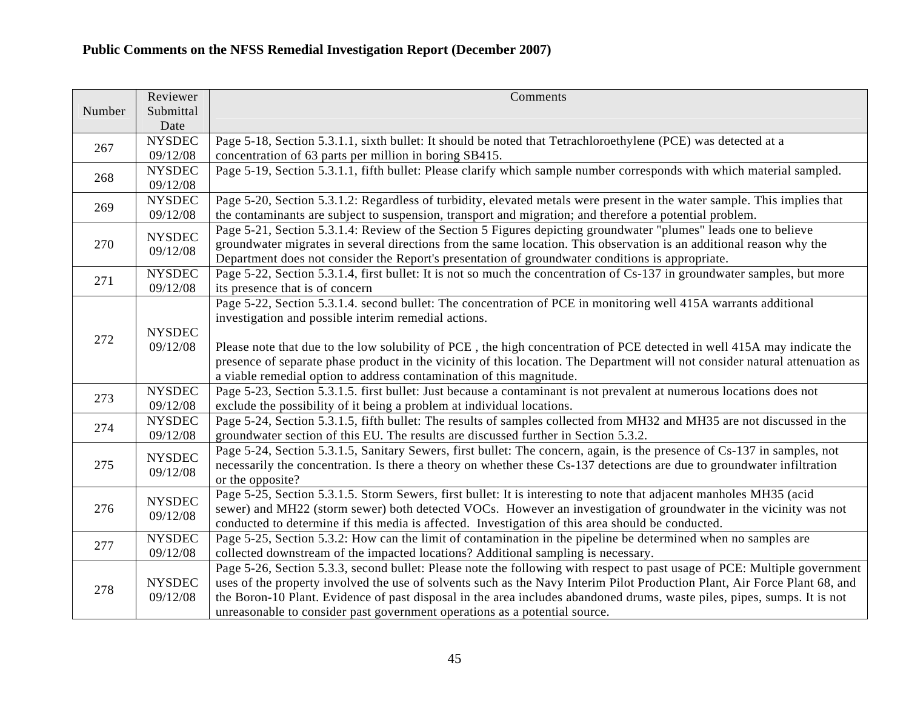**Public Comments on the NFSS Remedial Investigation Report (December 2007)**

| Number | Reviewer Submittal Date | Comments |
|---|---|---|
| 267 | NYSDEC 09/12/08 | Page 5-18, Section 5.3.1.1, sixth bullet: It should be noted that Tetrachloroethylene (PCE) was detected at a concentration of 63 parts per million in boring SB415. |
| 268 | NYSDEC 09/12/08 | Page 5-19, Section 5.3.1.1, fifth bullet: Please clarify which sample number corresponds with which material sampled. |
| 269 | NYSDEC 09/12/08 | Page 5-20, Section 5.3.1.2: Regardless of turbidity, elevated metals were present in the water sample. This implies that the contaminants are subject to suspension, transport and migration; and therefore a potential problem. |
| 270 | NYSDEC 09/12/08 | Page 5-21, Section 5.3.1.4: Review of the Section 5 Figures depicting groundwater "plumes" leads one to believe groundwater migrates in several directions from the same location. This observation is an additional reason why the Department does not consider the Report's presentation of groundwater conditions is appropriate. |
| 271 | NYSDEC 09/12/08 | Page 5-22, Section 5.3.1.4, first bullet: It is not so much the concentration of Cs-137 in groundwater samples, but more its presence that is of concern |
| 272 | NYSDEC 09/12/08 | Page 5-22, Section 5.3.1.4. second bullet: The concentration of PCE in monitoring well 415A warrants additional investigation and possible interim remedial actions.<br><br>Please note that due to the low solubility of PCE , the high concentration of PCE detected in well 415A may indicate the presence of separate phase product in the vicinity of this location. The Department will not consider natural attenuation as a viable remedial option to address contamination of this magnitude. |
| 273 | NYSDEC 09/12/08 | Page 5-23, Section 5.3.1.5. first bullet: Just because a contaminant is not prevalent at numerous locations does not exclude the possibility of it being a problem at individual locations. |
| 274 | NYSDEC 09/12/08 | Page 5-24, Section 5.3.1.5, fifth bullet: The results of samples collected from MH32 and MH35 are not discussed in the groundwater section of this EU. The results are discussed further in Section 5.3.2. |
| 275 | NYSDEC 09/12/08 | Page 5-24, Section 5.3.1.5, Sanitary Sewers, first bullet: The concern, again, is the presence of Cs-137 in samples, not necessarily the concentration. Is there a theory on whether these Cs-137 detections are due to groundwater infiltration or the opposite? |
| 276 | NYSDEC 09/12/08 | Page 5-25, Section 5.3.1.5. Storm Sewers, first bullet: It is interesting to note that adjacent manholes MH35 (acid sewer) and MH22 (storm sewer) both detected VOCs. However an investigation of groundwater in the vicinity was not conducted to determine if this media is affected. Investigation of this area should be conducted. |
| 277 | NYSDEC 09/12/08 | Page 5-25, Section 5.3.2: How can the limit of contamination in the pipeline be determined when no samples are collected downstream of the impacted locations? Additional sampling is necessary. |
| 278 | NYSDEC 09/12/08 | Page 5-26, Section 5.3.3, second bullet: Please note the following with respect to past usage of PCE: Multiple government uses of the property involved the use of solvents such as the Navy Interim Pilot Production Plant, Air Force Plant 68, and the Boron-10 Plant. Evidence of past disposal in the area includes abandoned drums, waste piles, pipes, sumps. It is not unreasonable to consider past government operations as a potential source. |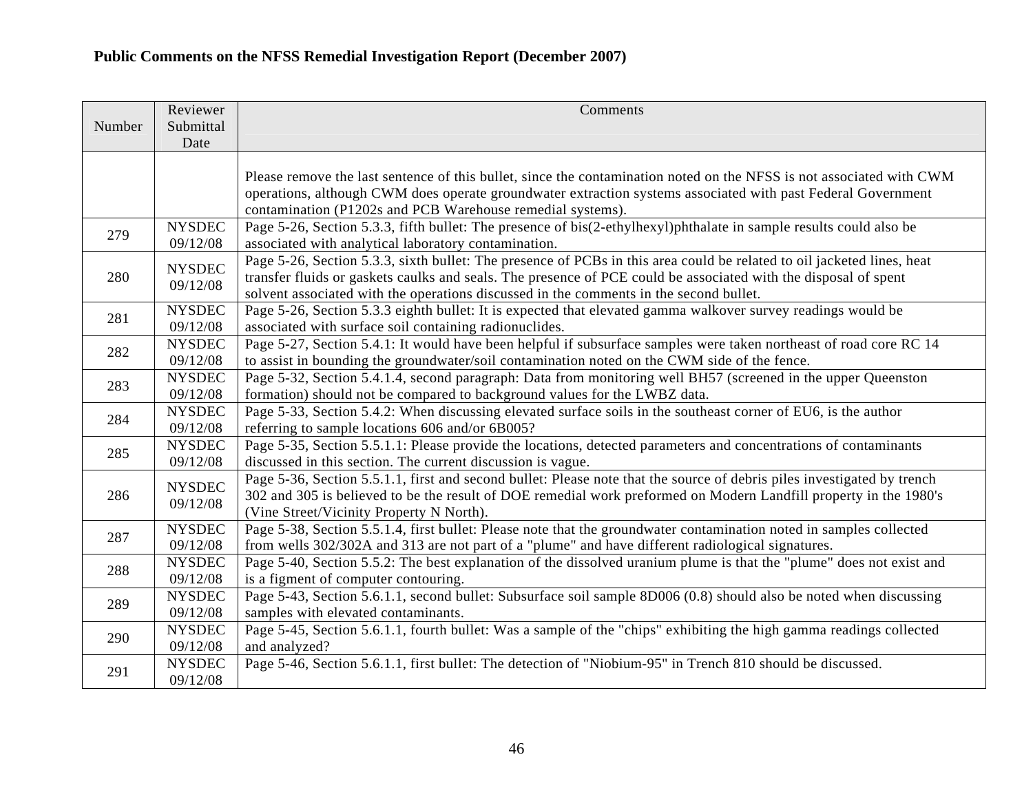**Public Comments on the NFSS Remedial Investigation Report (December 2007)**

| Number | Reviewer Submittal Date | Comments |
|---|---|---|
| | | Please remove the last sentence of this bullet, since the contamination noted on the NFSS is not associated with CWM operations, although CWM does operate groundwater extraction systems associated with past Federal Government contamination (P1202s and PCB Warehouse remedial systems). |
| 279 | NYSDEC 09/12/08 | Page 5-26, Section 5.3.3, fifth bullet: The presence of bis(2-ethylhexyl)phthalate in sample results could also be associated with analytical laboratory contamination. |
| 280 | NYSDEC 09/12/08 | Page 5-26, Section 5.3.3, sixth bullet: The presence of PCBs in this area could be related to oil jacketed lines, heat transfer fluids or gaskets caulks and seals. The presence of PCE could be associated with the disposal of spent solvent associated with the operations discussed in the comments in the second bullet. |
| 281 | NYSDEC 09/12/08 | Page 5-26, Section 5.3.3 eighth bullet: It is expected that elevated gamma walkover survey readings would be associated with surface soil containing radionuclides. |
| 282 | NYSDEC 09/12/08 | Page 5-27, Section 5.4.1: It would have been helpful if subsurface samples were taken northeast of road core RC 14 to assist in bounding the groundwater/soil contamination noted on the CWM side of the fence. |
| 283 | NYSDEC 09/12/08 | Page 5-32, Section 5.4.1.4, second paragraph: Data from monitoring well BH57 (screened in the upper Queenston formation) should not be compared to background values for the LWBZ data. |
| 284 | NYSDEC 09/12/08 | Page 5-33, Section 5.4.2: When discussing elevated surface soils in the southeast corner of EU6, is the author referring to sample locations 606 and/or 6B005? |
| 285 | NYSDEC 09/12/08 | Page 5-35, Section 5.5.1.1: Please provide the locations, detected parameters and concentrations of contaminants discussed in this section. The current discussion is vague. |
| 286 | NYSDEC 09/12/08 | Page 5-36, Section 5.5.1.1, first and second bullet: Please note that the source of debris piles investigated by trench 302 and 305 is believed to be the result of DOE remedial work preformed on Modern Landfill property in the 1980's (Vine Street/Vicinity Property N North). |
| 287 | NYSDEC 09/12/08 | Page 5-38, Section 5.5.1.4, first bullet: Please note that the groundwater contamination noted in samples collected from wells 302/302A and 313 are not part of a "plume" and have different radiological signatures. |
| 288 | NYSDEC 09/12/08 | Page 5-40, Section 5.5.2: The best explanation of the dissolved uranium plume is that the "plume" does not exist and is a figment of computer contouring. |
| 289 | NYSDEC 09/12/08 | Page 5-43, Section 5.6.1.1, second bullet: Subsurface soil sample 8D006 (0.8) should also be noted when discussing samples with elevated contaminants. |
| 290 | NYSDEC 09/12/08 | Page 5-45, Section 5.6.1.1, fourth bullet: Was a sample of the "chips" exhibiting the high gamma readings collected and analyzed? |
| 291 | NYSDEC 09/12/08 | Page 5-46, Section 5.6.1.1, first bullet: The detection of "Niobium-95" in Trench 810 should be discussed. |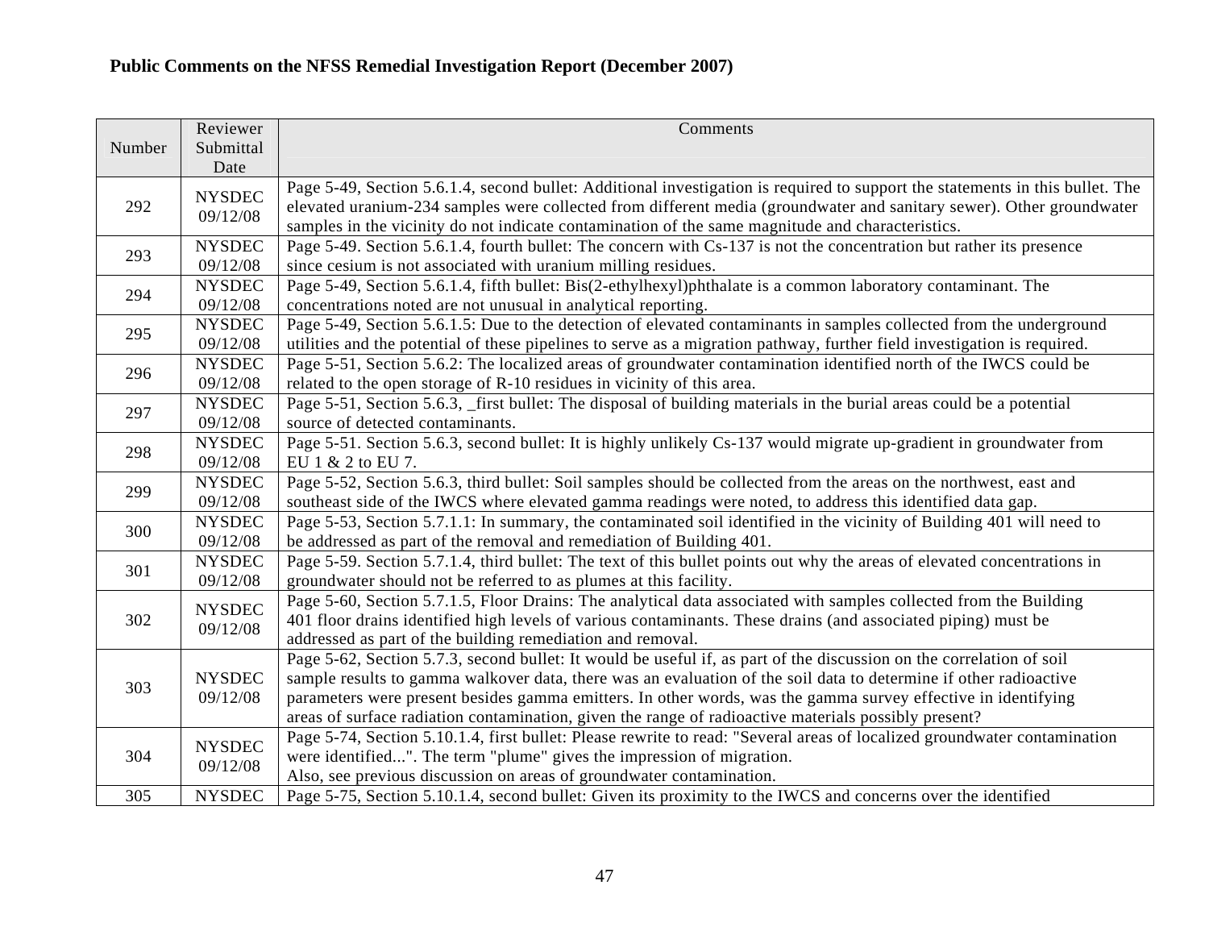**Public Comments on the NFSS Remedial Investigation Report (December 2007)**

| Number | Reviewer Submittal Date | Comments |
|---|---|---|
| 292 | NYSDEC 09/12/08 | Page 5-49, Section 5.6.1.4, second bullet: Additional investigation is required to support the statements in this bullet. The elevated uranium-234 samples were collected from different media (groundwater and sanitary sewer). Other groundwater samples in the vicinity do not indicate contamination of the same magnitude and characteristics. |
| 293 | NYSDEC 09/12/08 | Page 5-49. Section 5.6.1.4, fourth bullet: The concern with Cs-137 is not the concentration but rather its presence since cesium is not associated with uranium milling residues. |
| 294 | NYSDEC 09/12/08 | Page 5-49, Section 5.6.1.4, fifth bullet: Bis(2-ethylhexyl)phthalate is a common laboratory contaminant. The concentrations noted are not unusual in analytical reporting. |
| 295 | NYSDEC 09/12/08 | Page 5-49, Section 5.6.1.5: Due to the detection of elevated contaminants in samples collected from the underground utilities and the potential of these pipelines to serve as a migration pathway, further field investigation is required. |
| 296 | NYSDEC 09/12/08 | Page 5-51, Section 5.6.2: The localized areas of groundwater contamination identified north of the IWCS could be related to the open storage of R-10 residues in vicinity of this area. |
| 297 | NYSDEC 09/12/08 | Page 5-51, Section 5.6.3, _first bullet: The disposal of building materials in the burial areas could be a potential source of detected contaminants. |
| 298 | NYSDEC 09/12/08 | Page 5-51. Section 5.6.3, second bullet: It is highly unlikely Cs-137 would migrate up-gradient in groundwater from EU 1 & 2 to EU 7. |
| 299 | NYSDEC 09/12/08 | Page 5-52, Section 5.6.3, third bullet: Soil samples should be collected from the areas on the northwest, east and southeast side of the IWCS where elevated gamma readings were noted, to address this identified data gap. |
| 300 | NYSDEC 09/12/08 | Page 5-53, Section 5.7.1.1: In summary, the contaminated soil identified in the vicinity of Building 401 will need to be addressed as part of the removal and remediation of Building 401. |
| 301 | NYSDEC 09/12/08 | Page 5-59. Section 5.7.1.4, third bullet: The text of this bullet points out why the areas of elevated concentrations in groundwater should not be referred to as plumes at this facility. |
| 302 | NYSDEC 09/12/08 | Page 5-60, Section 5.7.1.5, Floor Drains: The analytical data associated with samples collected from the Building 401 floor drains identified high levels of various contaminants. These drains (and associated piping) must be addressed as part of the building remediation and removal. |
| 303 | NYSDEC 09/12/08 | Page 5-62, Section 5.7.3, second bullet: It would be useful if, as part of the discussion on the correlation of soil sample results to gamma walkover data, there was an evaluation of the soil data to determine if other radioactive parameters were present besides gamma emitters. In other words, was the gamma survey effective in identifying areas of surface radiation contamination, given the range of radioactive materials possibly present? |
| 304 | NYSDEC 09/12/08 | Page 5-74, Section 5.10.1.4, first bullet: Please rewrite to read: "Several areas of localized groundwater contamination were identified...". The term "plume" gives the impression of migration. Also, see previous discussion on areas of groundwater contamination. |
| 305 | NYSDEC | Page 5-75, Section 5.10.1.4, second bullet: Given its proximity to the IWCS and concerns over the identified |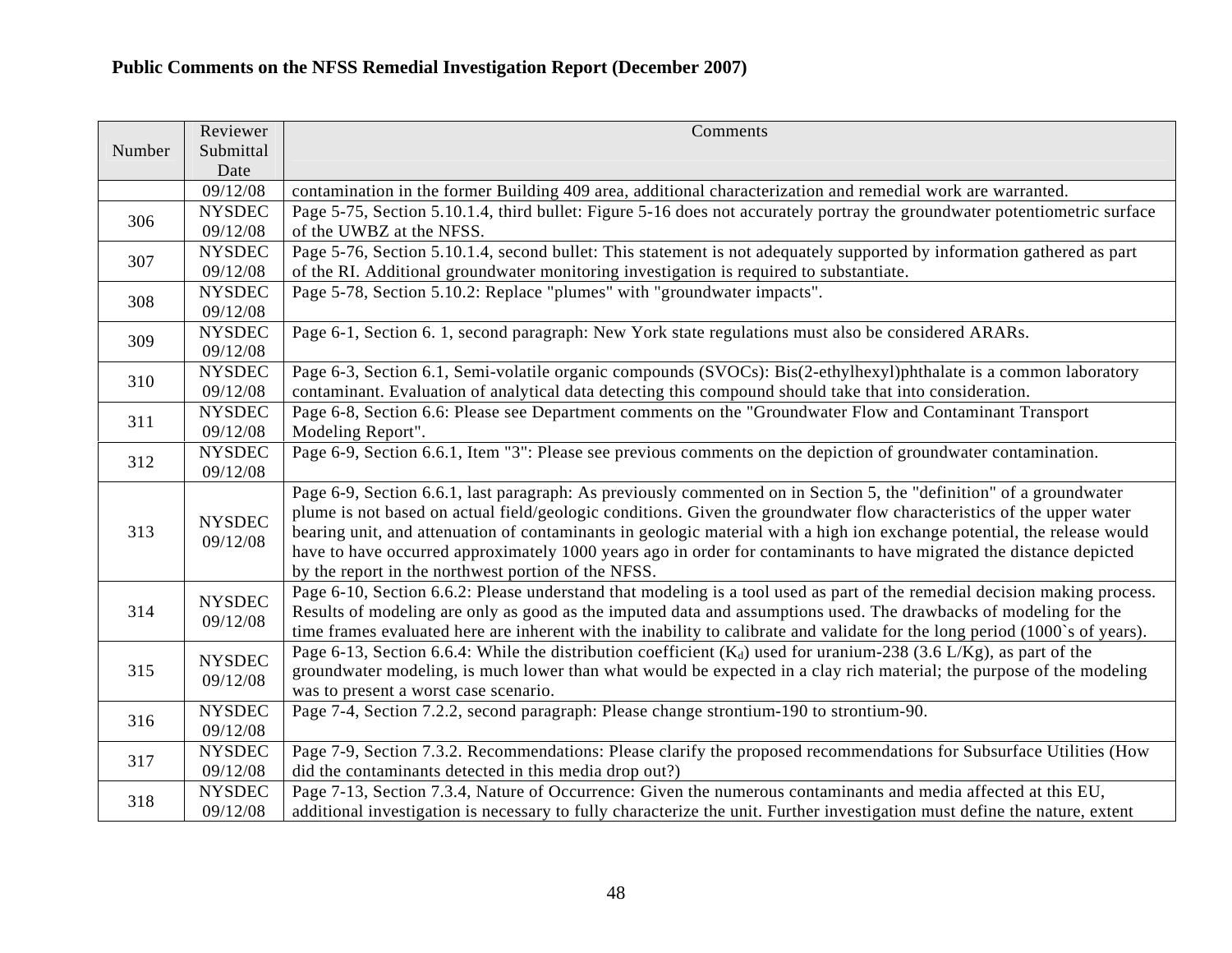**Public Comments on the NFSS Remedial Investigation Report (December 2007)**

| Number | Reviewer Submittal Date | Comments |
|---|---|---|
| | 09/12/08 | contamination in the former Building 409 area, additional characterization and remedial work are warranted. |
| 306 | NYSDEC 09/12/08 | Page 5-75, Section 5.10.1.4, third bullet: Figure 5-16 does not accurately portray the groundwater potentiometric surface of the UWBZ at the NFSS. |
| 307 | NYSDEC 09/12/08 | Page 5-76, Section 5.10.1.4, second bullet: This statement is not adequately supported by information gathered as part of the RI. Additional groundwater monitoring investigation is required to substantiate. |
| 308 | NYSDEC 09/12/08 | Page 5-78, Section 5.10.2: Replace "plumes" with "groundwater impacts". |
| 309 | NYSDEC 09/12/08 | Page 6-1, Section 6. 1, second paragraph: New York state regulations must also be considered ARARs. |
| 310 | NYSDEC 09/12/08 | Page 6-3, Section 6.1, Semi-volatile organic compounds (SVOCs): Bis(2-ethylhexyl)phthalate is a common laboratory contaminant. Evaluation of analytical data detecting this compound should take that into consideration. |
| 311 | NYSDEC 09/12/08 | Page 6-8, Section 6.6: Please see Department comments on the "Groundwater Flow and Contaminant Transport Modeling Report". |
| 312 | NYSDEC 09/12/08 | Page 6-9, Section 6.6.1, Item "3": Please see previous comments on the depiction of groundwater contamination. |
| 313 | NYSDEC 09/12/08 | Page 6-9, Section 6.6.1, last paragraph: As previously commented on in Section 5, the "definition" of a groundwater plume is not based on actual field/geologic conditions. Given the groundwater flow characteristics of the upper water bearing unit, and attenuation of contaminants in geologic material with a high ion exchange potential, the release would have to have occurred approximately 1000 years ago in order for contaminants to have migrated the distance depicted by the report in the northwest portion of the NFSS. |
| 314 | NYSDEC 09/12/08 | Page 6-10, Section 6.6.2: Please understand that modeling is a tool used as part of the remedial decision making process. Results of modeling are only as good as the imputed data and assumptions used. The drawbacks of modeling for the time frames evaluated here are inherent with the inability to calibrate and validate for the long period (1000`s of years). |
| 315 | NYSDEC 09/12/08 | Page 6-13, Section 6.6.4: While the distribution coefficient ($K_d$) used for uranium-238 (3.6 L/Kg), as part of the groundwater modeling, is much lower than what would be expected in a clay rich material; the purpose of the modeling was to present a worst case scenario. |
| 316 | NYSDEC 09/12/08 | Page 7-4, Section 7.2.2, second paragraph: Please change strontium-190 to strontium-90. |
| 317 | NYSDEC 09/12/08 | Page 7-9, Section 7.3.2. Recommendations: Please clarify the proposed recommendations for Subsurface Utilities (How did the contaminants detected in this media drop out?) |
| 318 | NYSDEC 09/12/08 | Page 7-13, Section 7.3.4, Nature of Occurrence: Given the numerous contaminants and media affected at this EU, additional investigation is necessary to fully characterize the unit. Further investigation must define the nature, extent |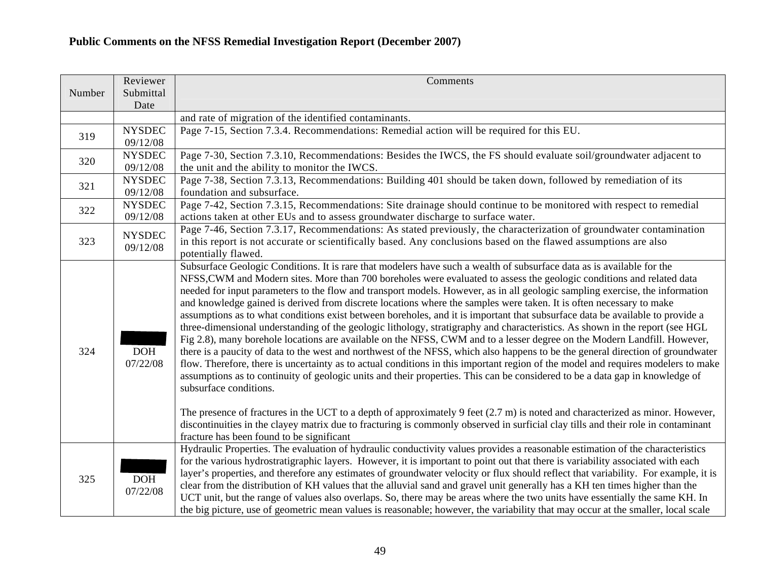**Public Comments on the NFSS Remedial Investigation Report (December 2007)**

| Number | Reviewer Submittal Date | Comments |
|---|---|---|
| | | and rate of migration of the identified contaminants. |
| 319 | NYSDEC 09/12/08 | Page 7-15, Section 7.3.4. Recommendations: Remedial action will be required for this EU. |
| 320 | NYSDEC 09/12/08 | Page 7-30, Section 7.3.10, Recommendations: Besides the IWCS, the FS should evaluate soil/groundwater adjacent to the unit and the ability to monitor the IWCS. |
| 321 | NYSDEC 09/12/08 | Page 7-38, Section 7.3.13, Recommendations: Building 401 should be taken down, followed by remediation of its foundation and subsurface. |
| 322 | NYSDEC 09/12/08 | Page 7-42, Section 7.3.15, Recommendations: Site drainage should continue to be monitored with respect to remedial actions taken at other EUs and to assess groundwater discharge to surface water. |
| 323 | NYSDEC 09/12/08 | Page 7-46, Section 7.3.17, Recommendations: As stated previously, the characterization of groundwater contamination in this report is not accurate or scientifically based. Any conclusions based on the flawed assumptions are also potentially flawed. |
| 324 | DOH 07/22/08 | Subsurface Geologic Conditions. It is rare that modelers have such a wealth of subsurface data as is available for the NFSS,CWM and Modern sites. More than 700 boreholes were evaluated to assess the geologic conditions and related data needed for input parameters to the flow and transport models. However, as in all geologic sampling exercise, the information and knowledge gained is derived from discrete locations where the samples were taken. It is often necessary to make assumptions as to what conditions exist between boreholes, and it is important that subsurface data be available to provide a three-dimensional understanding of the geologic lithology, stratigraphy and characteristics. As shown in the report (see HGL Fig 2.8), many borehole locations are available on the NFSS, CWM and to a lesser degree on the Modern Landfill. However, there is a paucity of data to the west and northwest of the NFSS, which also happens to be the general direction of groundwater flow. Therefore, there is uncertainty as to actual conditions in this important region of the model and requires modelers to make assumptions as to continuity of geologic units and their properties. This can be considered to be a data gap in knowledge of subsurface conditions.<br><br>The presence of fractures in the UCT to a depth of approximately 9 feet (2.7 m) is noted and characterized as minor. However, discontinuities in the clayey matrix due to fracturing is commonly observed in surficial clay tills and their role in contaminant fracture has been found to be significant |
| 325 | DOH 07/22/08 | Hydraulic Properties. The evaluation of hydraulic conductivity values provides a reasonable estimation of the characteristics for the various hydrostratigraphic layers. However, it is important to point out that there is variability associated with each layer's properties, and therefore any estimates of groundwater velocity or flux should reflect that variability. For example, it is clear from the distribution of KH values that the alluvial sand and gravel unit generally has a KH ten times higher than the UCT unit, but the range of values also overlaps. So, there may be areas where the two units have essentially the same KH. In the big picture, use of geometric mean values is reasonable; however, the variability that may occur at the smaller, local scale |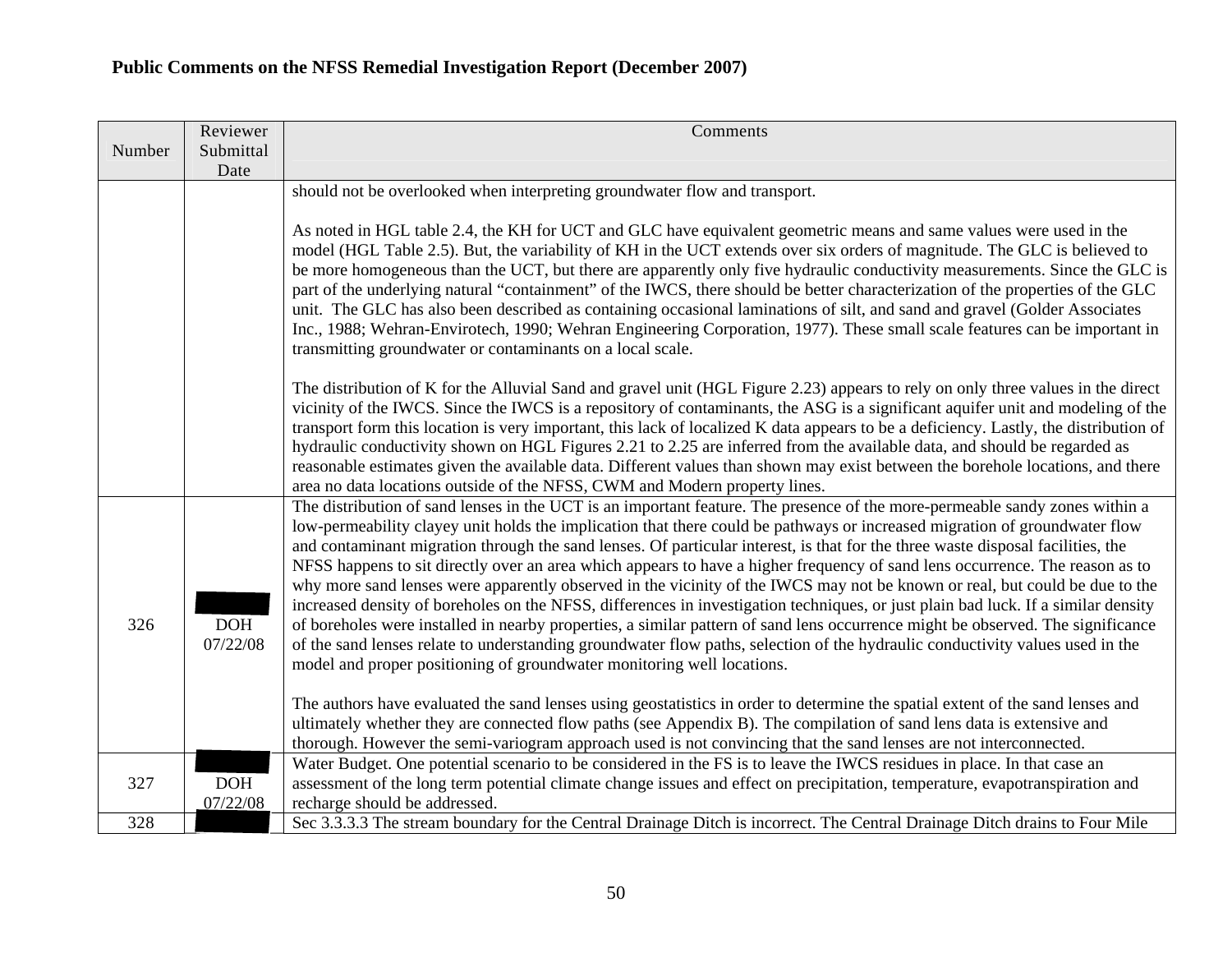**Public Comments on the NFSS Remedial Investigation Report (December 2007)**

| Number | Reviewer Submittal Date | Comments |
|---|---|---|
| | | should not be overlooked when interpreting groundwater flow and transport.<br><br>As noted in HGL table 2.4, the KH for UCT and GLC have equivalent geometric means and same values were used in the model (HGL Table 2.5). But, the variability of KH in the UCT extends over six orders of magnitude. The GLC is believed to be more homogeneous than the UCT, but there are apparently only five hydraulic conductivity measurements. Since the GLC is part of the underlying natural "containment" of the IWCS, there should be better characterization of the properties of the GLC unit. The GLC has also been described as containing occasional laminations of silt, and sand and gravel (Golder Associates Inc., 1988; Wehran-Envirotech, 1990; Wehran Engineering Corporation, 1977). These small scale features can be important in transmitting groundwater or contaminants on a local scale.<br><br>The distribution of K for the Alluvial Sand and gravel unit (HGL Figure 2.23) appears to rely on only three values in the direct vicinity of the IWCS. Since the IWCS is a repository of contaminants, the ASG is a significant aquifer unit and modeling of the transport form this location is very important, this lack of localized K data appears to be a deficiency. Lastly, the distribution of hydraulic conductivity shown on HGL Figures 2.21 to 2.25 are inferred from the available data, and should be regarded as reasonable estimates given the available data. Different values than shown may exist between the borehole locations, and there area no data locations outside of the NFSS, CWM and Modern property lines. |
| 326 | DOH 07/22/08 | The distribution of sand lenses in the UCT is an important feature. The presence of the more-permeable sandy zones within a low-permeability clayey unit holds the implication that there could be pathways or increased migration of groundwater flow and contaminant migration through the sand lenses. Of particular interest, is that for the three waste disposal facilities, the NFSS happens to sit directly over an area which appears to have a higher frequency of sand lens occurrence. The reason as to why more sand lenses were apparently observed in the vicinity of the IWCS may not be known or real, but could be due to the increased density of boreholes on the NFSS, differences in investigation techniques, or just plain bad luck. If a similar density of boreholes were installed in nearby properties, a similar pattern of sand lens occurrence might be observed. The significance of the sand lenses relate to understanding groundwater flow paths, selection of the hydraulic conductivity values used in the model and proper positioning of groundwater monitoring well locations.<br><br>The authors have evaluated the sand lenses using geostatistics in order to determine the spatial extent of the sand lenses and ultimately whether they are connected flow paths (see Appendix B). The compilation of sand lens data is extensive and thorough. However the semi-variogram approach used is not convincing that the sand lenses are not interconnected. |
| 327 | DOH 07/22/08 | Water Budget. One potential scenario to be considered in the FS is to leave the IWCS residues in place. In that case an assessment of the long term potential climate change issues and effect on precipitation, temperature, evapotranspiration and recharge should be addressed. |
| 328 | | Sec 3.3.3.3 The stream boundary for the Central Drainage Ditch is incorrect. The Central Drainage Ditch drains to Four Mile |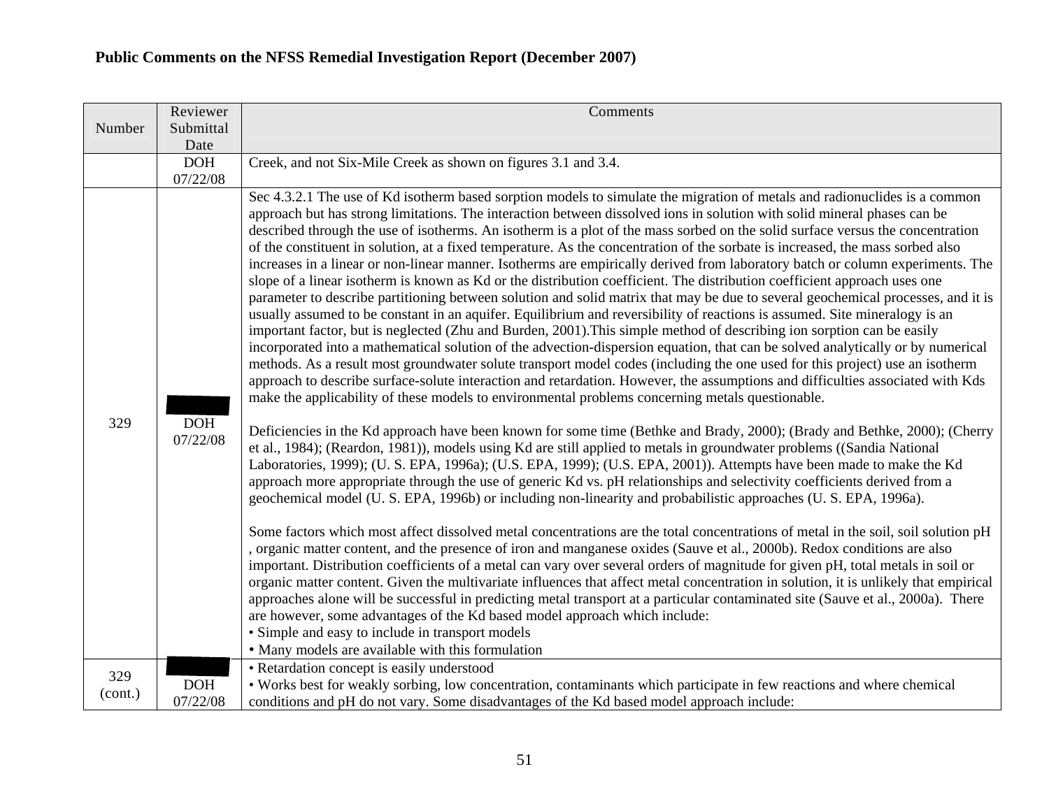**Public Comments on the NFSS Remedial Investigation Report (December 2007)**

| Number | Reviewer Submittal Date | Comments |
|---|---|---|
| | DOH 07/22/08 | Creek, and not Six-Mile Creek as shown on figures 3.1 and 3.4. |
| 329 | DOH 07/22/08 | Sec 4.3.2.1 The use of Kd isotherm based sorption models to simulate the migration of metals and radionuclides is a common approach but has strong limitations. The interaction between dissolved ions in solution with solid mineral phases can be described through the use of isotherms. An isotherm is a plot of the mass sorbed on the solid surface versus the concentration of the constituent in solution, at a fixed temperature. As the concentration of the sorbate is increased, the mass sorbed also increases in a linear or non-linear manner. Isotherms are empirically derived from laboratory batch or column experiments. The slope of a linear isotherm is known as Kd or the distribution coefficient. The distribution coefficient approach uses one parameter to describe partitioning between solution and solid matrix that may be due to several geochemical processes, and it is usually assumed to be constant in an aquifer. Equilibrium and reversibility of reactions is assumed. Site mineralogy is an important factor, but is neglected (Zhu and Burden, 2001).This simple method of describing ion sorption can be easily incorporated into a mathematical solution of the advection-dispersion equation, that can be solved analytically or by numerical methods. As a result most groundwater solute transport model codes (including the one used for this project) use an isotherm approach to describe surface-solute interaction and retardation. However, the assumptions and difficulties associated with Kds make the applicability of these models to environmental problems concerning metals questionable.<br><br>Deficiencies in the Kd approach have been known for some time (Bethke and Brady, 2000); (Brady and Bethke, 2000); (Cherry et al., 1984); (Reardon, 1981)), models using Kd are still applied to metals in groundwater problems ((Sandia National Laboratories, 1999); (U. S. EPA, 1996a); (U.S. EPA, 1999); (U.S. EPA, 2001)). Attempts have been made to make the Kd approach more appropriate through the use of generic Kd vs. pH relationships and selectivity coefficients derived from a geochemical model (U. S. EPA, 1996b) or including non-linearity and probabilistic approaches (U. S. EPA, 1996a).<br><br>Some factors which most affect dissolved metal concentrations are the total concentrations of metal in the soil, soil solution pH , organic matter content, and the presence of iron and manganese oxides (Sauve et al., 2000b). Redox conditions are also important. Distribution coefficients of a metal can vary over several orders of magnitude for given pH, total metals in soil or organic matter content. Given the multivariate influences that affect metal concentration in solution, it is unlikely that empirical approaches alone will be successful in predicting metal transport at a particular contaminated site (Sauve et al., 2000a). There are however, some advantages of the Kd based model approach which include:<br>• Simple and easy to include in transport models<br>• Many models are available with this formulation |
| 329 (cont.) | DOH 07/22/08 | • Retardation concept is easily understood<br>• Works best for weakly sorbing, low concentration, contaminants which participate in few reactions and where chemical conditions and pH do not vary. Some disadvantages of the Kd based model approach include: |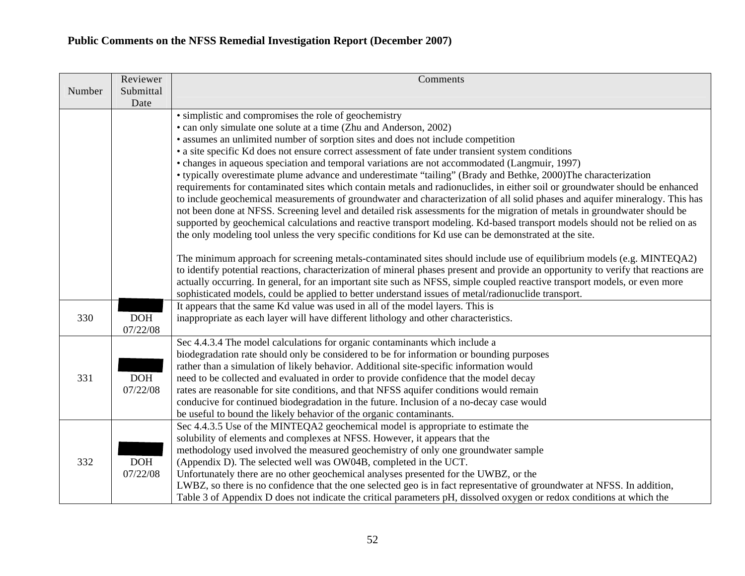**Public Comments on the NFSS Remedial Investigation Report (December 2007)**

| Number | Reviewer Submittal Date | Comments |
|---|---|---|
| | | • simplistic and compromises the role of geochemistry<br>• can only simulate one solute at a time (Zhu and Anderson, 2002)<br>• assumes an unlimited number of sorption sites and does not include competition<br>• a site specific Kd does not ensure correct assessment of fate under transient system conditions<br>• changes in aqueous speciation and temporal variations are not accommodated (Langmuir, 1997)<br>• typically overestimate plume advance and underestimate "tailing" (Brady and Bethke, 2000)The characterization requirements for contaminated sites which contain metals and radionuclides, in either soil or groundwater should be enhanced to include geochemical measurements of groundwater and characterization of all solid phases and aquifer mineralogy. This has not been done at NFSS. Screening level and detailed risk assessments for the migration of metals in groundwater should be supported by geochemical calculations and reactive transport modeling. Kd-based transport models should not be relied on as the only modeling tool unless the very specific conditions for Kd use can be demonstrated at the site.<br><br>The minimum approach for screening metals-contaminated sites should include use of equilibrium models (e.g. MINTEQA2) to identify potential reactions, characterization of mineral phases present and provide an opportunity to verify that reactions are actually occurring. In general, for an important site such as NFSS, simple coupled reactive transport models, or even more sophisticated models, could be applied to better understand issues of metal/radionuclide transport. |
| 330 | DOH 07/22/08 | It appears that the same Kd value was used in all of the model layers. This is inappropriate as each layer will have different lithology and other characteristics. |
| 331 | DOH 07/22/08 | Sec 4.4.3.4 The model calculations for organic contaminants which include a biodegradation rate should only be considered to be for information or bounding purposes rather than a simulation of likely behavior. Additional site-specific information would need to be collected and evaluated in order to provide confidence that the model decay rates are reasonable for site conditions, and that NFSS aquifer conditions would remain conducive for continued biodegradation in the future. Inclusion of a no-decay case would be useful to bound the likely behavior of the organic contaminants. |
| 332 | DOH 07/22/08 | Sec 4.4.3.5 Use of the MINTEQA2 geochemical model is appropriate to estimate the solubility of elements and complexes at NFSS. However, it appears that the methodology used involved the measured geochemistry of only one groundwater sample (Appendix D). The selected well was OW04B, completed in the UCT. Unfortunately there are no other geochemical analyses presented for the UWBZ, or the LWBZ, so there is no confidence that the one selected geo is in fact representative of groundwater at NFSS. In addition, Table 3 of Appendix D does not indicate the critical parameters pH, dissolved oxygen or redox conditions at which the |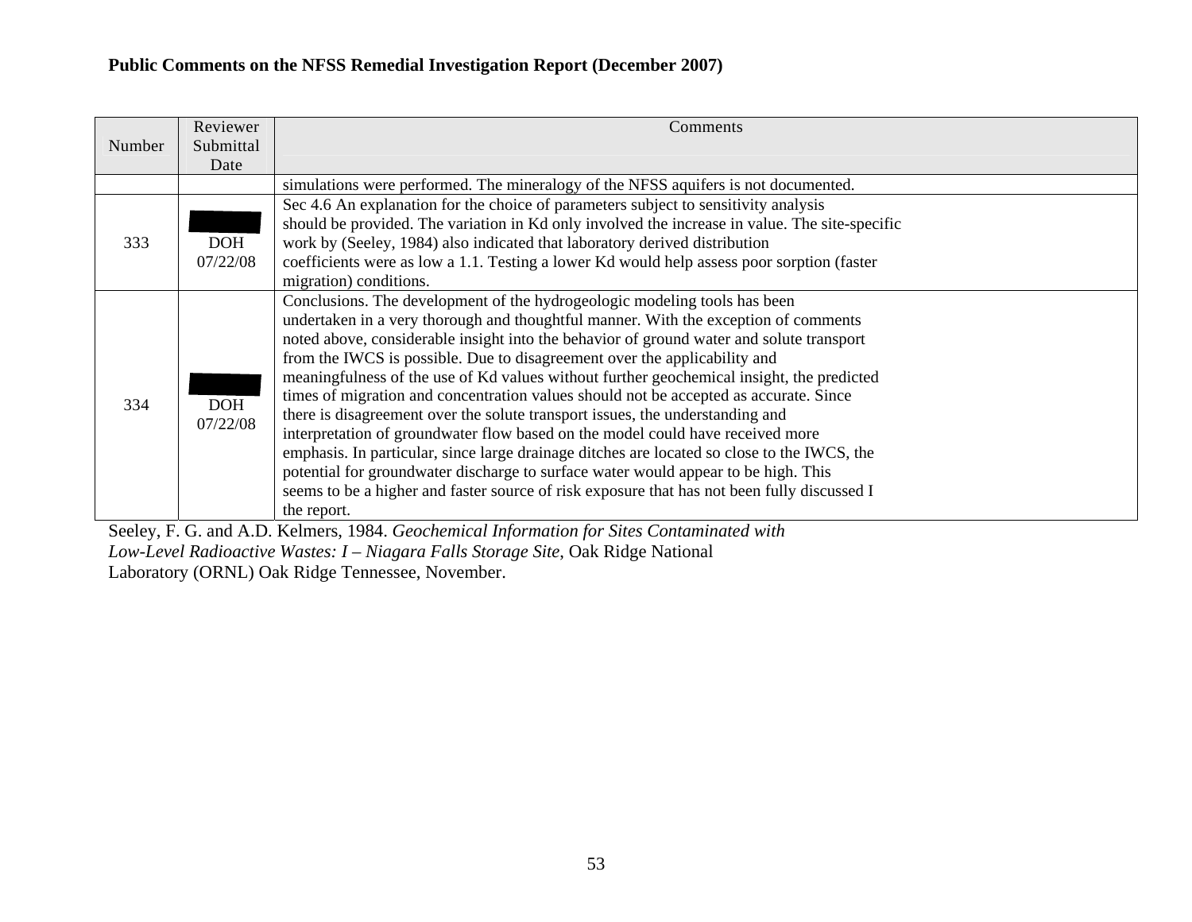**Public Comments on the NFSS Remedial Investigation Report (December 2007)**

| Number | Reviewer Submittal Date | Comments |
|---|---|---|
| | | simulations were performed. The mineralogy of the NFSS aquifers is not documented. |
| 333 | DOH 07/22/08 | Sec 4.6 An explanation for the choice of parameters subject to sensitivity analysis should be provided. The variation in Kd only involved the increase in value. The site-specific work by (Seeley, 1984) also indicated that laboratory derived distribution coefficients were as low a 1.1. Testing a lower Kd would help assess poor sorption (faster migration) conditions. |
| 334 | DOH 07/22/08 | Conclusions. The development of the hydrogeologic modeling tools has been undertaken in a very thorough and thoughtful manner. With the exception of comments noted above, considerable insight into the behavior of ground water and solute transport from the IWCS is possible. Due to disagreement over the applicability and meaningfulness of the use of Kd values without further geochemical insight, the predicted times of migration and concentration values should not be accepted as accurate. Since there is disagreement over the solute transport issues, the understanding and interpretation of groundwater flow based on the model could have received more emphasis. In particular, since large drainage ditches are located so close to the IWCS, the potential for groundwater discharge to surface water would appear to be high. This seems to be a higher and faster source of risk exposure that has not been fully discussed I the report. |

Seeley, F. G. and A.D. Kelmers, 1984. *Geochemical Information for Sites Contaminated with Low-Level Radioactive Wastes: I – Niagara Falls Storage Site*, Oak Ridge National Laboratory (ORNL) Oak Ridge Tennessee, November.